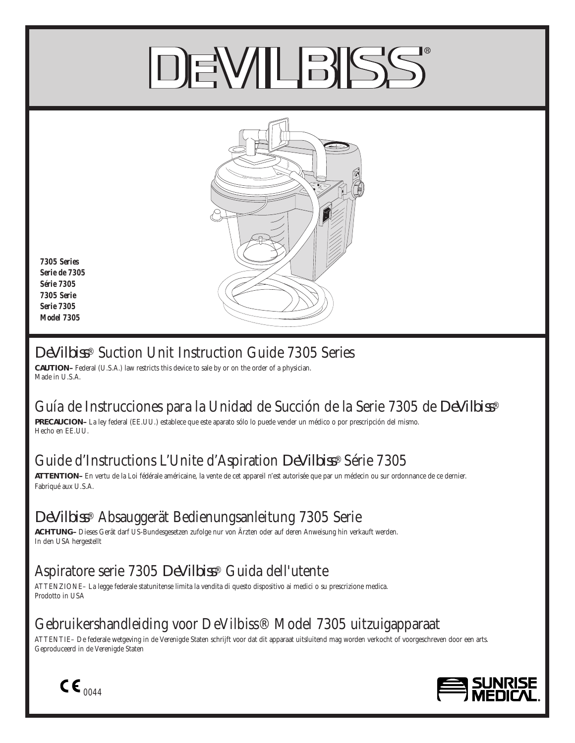# DEVILBISS®

*7305 Series*
*Serie de 7305*
*Série 7305*
*7305 Serie*
*Serie 7305*
*Model 7305*

## DeVilbiss® Suction Unit Instruction Guide 7305 Series

**CAUTION–** Federal (U.S.A.) law restricts this device to sale by or on the order of a physician.
Made in U.S.A.

## Guía de Instrucciones para la Unidad de Succión de la Serie 7305 de DeVilbiss®

**PRECAUCION–** La ley federal (EE.UU.) establece que este aparato sólo lo puede vender un médico o por prescripción del mismo.
Hecho en EE.UU.

## Guide d'Instructions L'Unite d'Aspiration DeVilbiss® Série 7305

**ATTENTION–** En vertu de la Loi fédérale américaine, la vente de cet appareil n'est autorisée que par un médecin ou sur ordonnance de ce dernier.
Fabriqué aux U.S.A.

## DeVilbiss® Absauggerät Bedienungsanleitung 7305 Serie

**ACHTUNG–** Dieses Gerät darf US-Bundesgesetzen zufolge nur von Ärzten oder auf deren Anweisung hin verkauft werden.
In den USA hergestellt

## Aspiratore serie 7305 DeVilbiss® Guida dell'utente

ATTENZIONE– La legge federale statunitense limita la vendita di questo dispositivo ai medici o su prescrizione medica.
Prodotto in USA

## Gebruikershandleiding voor DeVilbiss® Model 7305 uitzuigapparaat

ATTENTIE– De federale wetgeving in de Verenigde Staten schrijft voor dat dit apparaat uitsluitend mag worden verkocht of voorgeschreven door een arts.
Geproduceerd in de Verenigde Staten

CE 0044

SUNRISE MEDICAL.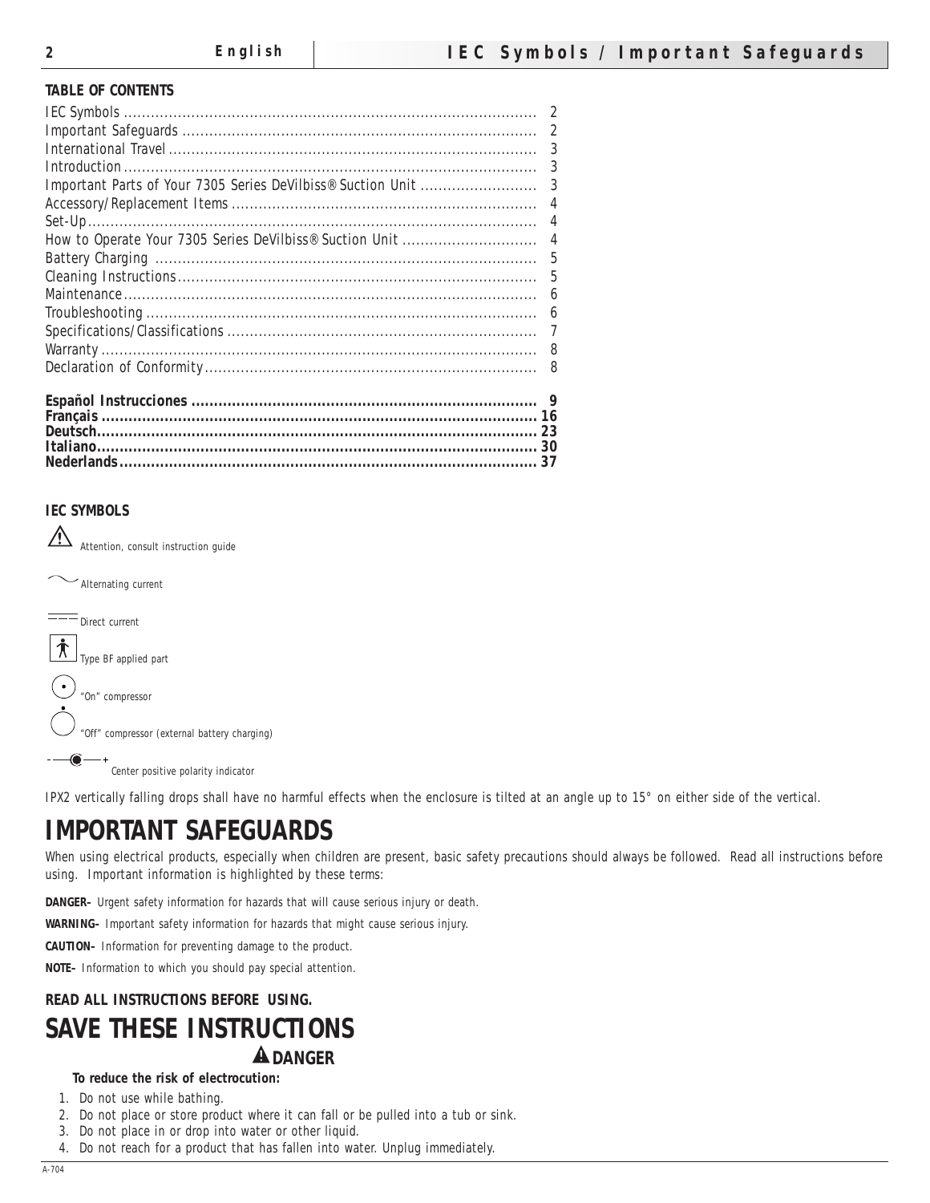**TABLE OF CONTENTS**

| | |
|---|---|
| IEC Symbols | 2 |
| Important Safeguards | 2 |
| International Travel | 3 |
| Introduction | 3 |
| Important Parts of Your 7305 Series DeVilbiss® Suction Unit | 3 |
| Accessory/Replacement Items | 4 |
| Set-Up | 4 |
| How to Operate Your 7305 Series DeVilbiss® Suction Unit | 4 |
| Battery Charging | 5 |
| Cleaning Instructions | 5 |
| Maintenance | 6 |
| Troubleshooting | 6 |
| Specifications/Classifications | 7 |
| Warranty | 8 |
| Declaration of Conformity | 8 |
| **Español Instrucciones** | **9** |
| **Français** | **16** |
| **Deutsch** | **23** |
| **Italiano** | **30** |
| **Nederlands** | **37** |

**IEC SYMBOLS**

⚠ Attention, consult instruction guide

∼ Alternating current

⎓ Direct current

Type BF applied part

"On" compressor

"Off" compressor (external battery charging)

Center positive polarity indicator

IPX2 vertically falling drops shall have no harmful effects when the enclosure is tilted at an angle up to 15° on either side of the vertical.

# IMPORTANT SAFEGUARDS

When using electrical products, especially when children are present, basic safety precautions should always be followed. Read all instructions before using. Important information is highlighted by these terms:

**DANGER–** Urgent safety information for hazards that will cause serious injury or death.

**WARNING–** Important safety information for hazards that might cause serious injury.

**CAUTION–** Information for preventing damage to the product.

**NOTE–** Information to which you should pay special attention.

**READ ALL INSTRUCTIONS BEFORE USING.**

# SAVE THESE INSTRUCTIONS

## ⚠ DANGER

**To reduce the risk of electrocution:**

1. Do not use while bathing.
2. Do not place or store product where it can fall or be pulled into a tub or sink.
3. Do not place in or drop into water or other liquid.
4. Do not reach for a product that has fallen into water. Unplug immediately.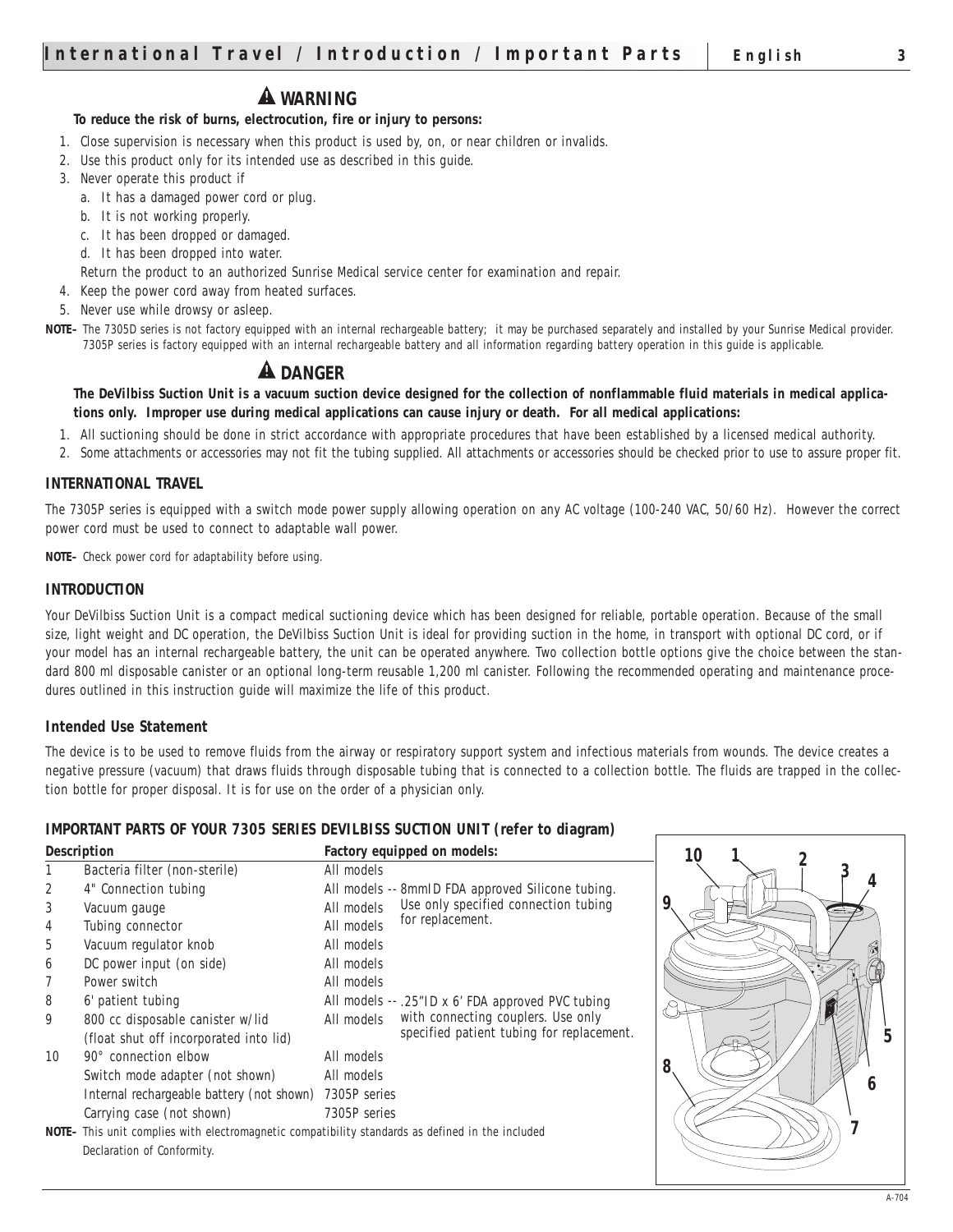## ⚠ WARNING

**To reduce the risk of burns, electrocution, fire or injury to persons:**

1. Close supervision is necessary when this product is used by, on, or near children or invalids.
2. Use this product only for its intended use as described in this guide.
3. Never operate this product if
   a. It has a damaged power cord or plug.
   b. It is not working properly.
   c. It has been dropped or damaged.
   d. It has been dropped into water.

   Return the product to an authorized Sunrise Medical service center for examination and repair.
4. Keep the power cord away from heated surfaces.
5. Never use while drowsy or asleep.

**NOTE–** The 7305D series is not factory equipped with an internal rechargeable battery; it may be purchased separately and installed by your Sunrise Medical provider. 7305P series is factory equipped with an internal rechargeable battery and all information regarding battery operation in this guide is applicable.

## ⚠ DANGER

**The DeVilbiss Suction Unit is a vacuum suction device designed for the collection of nonflammable fluid materials in medical applications only. Improper use during medical applications can cause injury or death. For all medical applications:**

1. All suctioning should be done in strict accordance with appropriate procedures that have been established by a licensed medical authority.
2. Some attachments or accessories may not fit the tubing supplied. All attachments or accessories should be checked prior to use to assure proper fit.

### INTERNATIONAL TRAVEL

The 7305P series is equipped with a switch mode power supply allowing operation on any AC voltage (100-240 VAC, 50/60 Hz). However the correct power cord must be used to connect to adaptable wall power.

**NOTE–** Check power cord for adaptability before using.

### INTRODUCTION

Your DeVilbiss Suction Unit is a compact medical suctioning device which has been designed for reliable, portable operation. Because of the small size, light weight and DC operation, the DeVilbiss Suction Unit is ideal for providing suction in the home, in transport with optional DC cord, or if your model has an internal rechargeable battery, the unit can be operated anywhere. Two collection bottle options give the choice between the standard 800 ml disposable canister or an optional long-term reusable 1,200 ml canister. Following the recommended operating and maintenance procedures outlined in this instruction guide will maximize the life of this product.

### Intended Use Statement

The device is to be used to remove fluids from the airway or respiratory support system and infectious materials from wounds. The device creates a negative pressure (vacuum) that draws fluids through disposable tubing that is connected to a collection bottle. The fluids are trapped in the collection bottle for proper disposal. It is for use on the order of a physician only.

### IMPORTANT PARTS OF YOUR 7305 SERIES DEVILBISS SUCTION UNIT (refer to diagram)

| | Description | Factory equipped on models: |
|---|---|---|
| 1 | Bacteria filter (non-sterile) | All models |
| 2 | 4" Connection tubing | All models -- 8mmID FDA approved Silicone tubing. Use only specified connection tubing for replacement. |
| 3 | Vacuum gauge | All models |
| 4 | Tubing connector | All models |
| 5 | Vacuum regulator knob | All models |
| 6 | DC power input (on side) | All models |
| 7 | Power switch | All models |
| 8 | 6' patient tubing | All models -- .25"ID x 6' FDA approved PVC tubing with connecting couplers. Use only specified patient tubing for replacement. |
| 9 | 800 cc disposable canister w/lid (float shut off incorporated into lid) | All models |
| 10 | 90° connection elbow | All models |
| | Switch mode adapter (not shown) | All models |
| | Internal rechargeable battery (not shown) | 7305P series |
| | Carrying case (not shown) | 7305P series |

**NOTE–** This unit complies with electromagnetic compatibility standards as defined in the included Declaration of Conformity.

A-704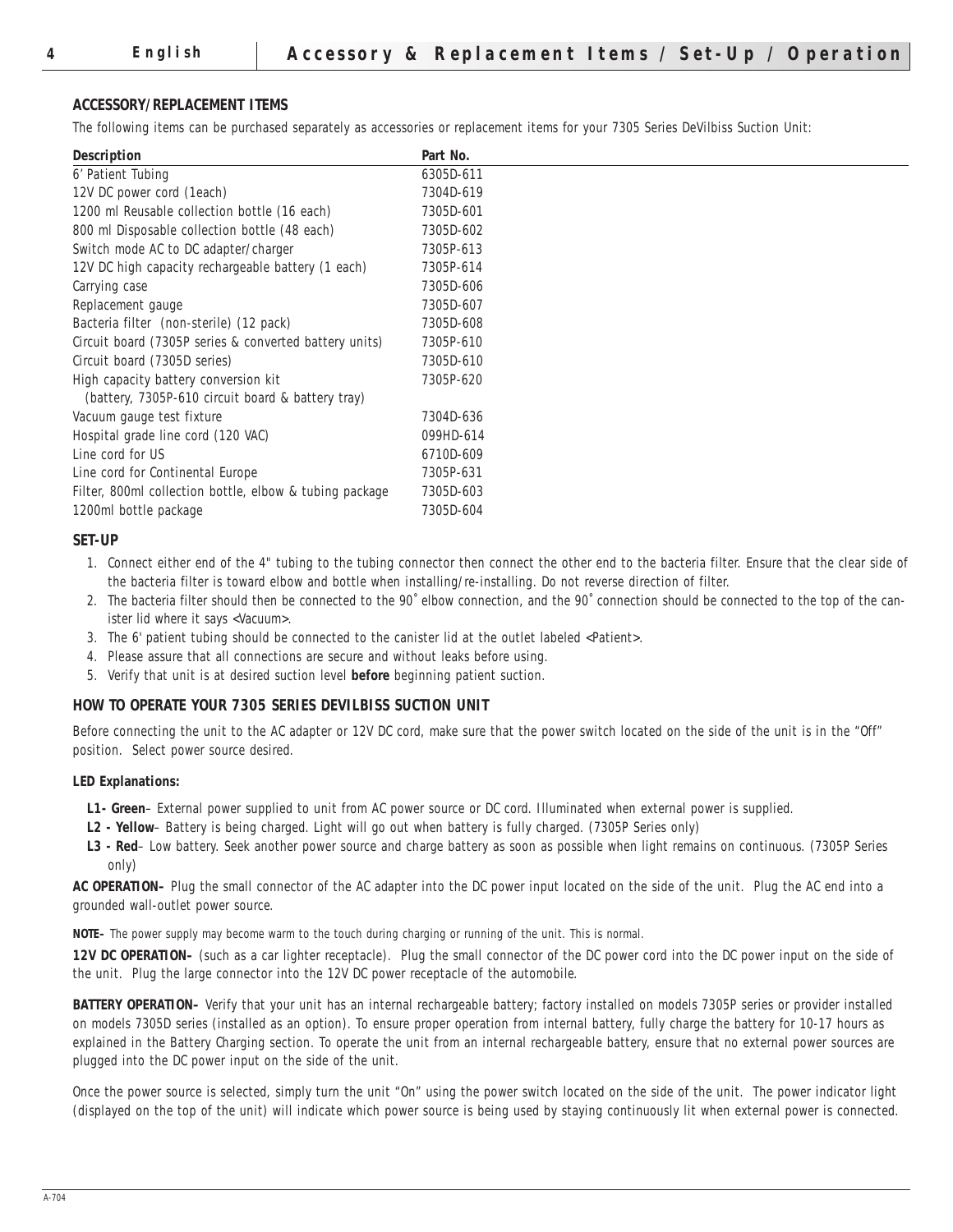## ACCESSORY/REPLACEMENT ITEMS

The following items can be purchased separately as accessories or replacement items for your 7305 Series DeVilbiss Suction Unit:

| Description | Part No. |
|---|---|
| 6' Patient Tubing | 6305D-611 |
| 12V DC power cord (1each) | 7304D-619 |
| 1200 ml Reusable collection bottle (16 each) | 7305D-601 |
| 800 ml Disposable collection bottle (48 each) | 7305D-602 |
| Switch mode AC to DC adapter/charger | 7305P-613 |
| 12V DC high capacity rechargeable battery (1 each) | 7305P-614 |
| Carrying case | 7305D-606 |
| Replacement gauge | 7305D-607 |
| Bacteria filter (non-sterile) (12 pack) | 7305D-608 |
| Circuit board (7305P series & converted battery units) | 7305P-610 |
| Circuit board (7305D series) | 7305D-610 |
| High capacity battery conversion kit (battery, 7305P-610 circuit board & battery tray) | 7305P-620 |
| Vacuum gauge test fixture | 7304D-636 |
| Hospital grade line cord (120 VAC) | 099HD-614 |
| Line cord for US | 6710D-609 |
| Line cord for Continental Europe | 7305P-631 |
| Filter, 800ml collection bottle, elbow & tubing package | 7305D-603 |
| 1200ml bottle package | 7305D-604 |

## SET-UP

1. Connect either end of the 4" tubing to the tubing connector then connect the other end to the bacteria filter. Ensure that the clear side of the bacteria filter is toward elbow and bottle when installing/re-installing. Do not reverse direction of filter.
2. The bacteria filter should then be connected to the 90˚ elbow connection, and the 90˚ connection should be connected to the top of the canister lid where it says <Vacuum>.
3. The 6' patient tubing should be connected to the canister lid at the outlet labeled <Patient>.
4. Please assure that all connections are secure and without leaks before using.
5. Verify that unit is at desired suction level **before** beginning patient suction.

## HOW TO OPERATE YOUR 7305 SERIES DEVILBISS SUCTION UNIT

Before connecting the unit to the AC adapter or 12V DC cord, make sure that the power switch located on the side of the unit is in the "Off" position. Select power source desired.

**LED Explanations:**

**L1- Green**– External power supplied to unit from AC power source or DC cord. Illuminated when external power is supplied.

**L2 - Yellow**– Battery is being charged. Light will go out when battery is fully charged. (7305P Series only)

**L3 - Red**– Low battery. Seek another power source and charge battery as soon as possible when light remains on continuous. (7305P Series only)

**AC OPERATION–** Plug the small connector of the AC adapter into the DC power input located on the side of the unit. Plug the AC end into a grounded wall-outlet power source.

**NOTE–** The power supply may become warm to the touch during charging or running of the unit. This is normal.

**12V DC OPERATION–** (such as a car lighter receptacle). Plug the small connector of the DC power cord into the DC power input on the side of the unit. Plug the large connector into the 12V DC power receptacle of the automobile.

**BATTERY OPERATION–** Verify that your unit has an internal rechargeable battery; factory installed on models 7305P series or provider installed on models 7305D series (installed as an option). To ensure proper operation from internal battery, fully charge the battery for 10-17 hours as explained in the Battery Charging section. To operate the unit from an internal rechargeable battery, ensure that no external power sources are plugged into the DC power input on the side of the unit.

Once the power source is selected, simply turn the unit "On" using the power switch located on the side of the unit. The power indicator light (displayed on the top of the unit) will indicate which power source is being used by staying continuously lit when external power is connected.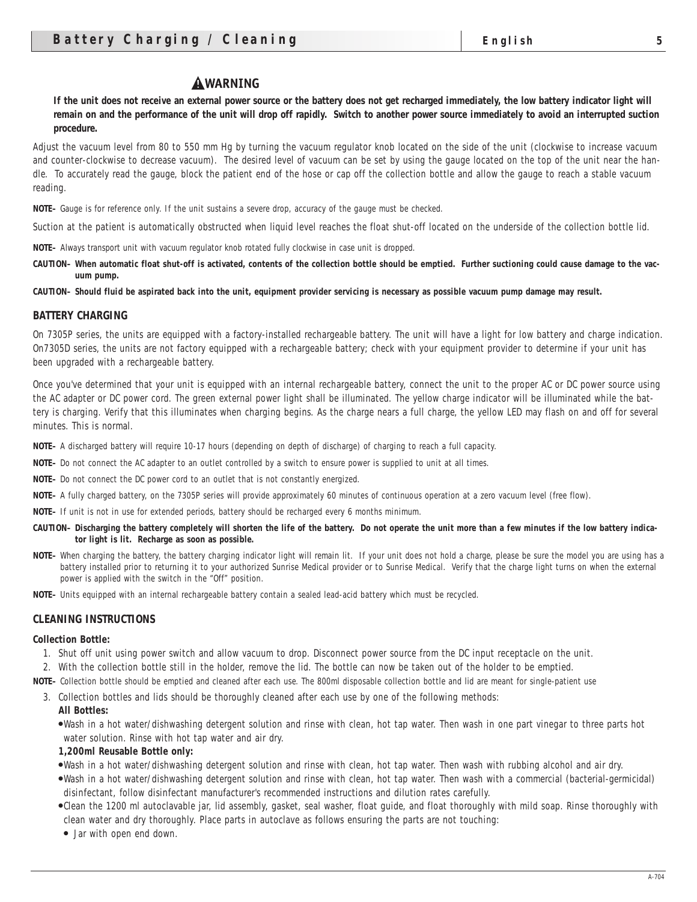### ⚠WARNING

**If the unit does not receive an external power source or the battery does not get recharged immediately, the low battery indicator light will remain on and the performance of the unit will drop off rapidly. Switch to another power source immediately to avoid an interrupted suction procedure.**

Adjust the vacuum level from 80 to 550 mm Hg by turning the vacuum regulator knob located on the side of the unit (clockwise to increase vacuum and counter-clockwise to decrease vacuum). The desired level of vacuum can be set by using the gauge located on the top of the unit near the handle. To accurately read the gauge, block the patient end of the hose or cap off the collection bottle and allow the gauge to reach a stable vacuum reading.

**NOTE–** Gauge is for reference only. If the unit sustains a severe drop, accuracy of the gauge must be checked.

Suction at the patient is automatically obstructed when liquid level reaches the float shut-off located on the underside of the collection bottle lid.

**NOTE–** Always transport unit with vacuum regulator knob rotated fully clockwise in case unit is dropped.

**CAUTION– When automatic float shut-off is activated, contents of the collection bottle should be emptied. Further suctioning could cause damage to the vacuum pump.**

**CAUTION– Should fluid be aspirated back into the unit, equipment provider servicing is necessary as possible vacuum pump damage may result.**

## BATTERY CHARGING

On 7305P series, the units are equipped with a factory-installed rechargeable battery. The unit will have a light for low battery and charge indication. On7305D series, the units are not factory equipped with a rechargeable battery; check with your equipment provider to determine if your unit has been upgraded with a rechargeable battery.

Once you've determined that your unit is equipped with an internal rechargeable battery, connect the unit to the proper AC or DC power source using the AC adapter or DC power cord. The green external power light shall be illuminated. The yellow charge indicator will be illuminated while the battery is charging. Verify that this illuminates when charging begins. As the charge nears a full charge, the yellow LED may flash on and off for several minutes. This is normal.

**NOTE–** A discharged battery will require 10-17 hours (depending on depth of discharge) of charging to reach a full capacity.

**NOTE–** Do not connect the AC adapter to an outlet controlled by a switch to ensure power is supplied to unit at all times.

**NOTE–** Do not connect the DC power cord to an outlet that is not constantly energized.

**NOTE–** A fully charged battery, on the 7305P series will provide approximately 60 minutes of continuous operation at a zero vacuum level (free flow).

**NOTE–** If unit is not in use for extended periods, battery should be recharged every 6 months minimum.

**CAUTION– Discharging the battery completely will shorten the life of the battery. Do not operate the unit more than a few minutes if the low battery indicator light is lit. Recharge as soon as possible.**

**NOTE–** When charging the battery, the battery charging indicator light will remain lit. If your unit does not hold a charge, please be sure the model you are using has a battery installed prior to returning it to your authorized Sunrise Medical provider or to Sunrise Medical. Verify that the charge light turns on when the external power is applied with the switch in the "Off" position.

**NOTE–** Units equipped with an internal rechargeable battery contain a sealed lead-acid battery which must be recycled.

## CLEANING INSTRUCTIONS

**Collection Bottle:**

1. Shut off unit using power switch and allow vacuum to drop. Disconnect power source from the DC input receptacle on the unit.
2. With the collection bottle still in the holder, remove the lid. The bottle can now be taken out of the holder to be emptied.

**NOTE–** Collection bottle should be emptied and cleaned after each use. The 800ml disposable collection bottle and lid are meant for single-patient use

3. Collection bottles and lids should be thoroughly cleaned after each use by one of the following methods:

   **All Bottles:**

   - Wash in a hot water/dishwashing detergent solution and rinse with clean, hot tap water. Then wash in one part vinegar to three parts hot water solution. Rinse with hot tap water and air dry.

   **1,200ml Reusable Bottle only:**

   - Wash in a hot water/dishwashing detergent solution and rinse with clean, hot tap water. Then wash with rubbing alcohol and air dry.
   - Wash in a hot water/dishwashing detergent solution and rinse with clean, hot tap water. Then wash with a commercial (bacterial-germicidal) disinfectant, follow disinfectant manufacturer's recommended instructions and dilution rates carefully.
   - Clean the 1200 ml autoclavable jar, lid assembly, gasket, seal washer, float guide, and float thoroughly with mild soap. Rinse thoroughly with clean water and dry thoroughly. Place parts in autoclave as follows ensuring the parts are not touching:
     - Jar with open end down.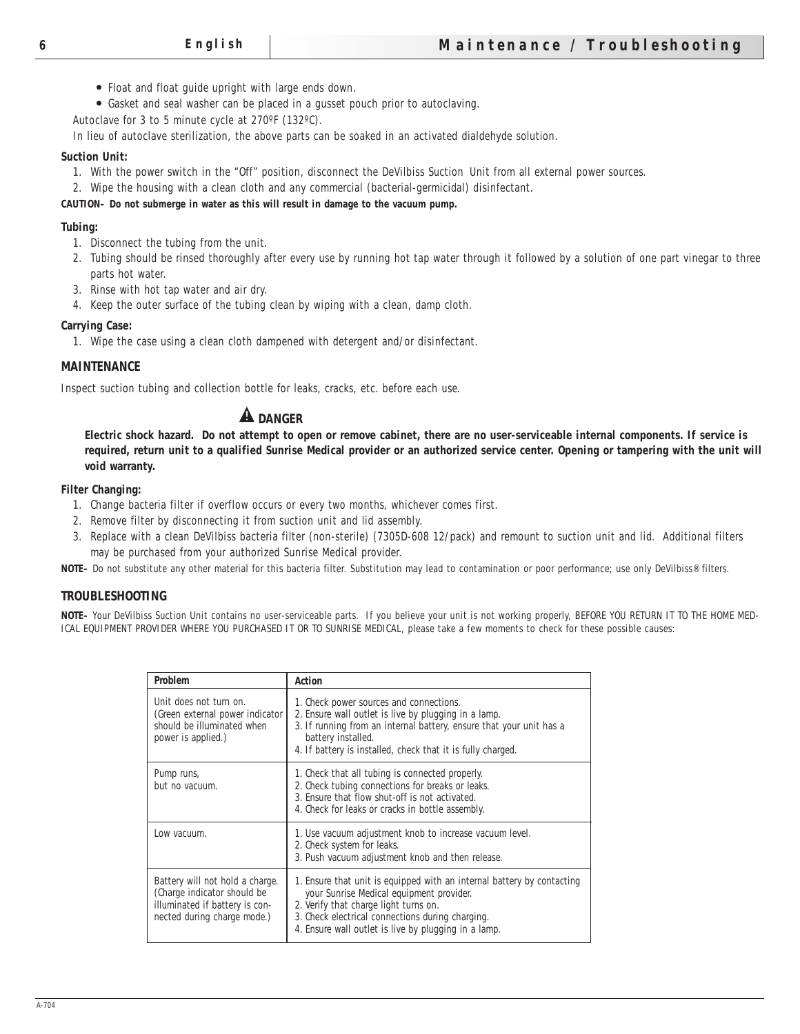- Float and float guide upright with large ends down.
- Gasket and seal washer can be placed in a gusset pouch prior to autoclaving.

Autoclave for 3 to 5 minute cycle at 270ºF (132ºC).

In lieu of autoclave sterilization, the above parts can be soaked in an activated dialdehyde solution.

**Suction Unit:**

1. With the power switch in the "Off" position, disconnect the DeVilbiss Suction Unit from all external power sources.
2. Wipe the housing with a clean cloth and any commercial (bacterial-germicidal) disinfectant.

**CAUTION– Do not submerge in water as this will result in damage to the vacuum pump.**

**Tubing:**

1. Disconnect the tubing from the unit.
2. Tubing should be rinsed thoroughly after every use by running hot tap water through it followed by a solution of one part vinegar to three parts hot water.
3. Rinse with hot tap water and air dry.
4. Keep the outer surface of the tubing clean by wiping with a clean, damp cloth.

**Carrying Case:**

1. Wipe the case using a clean cloth dampened with detergent and/or disinfectant.

## MAINTENANCE

Inspect suction tubing and collection bottle for leaks, cracks, etc. before each use.

### ⚠ DANGER

**Electric shock hazard. Do not attempt to open or remove cabinet, there are no user-serviceable internal components. If service is required, return unit to a qualified Sunrise Medical provider or an authorized service center. Opening or tampering with the unit will void warranty.**

**Filter Changing:**

1. Change bacteria filter if overflow occurs or every two months, whichever comes first.
2. Remove filter by disconnecting it from suction unit and lid assembly.
3. Replace with a clean DeVilbiss bacteria filter (non-sterile) (7305D-608 12/pack) and remount to suction unit and lid. Additional filters may be purchased from your authorized Sunrise Medical provider.

**NOTE–** Do not substitute any other material for this bacteria filter. Substitution may lead to contamination or poor performance; use only DeVilbiss® filters.

## TROUBLESHOOTING

**NOTE–** Your DeVilbiss Suction Unit contains no user-serviceable parts. If you believe your unit is not working properly, BEFORE YOU RETURN IT TO THE HOME MEDICAL EQUIPMENT PROVIDER WHERE YOU PURCHASED IT OR TO SUNRISE MEDICAL, please take a few moments to check for these possible causes:

| Problem | Action |
|---|---|
| Unit does not turn on. (Green external power indicator should be illuminated when power is applied.) | 1. Check power sources and connections.<br>2. Ensure wall outlet is live by plugging in a lamp.<br>3. If running from an internal battery, ensure that your unit has a battery installed.<br>4. If battery is installed, check that it is fully charged. |
| Pump runs, but no vacuum. | 1. Check that all tubing is connected properly.<br>2. Check tubing connections for breaks or leaks.<br>3. Ensure that flow shut-off is not activated.<br>4. Check for leaks or cracks in bottle assembly. |
| Low vacuum. | 1. Use vacuum adjustment knob to increase vacuum level.<br>2. Check system for leaks.<br>3. Push vacuum adjustment knob and then release. |
| Battery will not hold a charge. (Charge indicator should be illuminated if battery is connected during charge mode.) | 1. Ensure that unit is equipped with an internal battery by contacting your Sunrise Medical equipment provider.<br>2. Verify that charge light turns on.<br>3. Check electrical connections during charging.<br>4. Ensure wall outlet is live by plugging in a lamp. |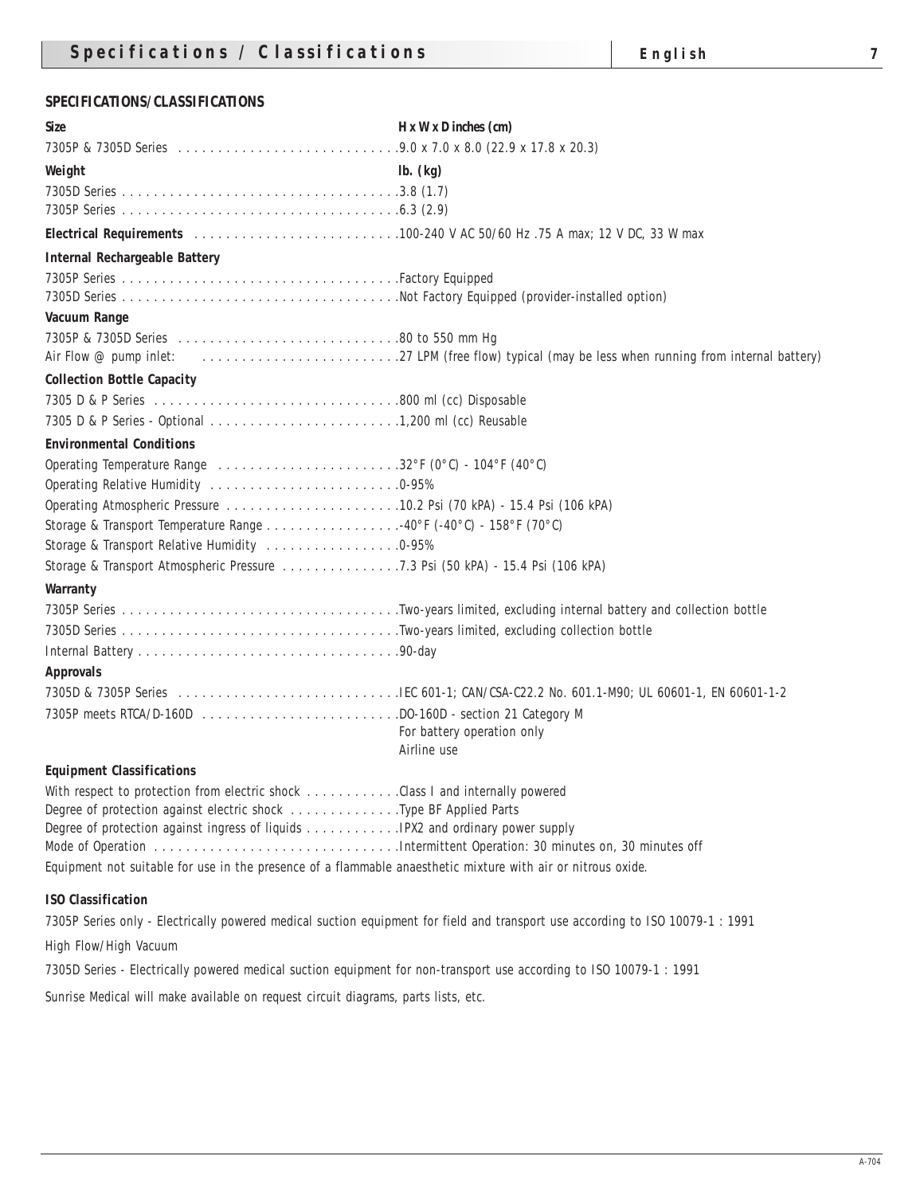## SPECIFICATIONS/CLASSIFICATIONS

| | |
|---|---|
| **Size** | **H x W x D inches (cm)** |
| 7305P & 7305D Series | 9.0 x 7.0 x 8.0 (22.9 x 17.8 x 20.3) |
| **Weight** | **lb. (kg)** |
| 7305D Series | 3.8 (1.7) |
| 7305P Series | 6.3 (2.9) |
| **Electrical Requirements** | 100-240 V AC 50/60 Hz .75 A max; 12 V DC, 33 W max |
| **Internal Rechargeable Battery** | |
| 7305P Series | Factory Equipped |
| 7305D Series | Not Factory Equipped (provider-installed option) |
| **Vacuum Range** | |
| 7305P & 7305D Series | 80 to 550 mm Hg |
| Air Flow @ pump inlet: | 27 LPM (free flow) typical (may be less when running from internal battery) |
| **Collection Bottle Capacity** | |
| 7305 D & P Series | 800 ml (cc) Disposable |
| 7305 D & P Series - Optional | 1,200 ml (cc) Reusable |
| **Environmental Conditions** | |
| Operating Temperature Range | 32°F (0°C) - 104°F (40°C) |
| Operating Relative Humidity | 0-95% |
| Operating Atmospheric Pressure | 10.2 Psi (70 kPA) - 15.4 Psi (106 kPA) |
| Storage & Transport Temperature Range | -40°F (-40°C) - 158°F (70°C) |
| Storage & Transport Relative Humidity | 0-95% |
| Storage & Transport Atmospheric Pressure | 7.3 Psi (50 kPA) - 15.4 Psi (106 kPA) |
| **Warranty** | |
| 7305P Series | Two-years limited, excluding internal battery and collection bottle |
| 7305D Series | Two-years limited, excluding collection bottle |
| Internal Battery | 90-day |
| **Approvals** | |
| 7305D & 7305P Series | IEC 601-1; CAN/CSA-C22.2 No. 601.1-M90; UL 60601-1, EN 60601-1-2 |
| 7305P meets RTCA/D-160D | DO-160D - section 21 Category M<br>For battery operation only<br>Airline use |
| **Equipment Classifications** | |
| With respect to protection from electric shock | Class I and internally powered |
| Degree of protection against electric shock | Type BF Applied Parts |
| Degree of protection against ingress of liquids | IPX2 and ordinary power supply |
| Mode of Operation | Intermittent Operation: 30 minutes on, 30 minutes off |

Equipment not suitable for use in the presence of a flammable anaesthetic mixture with air or nitrous oxide.

**ISO Classification**

7305P Series only - Electrically powered medical suction equipment for field and transport use according to ISO 10079-1 : 1991

High Flow/High Vacuum

7305D Series - Electrically powered medical suction equipment for non-transport use according to ISO 10079-1 : 1991

Sunrise Medical will make available on request circuit diagrams, parts lists, etc.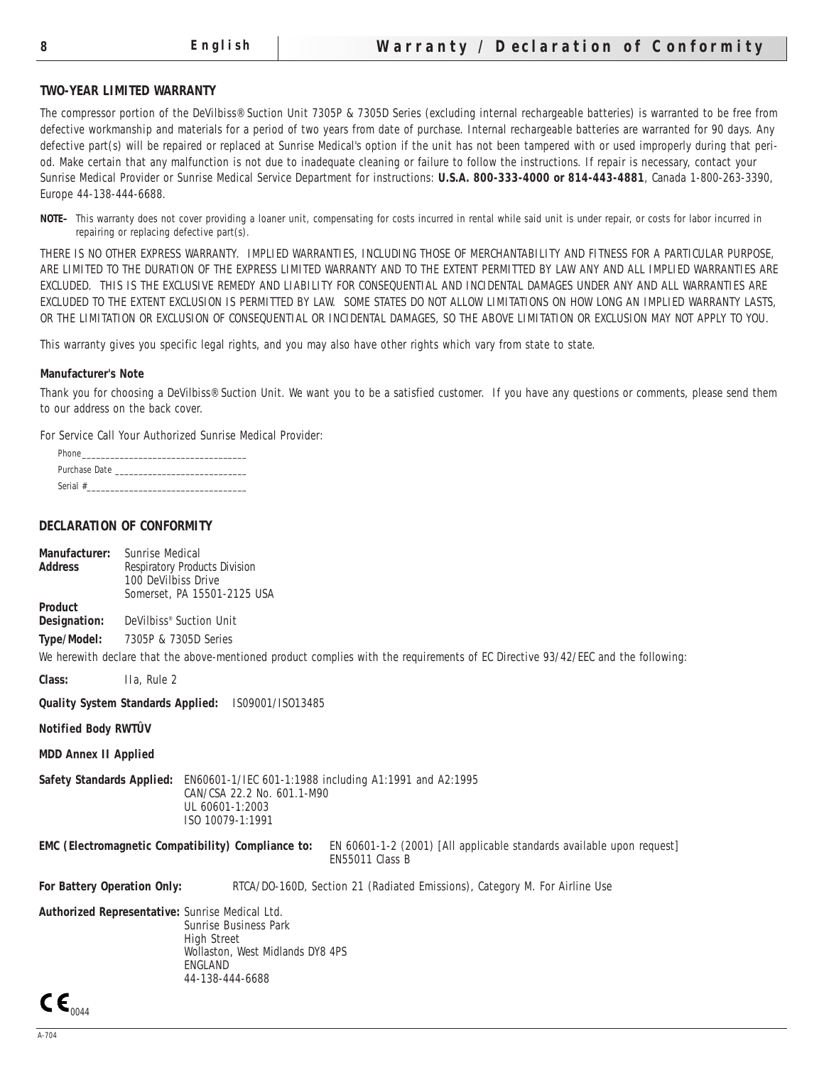## TWO-YEAR LIMITED WARRANTY

The compressor portion of the DeVilbiss® Suction Unit 7305P & 7305D Series (excluding internal rechargeable batteries) is warranted to be free from defective workmanship and materials for a period of two years from date of purchase. Internal rechargeable batteries are warranted for 90 days. Any defective part(s) will be repaired or replaced at Sunrise Medical's option if the unit has not been tampered with or used improperly during that period. Make certain that any malfunction is not due to inadequate cleaning or failure to follow the instructions. If repair is necessary, contact your Sunrise Medical Provider or Sunrise Medical Service Department for instructions: **U.S.A. 800-333-4000 or 814-443-4881**, Canada 1-800-263-3390, Europe 44-138-444-6688.

**NOTE–** This warranty does not cover providing a loaner unit, compensating for costs incurred in rental while said unit is under repair, or costs for labor incurred in repairing or replacing defective part(s).

THERE IS NO OTHER EXPRESS WARRANTY. IMPLIED WARRANTIES, INCLUDING THOSE OF MERCHANTABILITY AND FITNESS FOR A PARTICULAR PURPOSE, ARE LIMITED TO THE DURATION OF THE EXPRESS LIMITED WARRANTY AND TO THE EXTENT PERMITTED BY LAW ANY AND ALL IMPLIED WARRANTIES ARE EXCLUDED. THIS IS THE EXCLUSIVE REMEDY AND LIABILITY FOR CONSEQUENTIAL AND INCIDENTAL DAMAGES UNDER ANY AND ALL WARRANTIES ARE EXCLUDED TO THE EXTENT EXCLUSION IS PERMITTED BY LAW. SOME STATES DO NOT ALLOW LIMITATIONS ON HOW LONG AN IMPLIED WARRANTY LASTS, OR THE LIMITATION OR EXCLUSION OF CONSEQUENTIAL OR INCIDENTAL DAMAGES, SO THE ABOVE LIMITATION OR EXCLUSION MAY NOT APPLY TO YOU.

This warranty gives you specific legal rights, and you may also have other rights which vary from state to state.

### Manufacturer's Note

Thank you for choosing a DeVilbiss® Suction Unit. We want you to be a satisfied customer. If you have any questions or comments, please send them to our address on the back cover.

For Service Call Your Authorized Sunrise Medical Provider:

Phone__________________________________

Purchase Date ___________________________

Serial #_________________________________

## DECLARATION OF CONFORMITY

**Manufacturer:** Sunrise Medical

**Address** Respiratory Products Division
100 DeVilbiss Drive
Somerset, PA 15501-2125 USA

**Product Designation:** DeVilbiss® Suction Unit

**Type/Model:** 7305P & 7305D Series

We herewith declare that the above-mentioned product complies with the requirements of EC Directive 93/42/EEC and the following:

**Class:** IIa, Rule 2

**Quality System Standards Applied:** IS09001/ISO13485

**Notified Body RWTÜV**

**MDD Annex II Applied**

**Safety Standards Applied:** EN60601-1/IEC 601-1:1988 including A1:1991 and A2:1995
CAN/CSA 22.2 No. 601.1-M90
UL 60601-1:2003
ISO 10079-1:1991

**EMC (Electromagnetic Compatibility) Compliance to:** EN 60601-1-2 (2001) [All applicable standards available upon request]
EN55011 Class B

**For Battery Operation Only:** RTCA/DO-160D, Section 21 (Radiated Emissions), Category M. For Airline Use

**Authorized Representative:** Sunrise Medical Ltd.
Sunrise Business Park
High Street
Wollaston, West Midlands DY8 4PS
ENGLAND
44-138-444-6688

CE 0044

A-704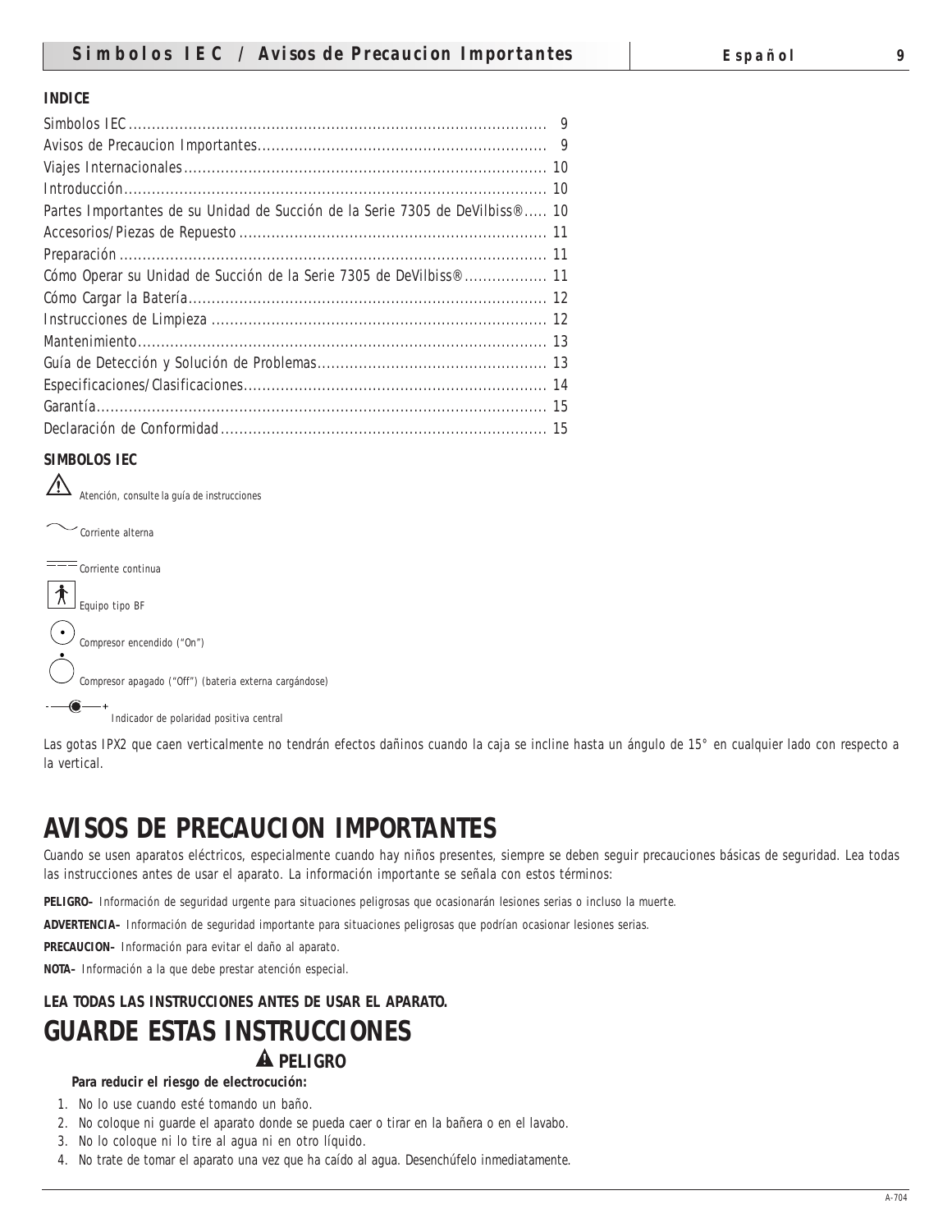**INDICE**

Simbolos IEC.......................................................................................... 9
Avisos de Precaucion Importantes.............................................................. 9
Viajes Internacionales.............................................................................. 10
Introducción........................................................................................... 10
Partes Importantes de su Unidad de Succión de la Serie 7305 de DeVilbiss®..... 10
Accesorios/Piezas de Repuesto................................................................. 11
Preparación........................................................................................... 11
Cómo Operar su Unidad de Succión de la Serie 7305 de DeVilbiss®................. 11
Cómo Cargar la Batería............................................................................ 12
Instrucciones de Limpieza ....................................................................... 12
Mantenimiento....................................................................................... 13
Guía de Detección y Solución de Problemas................................................. 13
Especificaciones/Clasificaciones................................................................ 14
Garantía................................................................................................ 15
Declaración de Conformidad..................................................................... 15

**SIMBOLOS IEC**

⚠ Atención, consulte la guía de instrucciones

∼ Corriente alterna

⎓ Corriente continua

Equipo tipo BF

Compresor encendido ("On")

Compresor apagado ("Off") (bateria externa cargándose)

Indicador de polaridad positiva central

Las gotas IPX2 que caen verticalmente no tendrán efectos dañinos cuando la caja se incline hasta un ángulo de 15° en cualquier lado con respecto a la vertical.

# AVISOS DE PRECAUCION IMPORTANTES

Cuando se usen aparatos eléctricos, especialmente cuando hay niños presentes, siempre se deben seguir precauciones básicas de seguridad. Lea todas las instrucciones antes de usar el aparato. La información importante se señala con estos términos:

**PELIGRO–** Información de seguridad urgente para situaciones peligrosas que ocasionarán lesiones serias o incluso la muerte.

**ADVERTENCIA–** Información de seguridad importante para situaciones peligrosas que podrían ocasionar lesiones serias.

**PRECAUCION–** Información para evitar el daño al aparato.

**NOTA–** Información a la que debe prestar atención especial.

**LEA TODAS LAS INSTRUCCIONES ANTES DE USAR EL APARATO.**

# GUARDE ESTAS INSTRUCCIONES

## ⚠ PELIGRO

**Para reducir el riesgo de electrocución:**

1. No lo use cuando esté tomando un baño.
2. No coloque ni guarde el aparato donde se pueda caer o tirar en la bañera o en el lavabo.
3. No lo coloque ni lo tire al agua ni en otro líquido.
4. No trate de tomar el aparato una vez que ha caído al agua. Desenchúfelo inmediatamente.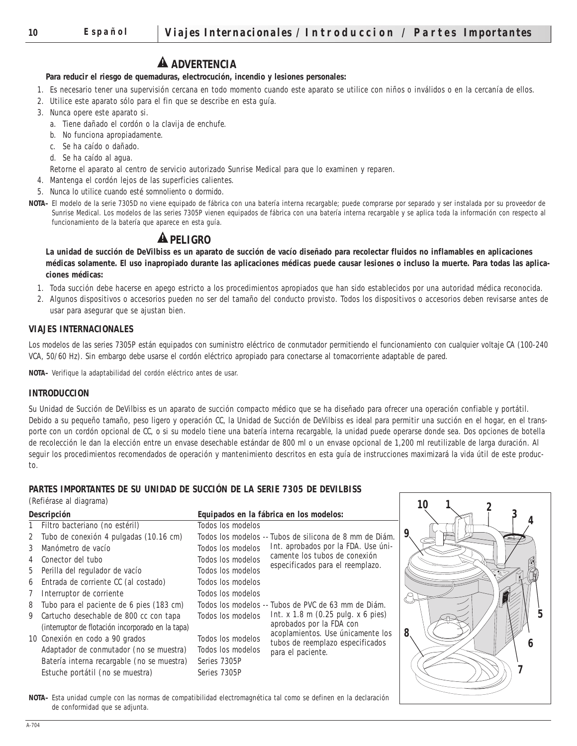## ⚠ ADVERTENCIA

**Para reducir el riesgo de quemaduras, electrocución, incendio y lesiones personales:**

1. Es necesario tener una supervisión cercana en todo momento cuando este aparato se utilice con niños o inválidos o en la cercanía de ellos.
2. Utilice este aparato sólo para el fin que se describe en esta guía.
3. Nunca opere este aparato si.
   a. Tiene dañado el cordón o la clavija de enchufe.
   b. No funciona apropiadamente.
   c. Se ha caído o dañado.
   d. Se ha caído al agua.

   Retorne el aparato al centro de servicio autorizado Sunrise Medical para que lo examinen y reparen.
4. Mantenga el cordón lejos de las superficies calientes.
5. Nunca lo utilice cuando esté somnoliento o dormido.

**NOTA–** El modelo de la serie 7305D no viene equipado de fábrica con una batería interna recargable; puede comprarse por separado y ser instalada por su proveedor de Sunrise Medical. Los modelos de las series 7305P vienen equipados de fábrica con una batería interna recargable y se aplica toda la información con respecto al funcionamiento de la batería que aparece en esta guía.

## ⚠ PELIGRO

**La unidad de succión de DeVilbiss es un aparato de succión de vacío diseñado para recolectar fluidos no inflamables en aplicaciones médicas solamente. El uso inapropiado durante las aplicaciones médicas puede causar lesiones o incluso la muerte. Para todas las aplicaciones médicas:**

1. Toda succión debe hacerse en apego estricto a los procedimientos apropiados que han sido establecidos por una autoridad médica reconocida.
2. Algunos dispositivos o accesorios pueden no ser del tamaño del conducto provisto. Todos los dispositivos o accesorios deben revisarse antes de usar para asegurar que se ajustan bien.

### VIAJES INTERNACIONALES

Los modelos de las series 7305P están equipados con suministro eléctrico de conmutador permitiendo el funcionamiento con cualquier voltaje CA (100-240 VCA, 50/60 Hz). Sin embargo debe usarse el cordón eléctrico apropiado para conectarse al tomacorriente adaptable de pared.

**NOTA–** Verifique la adaptabilidad del cordón eléctrico antes de usar.

### INTRODUCCION

Su Unidad de Succión de DeVilbiss es un aparato de succión compacto médico que se ha diseñado para ofrecer una operación confiable y portátil. Debido a su pequeño tamaño, peso ligero y operación CC, la Unidad de Succión de DeVilbiss es ideal para permitir una succión en el hogar, en el transporte con un cordón opcional de CC, o si su modelo tiene una batería interna recargable, la unidad puede operarse donde sea. Dos opciones de botella de recolección le dan la elección entre un envase desechable estándar de 800 ml o un envase opcional de 1,200 ml reutilizable de larga duración. Al seguir los procedimientos recomendados de operación y mantenimiento descritos en esta guía de instrucciones maximizará la vida útil de este producto.

### PARTES IMPORTANTES DE SU UNIDAD DE SUCCIÓN DE LA SERIE 7305 DE DEVILBISS

(Refiérase al diagrama)

| Descripción | Equipados en la fábrica en los modelos: | |
|---|---|---|
| 1 Filtro bacteriano (no estéril) | Todos los modelos | |
| 2 Tubo de conexión 4 pulgadas (10.16 cm) | Todos los modelos | -- Tubos de silicona de 8 mm de Diám. Int. aprobados por la FDA. Use únicamente los tubos de conexión especificados para el reemplazo. |
| 3 Manómetro de vacío | Todos los modelos | |
| 4 Conector del tubo | Todos los modelos | |
| 5 Perilla del regulador de vacío | Todos los modelos | |
| 6 Entrada de corriente CC (al costado) | Todos los modelos | |
| 7 Interruptor de corriente | Todos los modelos | |
| 8 Tubo para el paciente de 6 pies (183 cm) | Todos los modelos | -- Tubos de PVC de 63 mm de Diám. Int. x 1.8 m (0.25 pulg. x 6 pies) aprobados por la FDA con acoplamientos. Use únicamente los tubos de reemplazo especificados para el paciente. |
| 9 Cartucho desechable de 800 cc con tapa (interruptor de flotación incorporado en la tapa) | Todos los modelos | |
| 10 Conexión en codo a 90 grados | Todos los modelos | |
| Adaptador de conmutador (no se muestra) | Todos los modelos | |
| Batería interna recargable (no se muestra) | Series 7305P | |
| Estuche portátil (no se muestra) | Series 7305P | |

**NOTA–** Esta unidad cumple con las normas de compatibilidad electromagnética tal como se definen en la declaración de conformidad que se adjunta.

A-704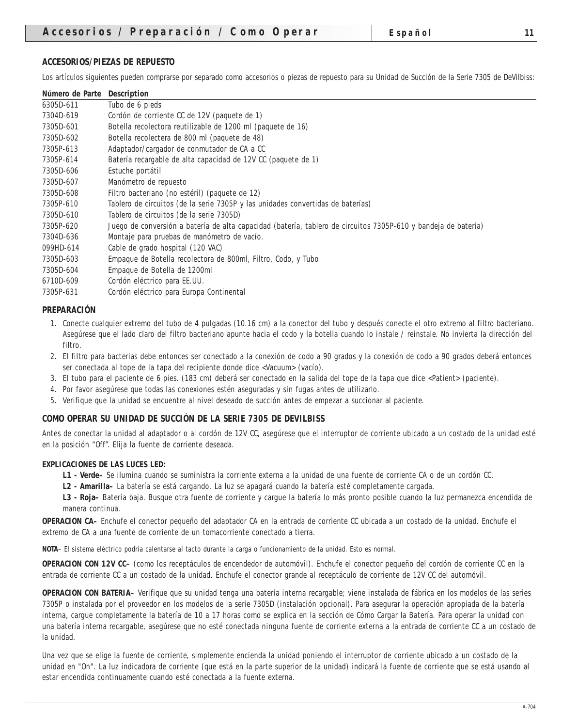## ACCESORIOS/PIEZAS DE REPUESTO

Los artículos siguientes pueden comprarse por separado como accesorios o piezas de repuesto para su Unidad de Succión de la Serie 7305 de DeVilbiss:

| Número de Parte | Description |
|---|---|
| 6305D-611 | Tubo de 6 pieds |
| 7304D-619 | Cordón de corriente CC de 12V (paquete de 1) |
| 7305D-601 | Botella recolectora reutilizable de 1200 ml (paquete de 16) |
| 7305D-602 | Botella recolectera de 800 ml (paquete de 48) |
| 7305P-613 | Adaptador/cargador de conmutador de CA a CC |
| 7305P-614 | Batería recargable de alta capacidad de 12V CC (paquete de 1) |
| 7305D-606 | Estuche portátil |
| 7305D-607 | Manómetro de repuesto |
| 7305D-608 | Filtro bacteriano (no estéril) (paquete de 12) |
| 7305P-610 | Tablero de circuitos (de la serie 7305P y las unidades convertidas de baterías) |
| 7305D-610 | Tablero de circuitos (de la serie 7305D) |
| 7305P-620 | Juego de conversión a batería de alta capacidad (batería, tablero de circuitos 7305P-610 y bandeja de batería) |
| 7304D-636 | Montaje para pruebas de manómetro de vacío. |
| 099HD-614 | Cable de grado hospital (120 VAC) |
| 7305D-603 | Empaque de Botella recolectora de 800ml, Filtro, Codo, y Tubo |
| 7305D-604 | Empaque de Botella de 1200ml |
| 6710D-609 | Cordón eléctrico para EE.UU. |
| 7305P-631 | Cordón eléctrico para Europa Continental |

## PREPARACIÓN

1. Conecte cualquier extremo del tubo de 4 pulgadas (10.16 cm) a la conector del tubo y después conecte el otro extremo al filtro bacteriano. Asegúrese que el lado claro del filtro bacteriano apunte hacia el codo y la botella cuando lo instale / reinstale. No invierta la dirección del filtro.
2. El filtro para bacterias debe entonces ser conectado a la conexión de codo a 90 grados y la conexión de codo a 90 grados deberá entonces ser conectada al tope de la tapa del recipiente donde dice <Vacuum> (vacío).
3. El tubo para el paciente de 6 pies. (183 cm) deberá ser conectado en la salida del tope de la tapa que dice <Patient> (paciente).
4. Por favor asegúrese que todas las conexiones estén aseguradas y sin fugas antes de utilizarlo.
5. Verifique que la unidad se encuentre al nivel deseado de succión antes de empezar a succionar al paciente.

## COMO OPERAR SU UNIDAD DE SUCCIÓN DE LA SERIE 7305 DE DEVILBISS

Antes de conectar la unidad al adaptador o al cordón de 12V CC, asegúrese que el interruptor de corriente ubicado a un costado de la unidad esté en la posición “Off”. Elija la fuente de corriente deseada.

### EXPLICACIONES DE LAS LUCES LED:

**L1 - Verde–** Se ilumina cuando se suministra la corriente externa a la unidad de una fuente de corriente CA o de un cordón CC.

**L2 - Amarilla–** La batería se está cargando. La luz se apagará cuando la batería esté completamente cargada.

**L3 - Roja–** Batería baja. Busque otra fuente de corriente y cargue la batería lo más pronto posible cuando la luz permanezca encendida de manera continua.

**OPERACION CA–** Enchufe el conector pequeño del adaptador CA en la entrada de corriente CC ubicada a un costado de la unidad. Enchufe el extremo de CA a una fuente de corriente de un tomacorriente conectado a tierra.

**NOTA**– El sistema eléctrico podría calentarse al tacto durante la carga o funcionamiento de la unidad. Esto es normal.

**OPERACION CON 12V CC–** (como los receptáculos de encendedor de automóvil). Enchufe el conector pequeño del cordón de corriente CC en la entrada de corriente CC a un costado de la unidad. Enchufe el conector grande al receptáculo de corriente de 12V CC del automóvil.

**OPERACION CON BATERIA–** Verifique que su unidad tenga una batería interna recargable; viene instalada de fábrica en los modelos de las series 7305P o instalada por el proveedor en los modelos de la serie 7305D (instalación opcional). Para asegurar la operación apropiada de la batería interna, cargue completamente la batería de 10 a 17 horas como se explica en la sección de Cómo Cargar la Batería. Para operar la unidad con una batería interna recargable, asegúrese que no esté conectada ninguna fuente de corriente externa a la entrada de corriente CC a un costado de la unidad.

Una vez que se elige la fuente de corriente, simplemente encienda la unidad poniendo el interruptor de corriente ubicado a un costado de la unidad en "On". La luz indicadora de corriente (que está en la parte superior de la unidad) indicará la fuente de corriente que se está usando al estar encendida continuamente cuando esté conectada a la fuente externa.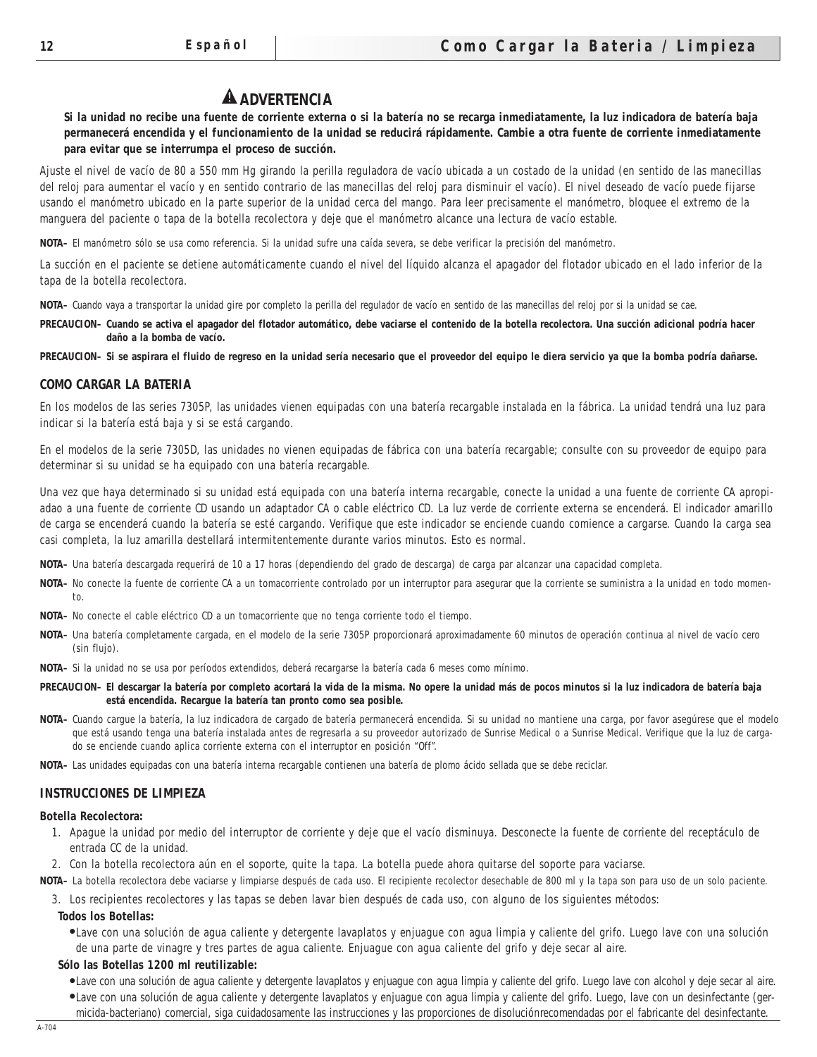## ⚠ ADVERTENCIA

**Si la unidad no recibe una fuente de corriente externa o si la batería no se recarga inmediatamente, la luz indicadora de batería baja permanecerá encendida y el funcionamiento de la unidad se reducirá rápidamente. Cambie a otra fuente de corriente inmediatamente para evitar que se interrumpa el proceso de succión.**

Ajuste el nivel de vacío de 80 a 550 mm Hg girando la perilla reguladora de vacío ubicada a un costado de la unidad (en sentido de las manecillas del reloj para aumentar el vacío y en sentido contrario de las manecillas del reloj para disminuir el vacío). El nivel deseado de vacío puede fijarse usando el manómetro ubicado en la parte superior de la unidad cerca del mango. Para leer precisamente el manómetro, bloquee el extremo de la manguera del paciente o tapa de la botella recolectora y deje que el manómetro alcance una lectura de vacío estable.

**NOTA–** El manómetro sólo se usa como referencia. Si la unidad sufre una caída severa, se debe verificar la precisión del manómetro.

La succión en el paciente se detiene automáticamente cuando el nivel del líquido alcanza el apagador del flotador ubicado en el lado inferior de la tapa de la botella recolectora.

**NOTA–** Cuando vaya a transportar la unidad gire por completo la perilla del regulador de vacío en sentido de las manecillas del reloj por si la unidad se cae.

**PRECAUCION– Cuando se activa el apagador del flotador automático, debe vaciarse el contenido de la botella recolectora. Una succión adicional podría hacer daño a la bomba de vacío.**

**PRECAUCION– Si se aspirara el fluido de regreso en la unidad sería necesario que el proveedor del equipo le diera servicio ya que la bomba podría dañarse.**

### COMO CARGAR LA BATERIA

En los modelos de las series 7305P, las unidades vienen equipadas con una batería recargable instalada en la fábrica. La unidad tendrá una luz para indicar si la batería está baja y si se está cargando.

En el modelos de la serie 7305D, las unidades no vienen equipadas de fábrica con una batería recargable; consulte con su proveedor de equipo para determinar si su unidad se ha equipado con una batería recargable.

Una vez que haya determinado si su unidad está equipada con una batería interna recargable, conecte la unidad a una fuente de corriente CA apropiadao a una fuente de corriente CD usando un adaptador CA o cable eléctrico CD. La luz verde de corriente externa se encenderá. El indicador amarillo de carga se encenderá cuando la batería se esté cargando. Verifique que este indicador se enciende cuando comience a cargarse. Cuando la carga sea casi completa, la luz amarilla destellará intermitentemente durante varios minutos. Esto es normal.

**NOTA–** Una batería descargada requerirá de 10 a 17 horas (dependiendo del grado de descarga) de carga par alcanzar una capacidad completa.

**NOTA–** No conecte la fuente de corriente CA a un tomacorriente controlado por un interruptor para asegurar que la corriente se suministra a la unidad en todo momento.

**NOTA–** No conecte el cable eléctrico CD a un tomacorriente que no tenga corriente todo el tiempo.

**NOTA–** Una batería completamente cargada, en el modelo de la serie 7305P proporcionará aproximadamente 60 minutos de operación continua al nivel de vacío cero (sin flujo).

**NOTA–** Si la unidad no se usa por períodos extendidos, deberá recargarse la batería cada 6 meses como mínimo.

**PRECAUCION– El descargar la batería por completo acortará la vida de la misma. No opere la unidad más de pocos minutos si la luz indicadora de batería baja está encendida. Recargue la batería tan pronto como sea posible.**

**NOTA–** Cuando cargue la batería, la luz indicadora de cargado de batería permanecerá encendida. Si su unidad no mantiene una carga, por favor asegúrese que el modelo que está usando tenga una batería instalada antes de regresarla a su proveedor autorizado de Sunrise Medical o a Sunrise Medical. Verifique que la luz de cargado se enciende cuando aplica corriente externa con el interruptor en posición "Off".

**NOTA–** Las unidades equipadas con una batería interna recargable contienen una batería de plomo ácido sellada que se debe reciclar.

### INSTRUCCIONES DE LIMPIEZA

**Botella Recolectora:**

1. Apague la unidad por medio del interruptor de corriente y deje que el vacío disminuya. Desconecte la fuente de corriente del receptáculo de entrada CC de la unidad.
2. Con la botella recolectora aún en el soporte, quite la tapa. La botella puede ahora quitarse del soporte para vaciarse.

**NOTA–** La botella recolectora debe vaciarse y limpiarse después de cada uso. El recipiente recolector desechable de 800 ml y la tapa son para uso de un solo paciente.

3. Los recipientes recolectores y las tapas se deben lavar bien después de cada uso, con alguno de los siguientes métodos:

**Todos los Botellas:**

- Lave con una solución de agua caliente y detergente lavaplatos y enjuague con agua limpia y caliente del grifo. Luego lave con una solución de una parte de vinagre y tres partes de agua caliente. Enjuague con agua caliente del grifo y deje secar al aire.

**Sólo las Botellas 1200 ml reutilizable:**

- Lave con una solución de agua caliente y detergente lavaplatos y enjuague con agua limpia y caliente del grifo. Luego lave con alcohol y deje secar al aire.
- Lave con una solución de agua caliente y detergente lavaplatos y enjuague con agua limpia y caliente del grifo. Luego, lave con un desinfectante (germicida-bacteriano) comercial, siga cuidadosamente las instrucciones y las proporciones de disoluciónrecomendadas por el fabricante del desinfectante.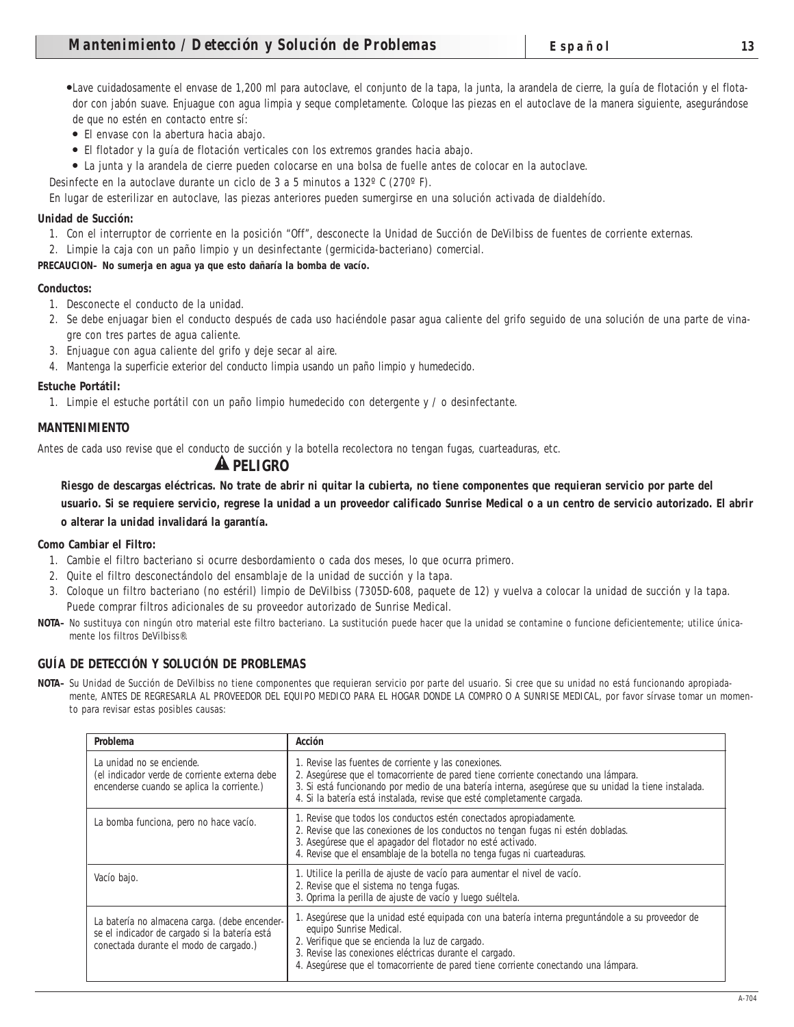- Lave cuidadosamente el envase de 1,200 ml para autoclave, el conjunto de la tapa, la junta, la arandela de cierre, la guía de flotación y el flotador con jabón suave. Enjuague con agua limpia y seque completamente. Coloque las piezas en el autoclave de la manera siguiente, asegurándose de que no estén en contacto entre sí:
  - El envase con la abertura hacia abajo.
  - El flotador y la guía de flotación verticales con los extremos grandes hacia abajo.
  - La junta y la arandela de cierre pueden colocarse en una bolsa de fuelle antes de colocar en la autoclave.

Desinfecte en la autoclave durante un ciclo de 3 a 5 minutos a 132º C (270º F).

En lugar de esterilizar en autoclave, las piezas anteriores pueden sumergirse en una solución activada de dialdehído.

**Unidad de Succión:**

1. Con el interruptor de corriente en la posición "Off", desconecte la Unidad de Succión de DeVilbiss de fuentes de corriente externas.
2. Limpie la caja con un paño limpio y un desinfectante (germicida-bacteriano) comercial.

**PRECAUCION– No sumerja en agua ya que esto dañaría la bomba de vacío.**

**Conductos:**

1. Desconecte el conducto de la unidad.
2. Se debe enjuagar bien el conducto después de cada uso haciéndole pasar agua caliente del grifo seguido de una solución de una parte de vinagre con tres partes de agua caliente.
3. Enjuague con agua caliente del grifo y deje secar al aire.
4. Mantenga la superficie exterior del conducto limpia usando un paño limpio y humedecido.

**Estuche Portátil:**

1. Limpie el estuche portátil con un paño limpio humedecido con detergente y / o desinfectante.

## MANTENIMIENTO

Antes de cada uso revise que el conducto de succión y la botella recolectora no tengan fugas, cuarteaduras, etc.

**⚠ PELIGRO**

**Riesgo de descargas eléctricas. No trate de abrir ni quitar la cubierta, no tiene componentes que requieran servicio por parte del usuario. Si se requiere servicio, regrese la unidad a un proveedor calificado Sunrise Medical o a un centro de servicio autorizado. El abrir o alterar la unidad invalidará la garantía.**

**Como Cambiar el Filtro:**

1. Cambie el filtro bacteriano si ocurre desbordamiento o cada dos meses, lo que ocurra primero.
2. Quite el filtro desconectándolo del ensamblaje de la unidad de succión y la tapa.
3. Coloque un filtro bacteriano (no estéril) limpio de DeVilbiss (7305D-608, paquete de 12) y vuelva a colocar la unidad de succión y la tapa. Puede comprar filtros adicionales de su proveedor autorizado de Sunrise Medical.

**NOTA–** No sustituya con ningún otro material este filtro bacteriano. La sustitución puede hacer que la unidad se contamine o funcione deficientemente; utilice únicamente los filtros DeVilbiss®.

## GUÍA DE DETECCIÓN Y SOLUCIÓN DE PROBLEMAS

**NOTA–** Su Unidad de Succión de DeVilbiss no tiene componentes que requieran servicio por parte del usuario. Si cree que su unidad no está funcionando apropiadamente, ANTES DE REGRESARLA AL PROVEEDOR DEL EQUIPO MEDICO PARA EL HOGAR DONDE LA COMPRO O A SUNRISE MEDICAL, por favor sírvase tomar un momento para revisar estas posibles causas:

| Problema | Acción |
|---|---|
| La unidad no se enciende. (el indicador verde de corriente externa debe encenderse cuando se aplica la corriente.) | 1. Revise las fuentes de corriente y las conexiones.<br>2. Asegúrese que el tomacorriente de pared tiene corriente conectando una lámpara.<br>3. Si está funcionando por medio de una batería interna, asegúrese que su unidad la tiene instalada.<br>4. Si la batería está instalada, revise que esté completamente cargada. |
| La bomba funciona, pero no hace vacío. | 1. Revise que todos los conductos estén conectados apropiadamente.<br>2. Revise que las conexiones de los conductos no tengan fugas ni estén dobladas.<br>3. Asegúrese que el apagador del flotador no esté activado.<br>4. Revise que el ensamblaje de la botella no tenga fugas ni cuarteaduras. |
| Vacío bajo. | 1. Utilice la perilla de ajuste de vacío para aumentar el nivel de vacío.<br>2. Revise que el sistema no tenga fugas.<br>3. Oprima la perilla de ajuste de vacío y luego suéltela. |
| La batería no almacena carga. (debe encenderse el indicador de cargado si la batería está conectada durante el modo de cargado.) | 1. Asegúrese que la unidad esté equipada con una batería interna preguntándole a su proveedor de equipo Sunrise Medical.<br>2. Verifique que se encienda la luz de cargado.<br>3. Revise las conexiones eléctricas durante el cargado.<br>4. Asegúrese que el tomacorriente de pared tiene corriente conectando una lámpara. |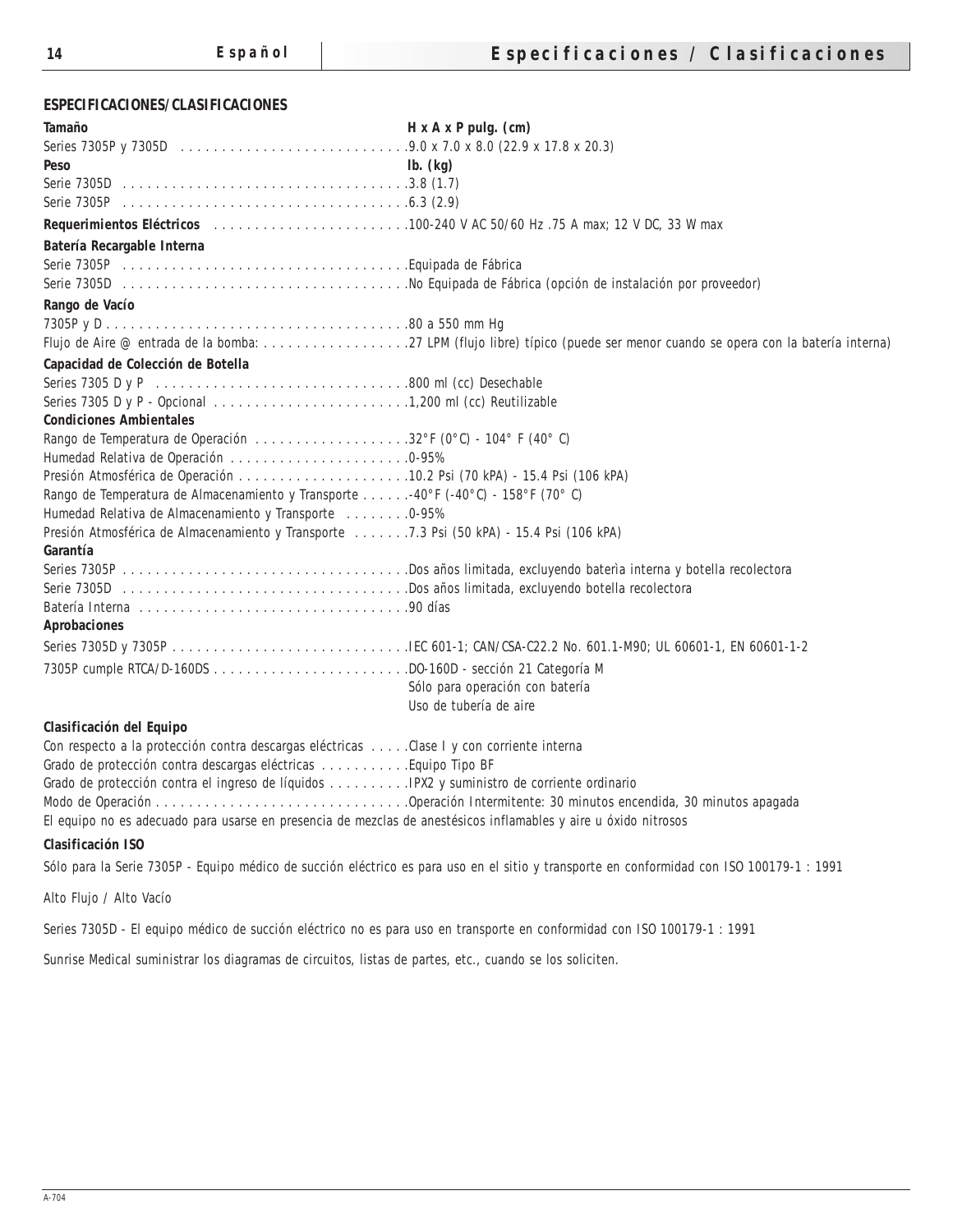## ESPECIFICACIONES/CLASIFICACIONES

| | |
|---|---|
| **Tamaño** | **H x A x P pulg. (cm)** |
| Series 7305P y 7305D | 9.0 x 7.0 x 8.0 (22.9 x 17.8 x 20.3) |
| **Peso** | **lb. (kg)** |
| Serie 7305D | 3.8 (1.7) |
| Serie 7305P | 6.3 (2.9) |
| **Requerimientos Eléctricos** | 100-240 V AC 50/60 Hz .75 A max; 12 V DC, 33 W max |
| **Batería Recargable Interna** | |
| Serie 7305P | Equipada de Fábrica |
| Serie 7305D | No Equipada de Fábrica (opción de instalación por proveedor) |
| **Rango de Vacío** | |
| 7305P y D | 80 a 550 mm Hg |
| Flujo de Aire @ entrada de la bomba: | 27 LPM (flujo libre) típico (puede ser menor cuando se opera con la batería interna) |
| **Capacidad de Colección de Botella** | |
| Series 7305 D y P | 800 ml (cc) Desechable |
| Series 7305 D y P - Opcional | 1,200 ml (cc) Reutilizable |
| **Condiciones Ambientales** | |
| Rango de Temperatura de Operación | 32°F (0°C) - 104° F (40° C) |
| Humedad Relativa de Operación | 0-95% |
| Presión Atmosférica de Operación | 10.2 Psi (70 kPA) - 15.4 Psi (106 kPA) |
| Rango de Temperatura de Almacenamiento y Transporte | -40°F (-40°C) - 158°F (70° C) |
| Humedad Relativa de Almacenamiento y Transporte | 0-95% |
| Presión Atmosférica de Almacenamiento y Transporte | 7.3 Psi (50 kPA) - 15.4 Psi (106 kPA) |
| **Garantía** | |
| Series 7305P | Dos años limitada, excluyendo baterìa interna y botella recolectora |
| Serie 7305D | Dos años limitada, excluyendo botella recolectora |
| Batería Interna | 90 días |
| **Aprobaciones** | |
| Series 7305D y 7305P | IEC 601-1; CAN/CSA-C22.2 No. 601.1-M90; UL 60601-1, EN 60601-1-2 |
| 7305P cumple RTCA/D-160DS | DO-160D - sección 21 Categoría M<br>Sólo para operación con batería<br>Uso de tubería de aire |
| **Clasificación del Equipo** | |
| Con respecto a la protección contra descargas eléctricas | Clase I y con corriente interna |
| Grado de protección contra descargas eléctricas | Equipo Tipo BF |
| Grado de protección contra el ingreso de líquidos | IPX2 y suministro de corriente ordinario |
| Modo de Operación | Operación Intermitente: 30 minutos encendida, 30 minutos apagada |

El equipo no es adecuado para usarse en presencia de mezclas de anestésicos inflamables y aire u óxido nitrosos

**Clasificación ISO**

Sólo para la Serie 7305P - Equipo médico de succión eléctrico es para uso en el sitio y transporte en conformidad con ISO 100179-1 : 1991

Alto Flujo / Alto Vacío

Series 7305D - El equipo médico de succión eléctrico no es para uso en transporte en conformidad con ISO 100179-1 : 1991

Sunrise Medical suministrar los diagramas de circuitos, listas de partes, etc., cuando se los soliciten.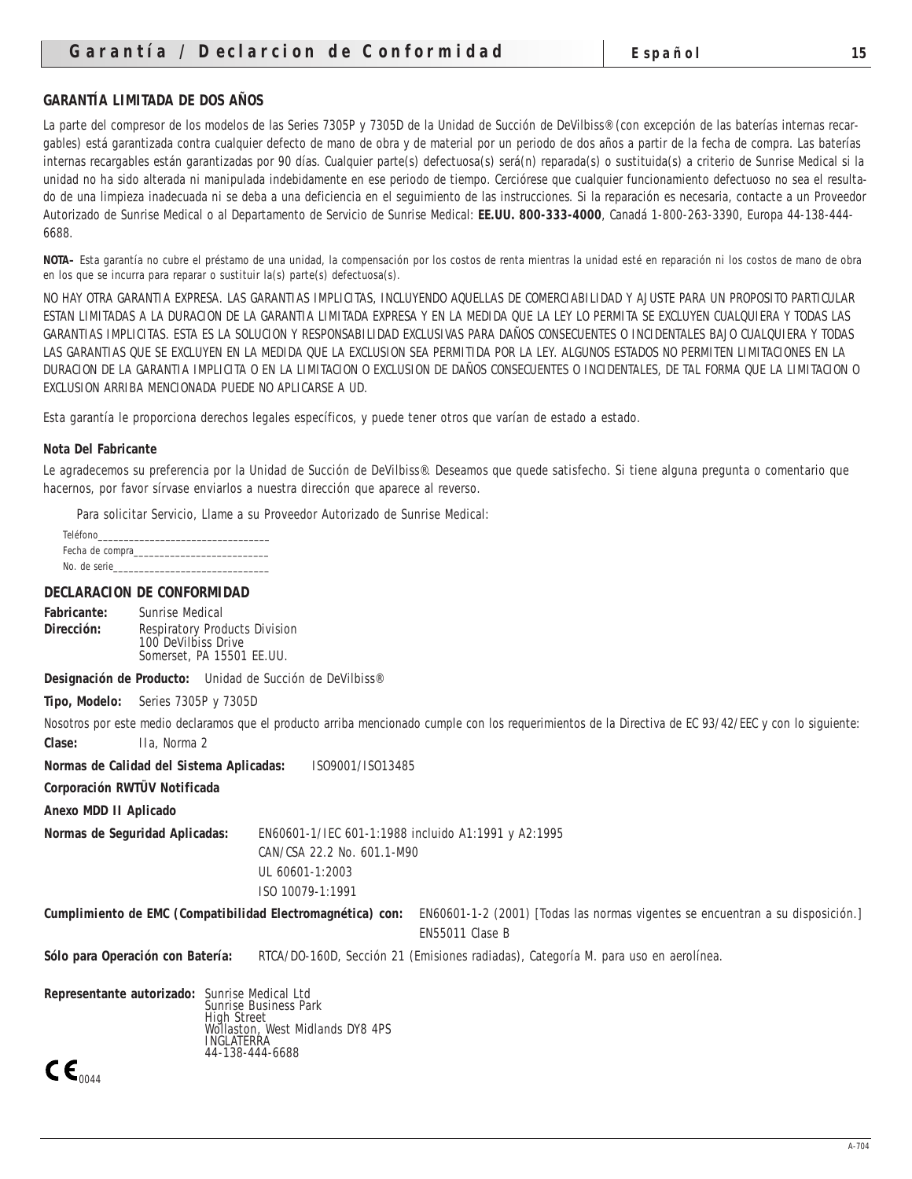## GARANTÍA LIMITADA DE DOS AÑOS

La parte del compresor de los modelos de las Series 7305P y 7305D de la Unidad de Succión de DeVilbiss® (con excepción de las baterías internas recargables) está garantizada contra cualquier defecto de mano de obra y de material por un periodo de dos años a partir de la fecha de compra. Las baterías internas recargables están garantizadas por 90 días. Cualquier parte(s) defectuosa(s) será(n) reparada(s) o sustituida(s) a criterio de Sunrise Medical si la unidad no ha sido alterada ni manipulada indebidamente en ese periodo de tiempo. Cerciórese que cualquier funcionamiento defectuoso no sea el resultado de una limpieza inadecuada ni se deba a una deficiencia en el seguimiento de las instrucciones. Si la reparación es necesaria, contacte a un Proveedor Autorizado de Sunrise Medical o al Departamento de Servicio de Sunrise Medical: **EE.UU. 800-333-4000**, Canadá 1-800-263-3390, Europa 44-138-444-6688.

**NOTA–** Esta garantía no cubre el préstamo de una unidad, la compensación por los costos de renta mientras la unidad esté en reparación ni los costos de mano de obra en los que se incurra para reparar o sustituir la(s) parte(s) defectuosa(s).

NO HAY OTRA GARANTIA EXPRESA. LAS GARANTIAS IMPLICITAS, INCLUYENDO AQUELLAS DE COMERCIABILIDAD Y AJUSTE PARA UN PROPOSITO PARTICULAR ESTAN LIMITADAS A LA DURACION DE LA GARANTIA LIMITADA EXPRESA Y EN LA MEDIDA QUE LA LEY LO PERMITA SE EXCLUYEN CUALQUIERA Y TODAS LAS GARANTIAS IMPLICITAS. ESTA ES LA SOLUCION Y RESPONSABILIDAD EXCLUSIVAS PARA DAÑOS CONSECUENTES O INCIDENTALES BAJO CUALQUIERA Y TODAS LAS GARANTIAS QUE SE EXCLUYEN EN LA MEDIDA QUE LA EXCLUSION SEA PERMITIDA POR LA LEY. ALGUNOS ESTADOS NO PERMITEN LIMITACIONES EN LA DURACION DE LA GARANTIA IMPLICITA O EN LA LIMITACION O EXCLUSION DE DAÑOS CONSECUENTES O INCIDENTALES, DE TAL FORMA QUE LA LIMITACION O EXCLUSION ARRIBA MENCIONADA PUEDE NO APLICARSE A UD.

Esta garantía le proporciona derechos legales específicos, y puede tener otros que varían de estado a estado.

**Nota Del Fabricante**

Le agradecemos su preferencia por la Unidad de Succión de DeVilbiss®. Deseamos que quede satisfecho. Si tiene alguna pregunta o comentario que hacernos, por favor sírvase enviarlos a nuestra dirección que aparece al reverso.

Para solicitar Servicio, Llame a su Proveedor Autorizado de Sunrise Medical:

Teléfono________________________________
Fecha de compra_________________________
No. de serie____________________________

## DECLARACION DE CONFORMIDAD

**Fabricante:** Sunrise Medical

**Dirección:** Respiratory Products Division
100 DeVilbiss Drive
Somerset, PA 15501 EE.UU.

**Designación de Producto:** Unidad de Succión de DeVilbiss®

**Tipo, Modelo:** Series 7305P y 7305D

*Nosotros por este medio declaramos que el producto arriba mencionado cumple con los requerimientos de la Directiva de EC 93/42/EEC y con lo siguiente:*

**Clase:** IIa, Norma 2

**Normas de Calidad del Sistema Aplicadas:** ISO9001/ISO13485

**Corporación RWTÜV Notificada**

**Anexo MDD II Aplicado**

**Normas de Seguridad Aplicadas:** EN60601-1/IEC 601-1:1988 incluido A1:1991 y A2:1995
CAN/CSA 22.2 No. 601.1-M90
UL 60601-1:2003
ISO 10079-1:1991

**Cumplimiento de EMC (Compatibilidad Electromagnética) con:** EN60601-1-2 (2001) [Todas las normas vigentes se encuentran a su disposición.]
EN55011 Clase B

**Sólo para Operación con Batería:** RTCA/DO-160D, Sección 21 (Emisiones radiadas), Categoría M. para uso en aerolínea.

**Representante autorizado:** Sunrise Medical Ltd
Sunrise Business Park
High Street
Wollaston, West Midlands DY8 4PS
INGLATERRA
44-138-444-6688

CE 0044

A-704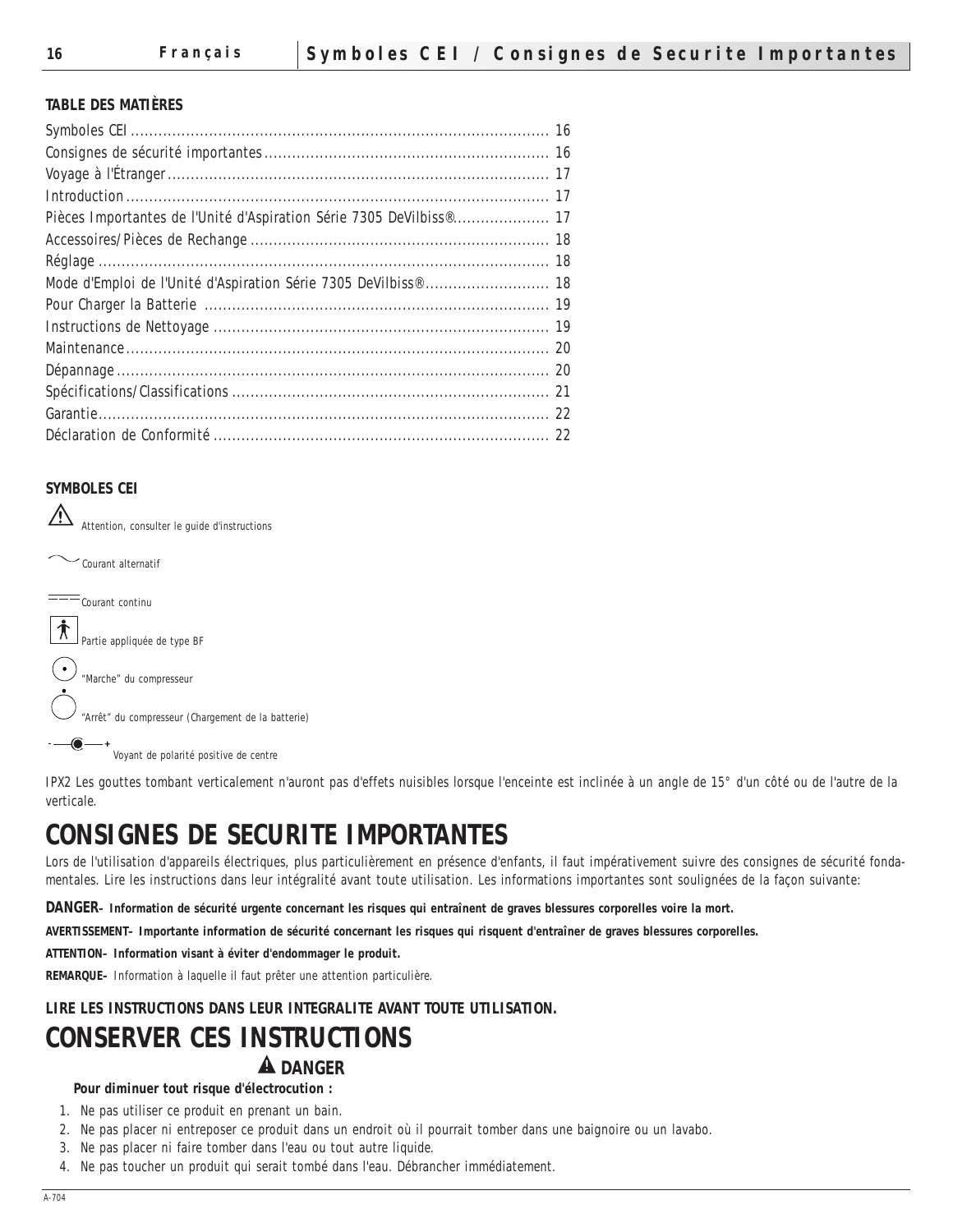**TABLE DES MATIÈRES**

| | |
|---|---|
| Symboles CEI | 16 |
| Consignes de sécurité importantes | 16 |
| Voyage à l'Étranger | 17 |
| Introduction | 17 |
| Pièces Importantes de l'Unité d'Aspiration Série 7305 DeVilbiss® | 17 |
| Accessoires/Pièces de Rechange | 18 |
| Réglage | 18 |
| Mode d'Emploi de l'Unité d'Aspiration Série 7305 DeVilbiss® | 18 |
| Pour Charger la Batterie | 19 |
| Instructions de Nettoyage | 19 |
| Maintenance | 20 |
| Dépannage | 20 |
| Spécifications/Classifications | 21 |
| Garantie | 22 |
| Déclaration de Conformité | 22 |

**SYMBOLES CEI**

Attention, consulter le guide d'instructions

Courant alternatif

Courant continu

Partie appliquée de type BF

"Marche" du compresseur

"Arrêt" du compresseur (Chargement de la batterie)

Voyant de polarité positive de centre

IPX2 Les gouttes tombant verticalement n'auront pas d'effets nuisibles lorsque l'enceinte est inclinée à un angle de 15° d'un côté ou de l'autre de la verticale.

# CONSIGNES DE SECURITE IMPORTANTES

Lors de l'utilisation d'appareils électriques, plus particulièrement en présence d'enfants, il faut impérativement suivre des consignes de sécurité fondamentales. Lire les instructions dans leur intégralité avant toute utilisation. Les informations importantes sont soulignées de la façon suivante:

**DANGER– Information de sécurité urgente concernant les risques qui entraînent de graves blessures corporelles voire la mort.**

**AVERTISSEMENT– Importante information de sécurité concernant les risques qui risquent d'entraîner de graves blessures corporelles.**

**ATTENTION– Information visant à éviter d'endommager le produit.**

**REMARQUE–** Information à laquelle il faut prêter une attention particulière.

**LIRE LES INSTRUCTIONS DANS LEUR INTEGRALITE AVANT TOUTE UTILISATION.**

# CONSERVER CES INSTRUCTIONS

## DANGER

**Pour diminuer tout risque d'électrocution :**

1. Ne pas utiliser ce produit en prenant un bain.
2. Ne pas placer ni entreposer ce produit dans un endroit où il pourrait tomber dans une baignoire ou un lavabo.
3. Ne pas placer ni faire tomber dans l'eau ou tout autre liquide.
4. Ne pas toucher un produit qui serait tombé dans l'eau. Débrancher immédiatement.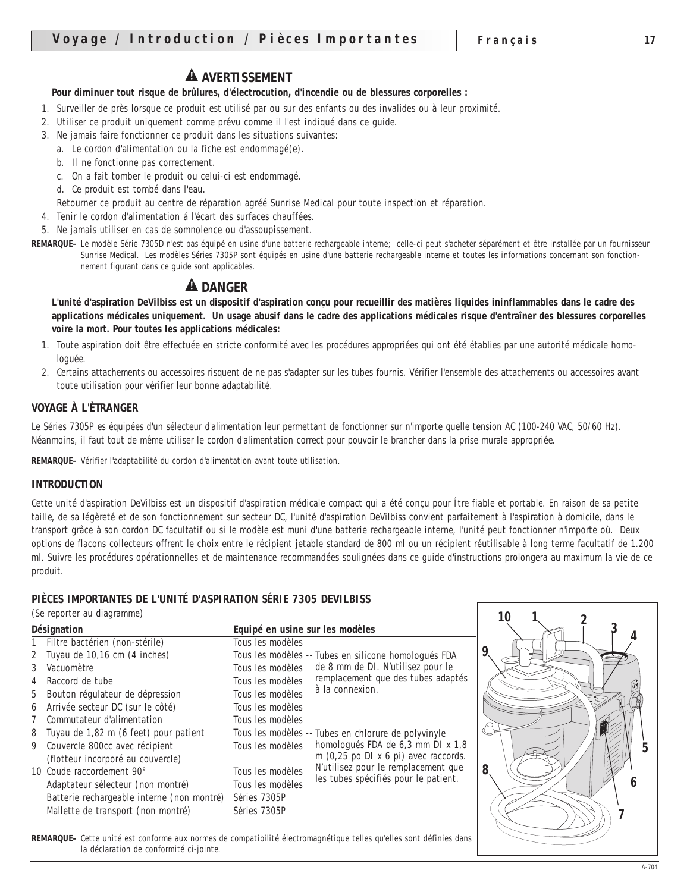## ⚠ AVERTISSEMENT

**Pour diminuer tout risque de brûlures, d'électrocution, d'incendie ou de blessures corporelles :**

1. Surveiller de près lorsque ce produit est utilisé par ou sur des enfants ou des invalides ou à leur proximité.
2. Utiliser ce produit uniquement comme prévu comme il l'est indiqué dans ce guide.
3. Ne jamais faire fonctionner ce produit dans les situations suivantes:
   a. Le cordon d'alimentation ou la fiche est endommagé(e).
   b. Il ne fonctionne pas correctement.
   c. On a fait tomber le produit ou celui-ci est endommagé.
   d. Ce produit est tombé dans l'eau.

   Retourner ce produit au centre de réparation agréé Sunrise Medical pour toute inspection et réparation.
4. Tenir le cordon d'alimentation á l'écart des surfaces chauffées.
5. Ne jamais utiliser en cas de somnolence ou d'assoupissement.

**REMARQUE–** Le modèle Série 7305D n'est pas équipé en usine d'une batterie rechargeable interne; celle-ci peut s'acheter séparément et être installée par un fournisseur Sunrise Medical. Les modèles Séries 7305P sont équipés en usine d'une batterie rechargeable interne et toutes les informations concernant son fonctionnement figurant dans ce guide sont applicables.

## ⚠ DANGER

**L'unité d'aspiration DeVilbiss est un dispositif d'aspiration conçu pour recueillir des matières liquides ininflammables dans le cadre des applications médicales uniquement. Un usage abusif dans le cadre des applications médicales risque d'entraîner des blessures corporelles voire la mort. Pour toutes les applications médicales:**

1. Toute aspiration doit être effectuée en stricte conformité avec les procédures appropriées qui ont été établies par une autorité médicale homologuée.
2. Certains attachements ou accessoires risquent de ne pas s'adapter sur les tubes fournis. Vérifier l'ensemble des attachements ou accessoires avant toute utilisation pour vérifier leur bonne adaptabilité.

### VOYAGE À L'ÈTRANGER

Le Séries 7305P es équipées d'un sélecteur d'alimentation leur permettant de fonctionner sur n'importe quelle tension AC (100-240 VAC, 50/60 Hz). Néanmoins, il faut tout de même utiliser le cordon d'alimentation correct pour pouvoir le brancher dans la prise murale appropriée.

**REMARQUE–** Vérifier l'adaptabilité du cordon d'alimentation avant toute utilisation.

### INTRODUCTION

Cette unité d'aspiration DeVilbiss est un dispositif d'aspiration médicale compact qui a été conçu pour Ítre fiable et portable. En raison de sa petite taille, de sa légèreté et de son fonctionnement sur secteur DC, l'unité d'aspiration DeVilbiss convient parfaitement à l'aspiration à domicile, dans le transport grâce à son cordon DC facultatif ou si le modèle est muni d'une batterie rechargeable interne, l'unité peut fonctionner n'importe où. Deux options de flacons collecteurs offrent le choix entre le récipient jetable standard de 800 ml ou un récipient réutilisable à long terme facultatif de 1.200 ml. Suivre les procédures opérationnelles et de maintenance recommandées soulignées dans ce guide d'instructions prolongera au maximum la vie de ce produit.

### PIÈCES IMPORTANTES DE L'UNITÉ D'ASPIRATION SÉRIE 7305 DEVILBISS

*(Se reporter au diagramme)*

| Désignation | Equipé en usine sur les modèles | |
|---|---|---|
| 1 Filtre bactérien (non-stérile) | Tous les modèles | |
| 2 Tuyau de 10,16 cm (4 inches) | Tous les modèles | -- Tubes en silicone homologués FDA de 8 mm de DI. N'utilisez pour le remplacement que des tubes adaptés à la connexion. |
| 3 Vacuomètre | Tous les modèles | |
| 4 Raccord de tube | Tous les modèles | |
| 5 Bouton régulateur de dépression | Tous les modèles | |
| 6 Arrivée secteur DC (sur le côté) | Tous les modèles | |
| 7 Commutateur d'alimentation | Tous les modèles | |
| 8 Tuyau de 1,82 m (6 feet) pour patient | Tous les modèles | -- Tubes en chlorure de polyvinyle homologués FDA de 6,3 mm DI x 1,8 m (0,25 po DI x 6 pi) avec raccords. N'utilisez pour le remplacement que les tubes spécifiés pour le patient. |
| 9 Couvercle 800cc avec récipient (flotteur incorporé au couvercle) | Tous les modèles | |
| 10 Coude raccordement 90° | Tous les modèles | |
| Adaptateur sélecteur (non montré) | Tous les modèles | |
| Batterie rechargeable interne (non montré) | Séries 7305P | |
| Mallette de transport (non montré) | Séries 7305P | |

**REMARQUE–** Cette unité est conforme aux normes de compatibilité électromagnétique telles qu'elles sont définies dans la déclaration de conformité ci-jointe.

A-704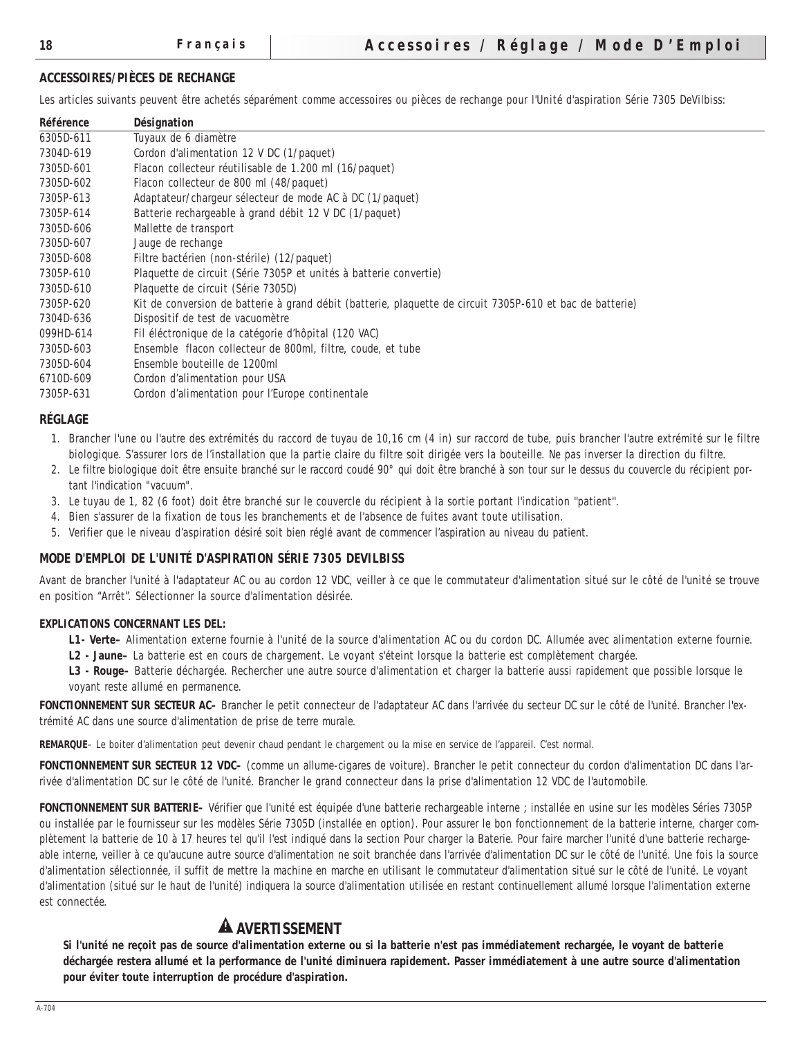## ACCESSOIRES/PIÈCES DE RECHANGE

Les articles suivants peuvent être achetés séparément comme accessoires ou pièces de rechange pour l'Unité d'aspiration Série 7305 DeVilbiss:

| Référence | Désignation |
|---|---|
| 6305D-611 | Tuyaux de 6 diamètre |
| 7304D-619 | Cordon d'alimentation 12 V DC (1/paquet) |
| 7305D-601 | Flacon collecteur réutilisable de 1.200 ml (16/paquet) |
| 7305D-602 | Flacon collecteur de 800 ml (48/paquet) |
| 7305P-613 | Adaptateur/chargeur sélecteur de mode AC à DC (1/paquet) |
| 7305P-614 | Batterie rechargeable à grand débit 12 V DC (1/paquet) |
| 7305D-606 | Mallette de transport |
| 7305D-607 | Jauge de rechange |
| 7305D-608 | Filtre bactérien (non-stérile) (12/paquet) |
| 7305P-610 | Plaquette de circuit (Série 7305P et unités à batterie convertie) |
| 7305D-610 | Plaquette de circuit (Série 7305D) |
| 7305P-620 | Kit de conversion de batterie à grand débit (batterie, plaquette de circuit 7305P-610 et bac de batterie) |
| 7304D-636 | Dispositif de test de vacuomètre |
| 099HD-614 | Fil éléctronique de la catégorie d'hôpital (120 VAC) |
| 7305D-603 | Ensemble flacon collecteur de 800ml, filtre, coude, et tube |
| 7305D-604 | Ensemble bouteille de 1200ml |
| 6710D-609 | Cordon d'alimentation pour USA |
| 7305P-631 | Cordon d'alimentation pour l'Europe continentale |

## RÉGLAGE

1. Brancher l'une ou l'autre des extrémités du raccord de tuyau de 10,16 cm (4 in) sur raccord de tube, puis brancher l'autre extrémité sur le filtre biologique. S'assurer lors de l'installation que la partie claire du filtre soit dirigée vers la bouteille. Ne pas inverser la direction du filtre.
2. Le filtre biologique doit être ensuite branché sur le raccord coudé 90° qui doit être branché à son tour sur le dessus du couvercle du récipient portant l'indication "vacuum".
3. Le tuyau de 1, 82 (6 foot) doit être branché sur le couvercle du récipient à la sortie portant l'indication "patient".
4. Bien s'assurer de la fixation de tous les branchements et de l'absence de fuites avant toute utilisation.
5. Verifier que le niveau d'aspiration désiré soit bien réglé avant de commencer l'aspiration au niveau du patient.

## MODE D'EMPLOI DE L'UNITÉ D'ASPIRATION SÉRIE 7305 DEVILBISS

Avant de brancher l'unité à l'adaptateur AC ou au cordon 12 VDC, veiller à ce que le commutateur d'alimentation situé sur le côté de l'unité se trouve en position "Arrêt". Sélectionner la source d'alimentation désirée.

### EXPLICATIONS CONCERNANT LES DEL:

**L1- Verte–** Alimentation externe fournie à l'unité de la source d'alimentation AC ou du cordon DC. Allumée avec alimentation externe fournie.

**L2 - Jaune–** La batterie est en cours de chargement. Le voyant s'éteint lorsque la batterie est complètement chargée.

**L3 - Rouge–** Batterie déchargée. Rechercher une autre source d'alimentation et charger la batterie aussi rapidement que possible lorsque le voyant reste allumé en permanence.

**FONCTIONNEMENT SUR SECTEUR AC–** Brancher le petit connecteur de l'adaptateur AC dans l'arrivée du secteur DC sur le côté de l'unité. Brancher l'extrémité AC dans une source d'alimentation de prise de terre murale.

**REMARQUE**– Le boiter d'alimentation peut devenir chaud pendant le chargement ou la mise en service de l'appareil. C'est normal.

**FONCTIONNEMENT SUR SECTEUR 12 VDC–** (comme un allume-cigares de voiture). Brancher le petit connecteur du cordon d'alimentation DC dans l'arrivée d'alimentation DC sur le côté de l'unité. Brancher le grand connecteur dans la prise d'alimentation 12 VDC de l'automobile.

**FONCTIONNEMENT SUR BATTERIE–** Vérifier que l'unité est équipée d'une batterie rechargeable interne ; installée en usine sur les modèles Séries 7305P ou installée par le fournisseur sur les modèles Série 7305D (installée en option). Pour assurer le bon fonctionnement de la batterie interne, charger complètement la batterie de 10 à 17 heures tel qu'il l'est indiqué dans la section Pour charger la Baterie. Pour faire marcher l'unité d'une batterie rechargeable interne, veiller à ce qu'aucune autre source d'alimentation ne soit branchée dans l'arrivée d'alimentation DC sur le côté de l'unité. Une fois la source d'alimentation sélectionnée, il suffit de mettre la machine en marche en utilisant le commutateur d'alimentation situé sur le côté de l'unité. Le voyant d'alimentation (situé sur le haut de l'unité) indiquera la source d'alimentation utilisée en restant continuellement allumé lorsque l'alimentation externe est connectée.

### ⚠ AVERTISSEMENT

**Si l'unité ne reçoit pas de source d'alimentation externe ou si la batterie n'est pas immédiatement rechargée, le voyant de batterie déchargée restera allumé et la performance de l'unité diminuera rapidement. Passer immédiatement à une autre source d'alimentation pour éviter toute interruption de procédure d'aspiration.**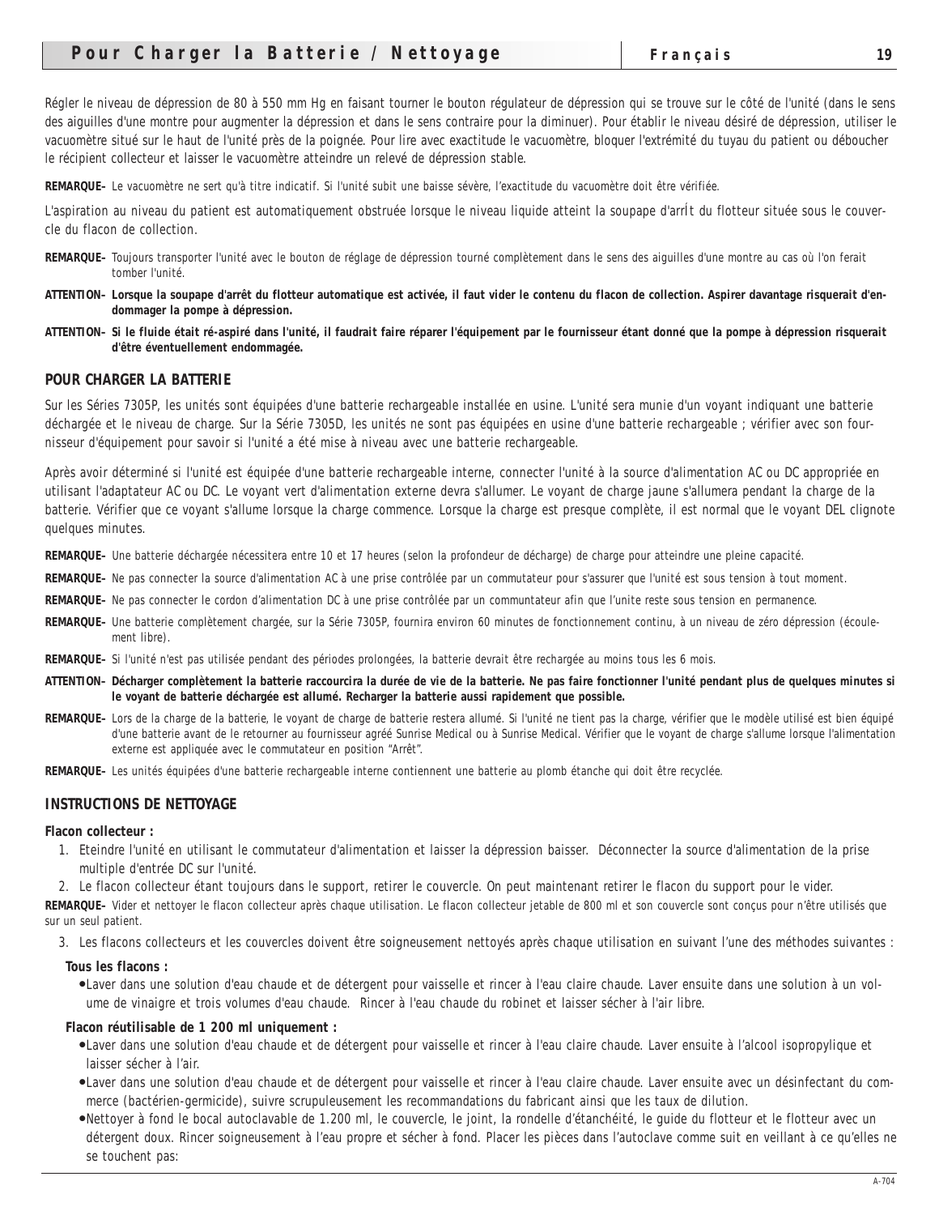Régler le niveau de dépression de 80 à 550 mm Hg en faisant tourner le bouton régulateur de dépression qui se trouve sur le côté de l'unité (dans le sens des aiguilles d'une montre pour augmenter la dépression et dans le sens contraire pour la diminuer). Pour établir le niveau désiré de dépression, utiliser le vacuomètre situé sur le haut de l'unité près de la poignée. Pour lire avec exactitude le vacuomètre, bloquer l'extrémité du tuyau du patient ou déboucher le récipient collecteur et laisser le vacuomètre atteindre un relevé de dépression stable.

**REMARQUE–** Le vacuomètre ne sert qu'à titre indicatif. Si l'unité subit une baisse sévère, l'exactitude du vacuomètre doit être vérifiée.

L'aspiration au niveau du patient est automatiquement obstruée lorsque le niveau liquide atteint la soupape d'arrÍt du flotteur située sous le couvercle du flacon de collection.

**REMARQUE–** Toujours transporter l'unité avec le bouton de réglage de dépression tourné complètement dans le sens des aiguilles d'une montre au cas où l'on ferait tomber l'unité.

**ATTENTION– Lorsque la soupape d'arrêt du flotteur automatique est activée, il faut vider le contenu du flacon de collection. Aspirer davantage risquerait d'endommager la pompe à dépression.**

**ATTENTION– Si le fluide était ré-aspiré dans l'unité, il faudrait faire réparer l'équipement par le fournisseur étant donné que la pompe à dépression risquerait d'être éventuellement endommagée.**

## POUR CHARGER LA BATTERIE

Sur les Séries 7305P, les unités sont équipées d'une batterie rechargeable installée en usine. L'unité sera munie d'un voyant indiquant une batterie déchargée et le niveau de charge. Sur la Série 7305D, les unités ne sont pas équipées en usine d'une batterie rechargeable ; vérifier avec son fournisseur d'équipement pour savoir si l'unité a été mise à niveau avec une batterie rechargeable.

Après avoir déterminé si l'unité est équipée d'une batterie rechargeable interne, connecter l'unité à la source d'alimentation AC ou DC appropriée en utilisant l'adaptateur AC ou DC. Le voyant vert d'alimentation externe devra s'allumer. Le voyant de charge jaune s'allumera pendant la charge de la batterie. Vérifier que ce voyant s'allume lorsque la charge commence. Lorsque la charge est presque complète, il est normal que le voyant DEL clignote quelques minutes.

**REMARQUE–** Une batterie déchargée nécessitera entre 10 et 17 heures (selon la profondeur de décharge) de charge pour atteindre une pleine capacité.

**REMARQUE–** Ne pas connecter la source d'alimentation AC à une prise contrôlée par un commutateur pour s'assurer que l'unité est sous tension à tout moment.

**REMARQUE–** Ne pas connecter le cordon d'alimentation DC à une prise contrôlée par un communtateur afin que l'unite reste sous tension en permanence.

**REMARQUE–** Une batterie complètement chargée, sur la Série 7305P, fournira environ 60 minutes de fonctionnement continu, à un niveau de zéro dépression (écoulement libre).

**REMARQUE–** Si l'unité n'est pas utilisée pendant des périodes prolongées, la batterie devrait être rechargée au moins tous les 6 mois.

**ATTENTION– Décharger complètement la batterie raccourcira la durée de vie de la batterie. Ne pas faire fonctionner l'unité pendant plus de quelques minutes si le voyant de batterie déchargée est allumé. Recharger la batterie aussi rapidement que possible.**

**REMARQUE–** Lors de la charge de la batterie, le voyant de charge de batterie restera allumé. Si l'unité ne tient pas la charge, vérifier que le modèle utilisé est bien équipé d'une batterie avant de le retourner au fournisseur agréé Sunrise Medical ou à Sunrise Medical. Vérifier que le voyant de charge s'allume lorsque l'alimentation externe est appliquée avec le commutateur en position "Arrêt".

**REMARQUE–** Les unités équipées d'une batterie rechargeable interne contiennent une batterie au plomb étanche qui doit être recyclée.

## INSTRUCTIONS DE NETTOYAGE

**Flacon collecteur :**

1. Eteindre l'unité en utilisant le commutateur d'alimentation et laisser la dépression baisser. Déconnecter la source d'alimentation de la prise multiple d'entrée DC sur l'unité.
2. Le flacon collecteur étant toujours dans le support, retirer le couvercle. On peut maintenant retirer le flacon du support pour le vider.

**REMARQUE–** Vider et nettoyer le flacon collecteur après chaque utilisation. Le flacon collecteur jetable de 800 ml et son couvercle sont conçus pour n'être utilisés que sur un seul patient.

3. Les flacons collecteurs et les couvercles doivent être soigneusement nettoyés après chaque utilisation en suivant l'une des méthodes suivantes :

**Tous les flacons :**

- Laver dans une solution d'eau chaude et de détergent pour vaisselle et rincer à l'eau claire chaude. Laver ensuite dans une solution à un volume de vinaigre et trois volumes d'eau chaude. Rincer à l'eau chaude du robinet et laisser sécher à l'air libre.

**Flacon réutilisable de 1 200 ml uniquement :**

- Laver dans une solution d'eau chaude et de détergent pour vaisselle et rincer à l'eau claire chaude. Laver ensuite à l'alcool isopropylique et laisser sécher à l'air.
- Laver dans une solution d'eau chaude et de détergent pour vaisselle et rincer à l'eau claire chaude. Laver ensuite avec un désinfectant du commerce (bactérien-germicide), suivre scrupuleusement les recommandations du fabricant ainsi que les taux de dilution.
- Nettoyer à fond le bocal autoclavable de 1.200 ml, le couvercle, le joint, la rondelle d'étanchéité, le guide du flotteur et le flotteur avec un détergent doux. Rincer soigneusement à l'eau propre et sécher à fond. Placer les pièces dans l'autoclave comme suit en veillant à ce qu'elles ne se touchent pas: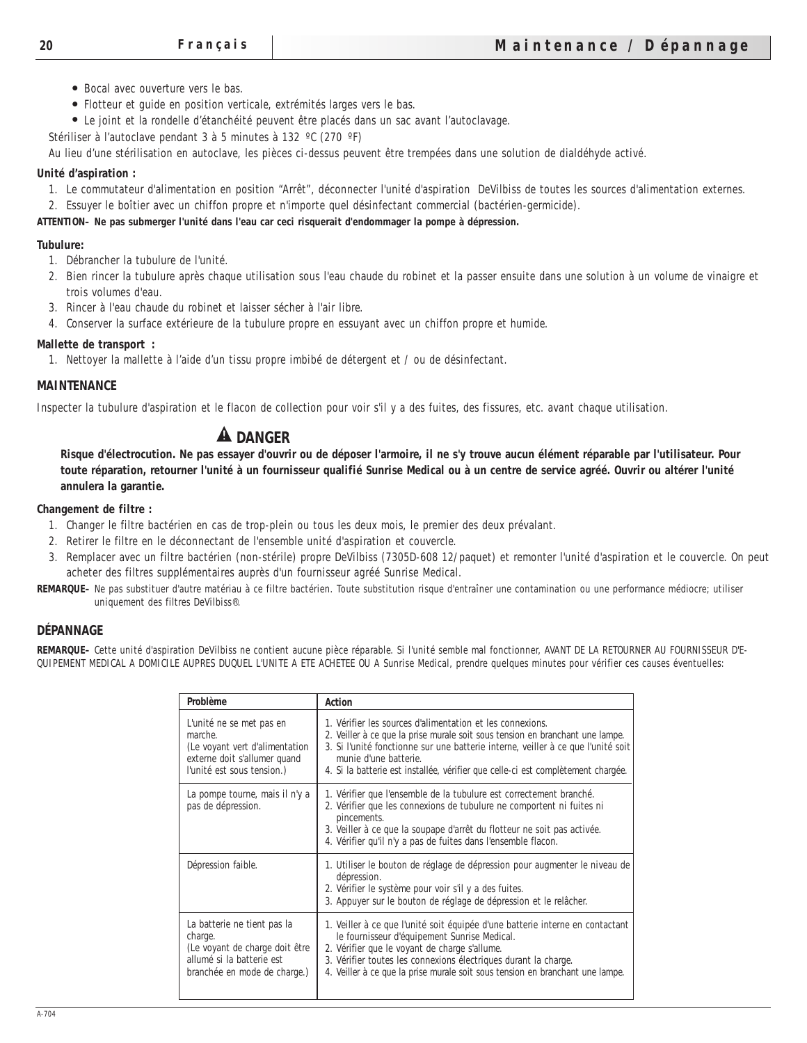- Bocal avec ouverture vers le bas.
- Flotteur et guide en position verticale, extrémités larges vers le bas.
- Le joint et la rondelle d'étanchéité peuvent être placés dans un sac avant l'autoclavage.

Stériliser à l'autoclave pendant 3 à 5 minutes à 132 ºC (270 ºF)

Au lieu d'une stérilisation en autoclave, les pièces ci-dessus peuvent être trempées dans une solution de dialdéhyde activé.

**Unité d'aspiration :**

1. Le commutateur d'alimentation en position "Arrêt", déconnecter l'unité d'aspiration DeVilbiss de toutes les sources d'alimentation externes.
2. Essuyer le boîtier avec un chiffon propre et n'importe quel désinfectant commercial (bactérien-germicide).

**ATTENTION– Ne pas submerger l'unité dans l'eau car ceci risquerait d'endommager la pompe à dépression.**

**Tubulure:**

1. Débrancher la tubulure de l'unité.
2. Bien rincer la tubulure après chaque utilisation sous l'eau chaude du robinet et la passer ensuite dans une solution à un volume de vinaigre et trois volumes d'eau.
3. Rincer à l'eau chaude du robinet et laisser sécher à l'air libre.
4. Conserver la surface extérieure de la tubulure propre en essuyant avec un chiffon propre et humide.

**Mallette de transport :**

1. Nettoyer la mallette à l'aide d'un tissu propre imbibé de détergent et / ou de désinfectant.

## MAINTENANCE

Inspecter la tubulure d'aspiration et le flacon de collection pour voir s'il y a des fuites, des fissures, etc. avant chaque utilisation.

### ⚠ DANGER

**Risque d'électrocution. Ne pas essayer d'ouvrir ou de déposer l'armoire, il ne s'y trouve aucun élément réparable par l'utilisateur. Pour toute réparation, retourner l'unité à un fournisseur qualifié Sunrise Medical ou à un centre de service agréé. Ouvrir ou altérer l'unité annulera la garantie.**

**Changement de filtre :**

1. Changer le filtre bactérien en cas de trop-plein ou tous les deux mois, le premier des deux prévalant.
2. Retirer le filtre en le déconnectant de l'ensemble unité d'aspiration et couvercle.
3. Remplacer avec un filtre bactérien (non-stérile) propre DeVilbiss (7305D-608 12/paquet) et remonter l'unité d'aspiration et le couvercle. On peut acheter des filtres supplémentaires auprès d'un fournisseur agréé Sunrise Medical.

**REMARQUE–** Ne pas substituer d'autre matériau à ce filtre bactérien. Toute substitution risque d'entraîner une contamination ou une performance médiocre; utiliser uniquement des filtres DeVilbiss®.

## DÉPANNAGE

**REMARQUE–** Cette unité d'aspiration DeVilbiss ne contient aucune pièce réparable. Si l'unité semble mal fonctionner, AVANT DE LA RETOURNER AU FOURNISSEUR D'E-QUIPEMENT MEDICAL A DOMICILE AUPRES DUQUEL L'UNITE A ETE ACHETEE OU A Sunrise Medical, prendre quelques minutes pour vérifier ces causes éventuelles:

| Problème | Action |
|---|---|
| L'unité ne se met pas en marche. (Le voyant vert d'alimentation externe doit s'allumer quand l'unité est sous tension.) | 1. Vérifier les sources d'alimentation et les connexions.<br>2. Veiller à ce que la prise murale soit sous tension en branchant une lampe.<br>3. Si l'unité fonctionne sur une batterie interne, veiller à ce que l'unité soit munie d'une batterie.<br>4. Si la batterie est installée, vérifier que celle-ci est complètement chargée. |
| La pompe tourne, mais il n'y a pas de dépression. | 1. Vérifier que l'ensemble de la tubulure est correctement branché.<br>2. Vérifier que les connexions de tubulure ne comportent ni fuites ni pincements.<br>3. Veiller à ce que la soupape d'arrêt du flotteur ne soit pas activée.<br>4. Vérifier qu'il n'y a pas de fuites dans l'ensemble flacon. |
| Dépression faible. | 1. Utiliser le bouton de réglage de dépression pour augmenter le niveau de dépression.<br>2. Vérifier le système pour voir s'il y a des fuites.<br>3. Appuyer sur le bouton de réglage de dépression et le relâcher. |
| La batterie ne tient pas la charge. (Le voyant de charge doit être allumé si la batterie est branchée en mode de charge.) | 1. Veiller à ce que l'unité soit équipée d'une batterie interne en contactant le fournisseur d'équipement Sunrise Medical.<br>2. Vérifier que le voyant de charge s'allume.<br>3. Vérifier toutes les connexions électriques durant la charge.<br>4. Veiller à ce que la prise murale soit sous tension en branchant une lampe. |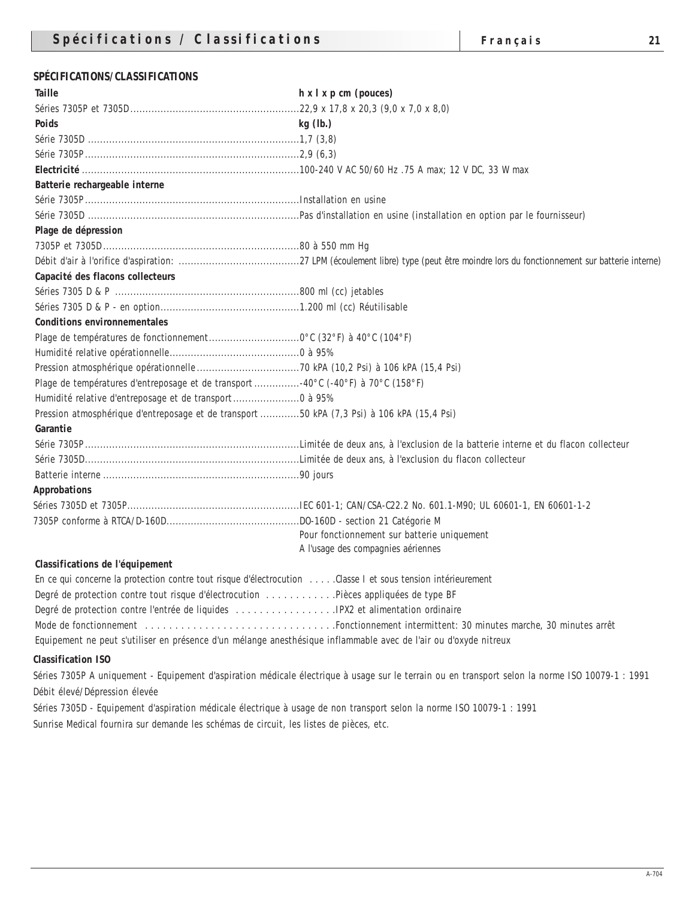## SPÉCIFICATIONS/CLASSIFICATIONS

**Taille** — **h x l x p cm (pouces)**

Séries 7305P et 7305D........................................................22,9 x 17,8 x 20,3 (9,0 x 7,0 x 8,0)

**Poids** — **kg (lb.)**

Série 7305D ......................................................................1,7 (3,8)

Série 7305P.......................................................................2,9 (6,3)

**Electricité**........................................................................100-240 V AC 50/60 Hz .75 A max; 12 V DC, 33 W max

**Batterie rechargeable interne**

Série 7305P.......................................................................Installation en usine

Série 7305D ......................................................................Pas d'installation en usine (installation en option par le fournisseur)

**Plage de dépression**

7305P et 7305D.................................................................80 à 550 mm Hg

Débit d'air à l'orifice d'aspiration: ........................................27 LPM (écoulement libre) type (peut être moindre lors du fonctionnement sur batterie interne)

**Capacité des flacons collecteurs**

Séries 7305 D & P .............................................................800 ml (cc) jetables

Séries 7305 D & P - en option..............................................1.200 ml (cc) Réutilisable

**Conditions environnementales**

Plage de températures de fonctionnement..............................0°C (32°F) à 40°C (104°F)

Humidité relative opérationnelle...........................................0 à 95%

Pression atmosphérique opérationnelle..................................70 kPA (10,2 Psi) à 106 kPA (15,4 Psi)

Plage de températures d'entreposage et de transport...............-40°C (-40°F) à 70°C (158°F)

Humidité relative d'entreposage et de transport......................0 à 95%

Pression atmosphérique d'entreposage et de transport .............50 kPA (7,3 Psi) à 106 kPA (15,4 Psi)

**Garantie**

Série 7305P.......................................................................Limitée de deux ans, à l'exclusion de la batterie interne et du flacon collecteur

Série 7305D.......................................................................Limitée de deux ans, à l'exclusion du flacon collecteur

Batterie interne .................................................................90 jours

**Approbations**

Séries 7305D et 7305P.........................................................IEC 601-1; CAN/CSA-C22.2 No. 601.1-M90; UL 60601-1, EN 60601-1-2

7305P conforme à RTCA/D-160D............................................DO-160D - section 21 Catégorie M
Pour fonctionnement sur batterie uniquement
A l'usage des compagnies aériennes

**Classifications de l'équipement**

En ce qui concerne la protection contre tout risque d'électrocution .....Classe I et sous tension intérieurement

Degré de protection contre tout risque d'électrocution ............Pièces appliquées de type BF

Degré de protection contre l'entrée de liquides .................IPX2 et alimentation ordinaire

Mode de fonctionnement .................................Fonctionnement intermittent: 30 minutes marche, 30 minutes arrêt

Equipement ne peut s'utiliser en présence d'un mélange anesthésique inflammable avec de l'air ou d'oxyde nitreux

**Classification ISO**

Séries 7305P A uniquement - Equipement d'aspiration médicale électrique à usage sur le terrain ou en transport selon la norme ISO 10079-1 : 1991 Débit élevé/Dépression élevée

Séries 7305D - Equipement d'aspiration médicale électrique à usage de non transport selon la norme ISO 10079-1 : 1991

Sunrise Medical fournira sur demande les schémas de circuit, les listes de pièces, etc.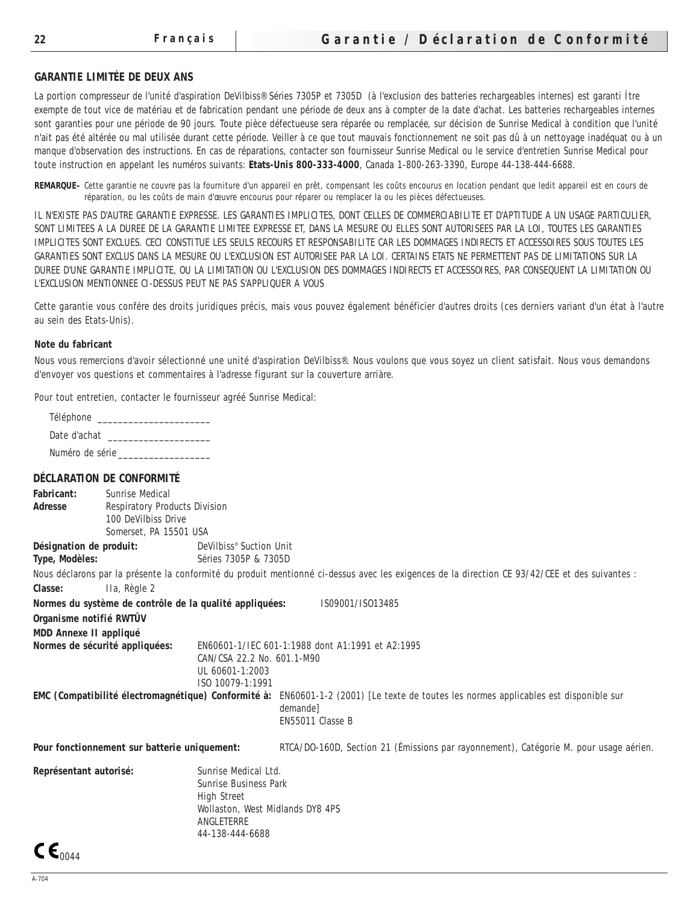## GARANTIE LIMITÉE DE DEUX ANS

La portion compresseur de l'unité d'aspiration DeVilbiss® Séries 7305P et 7305D (à l'exclusion des batteries rechargeables internes) est garanti Ítre exempte de tout vice de matériau et de fabrication pendant une période de deux ans à compter de la date d'achat. Les batteries rechargeables internes sont garanties pour une période de 90 jours. Toute pièce défectueuse sera réparée ou remplacée, sur décision de Sunrise Medical à condition que l'unité n'ait pas été altérée ou mal utilisée durant cette période. Veiller à ce que tout mauvais fonctionnement ne soit pas dû à un nettoyage inadéquat ou à un manque d'observation des instructions. En cas de réparations, contacter son fournisseur Sunrise Medical ou le service d'entretien Sunrise Medical pour toute instruction en appelant les numéros suivants: **Etats-Unis 800-333-4000**, Canada 1-800-263-3390, Europe 44-138-444-6688.

**REMARQUE–** Cette garantie ne couvre pas la fourniture d'un appareil en prêt, compensant les coûts encourus en location pendant que ledit appareil est en cours de réparation, ou les coûts de main d'œuvre encourus pour réparer ou remplacer la ou les pièces défectueuses.

IL N'EXISTE PAS D'AUTRE GARANTIE EXPRESSE. LES GARANTIES IMPLICITES, DONT CELLES DE COMMERCIABILITE ET D'APTITUDE A UN USAGE PARTICULIER, SONT LIMITEES A LA DUREE DE LA GARANTIE LIMITEE EXPRESSE ET, DANS LA MESURE OU ELLES SONT AUTORISEES PAR LA LOI, TOUTES LES GARANTIES IMPLICITES SONT EXCLUES. CECI CONSTITUE LES SEULS RECOURS ET RESPONSABILITE CAR LES DOMMAGES INDIRECTS ET ACCESSOIRES SOUS TOUTES LES GARANTIES SONT EXCLUS DANS LA MESURE OU L'EXCLUSION EST AUTORISEE PAR LA LOI. CERTAINS ETATS NE PERMETTENT PAS DE LIMITATIONS SUR LA DUREE D'UNE GARANTIE IMPLICITE, OU LA LIMITATION OU L'EXCLUSION DES DOMMAGES INDIRECTS ET ACCESSOIRES, PAR CONSEQUENT LA LIMITATION OU L'EXCLUSION MENTIONNEE CI-DESSUS PEUT NE PAS S'APPLIQUER A VOUS

Cette garantie vous confére des droits juridiques précis, mais vous pouvez également bénéficier d'autres droits (ces derniers variant d'un état à l'autre au sein des Etats-Unis).

**Note du fabricant**

Nous vous remercions d'avoir sélectionné une unité d'aspiration DeVilbiss®. Nous voulons que vous soyez un client satisfait. Nous vous demandons d'envoyer vos questions et commentaires à l'adresse figurant sur la couverture arriàre.

Pour tout entretien, contacter le fournisseur agréé Sunrise Medical:

Téléphone ______________________

Date d'achat ____________________

Numéro de série __________________

## DÉCLARATION DE CONFORMITÉ

**Fabricant:** Sunrise Medical

**Adresse** Respiratory Products Division
100 DeVilbiss Drive
Somerset, PA 15501 USA

**Désignation de produit:** DeVilbiss® Suction Unit

**Type, Modèles:** Séries 7305P & 7305D

Nous déclarons par la présente la conformité du produit mentionné ci-dessus avec les exigences de la direction CE 93/42/CEE et des suivantes :

**Classe:** IIa, Règle 2

**Normes du système de contrôle de la qualité appliquées:** IS09001/ISO13485

**Organisme notifié RWTÜV**

**MDD Annexe II appliqué**

**Normes de sécurité appliquées:** EN60601-1/IEC 601-1:1988 dont A1:1991 et A2:1995
CAN/CSA 22.2 No. 601.1-M90
UL 60601-1:2003
ISO 10079-1:1991

**EMC (Compatibilité électromagnétique) Conformité à:** EN60601-1-2 (2001) [Le texte de toutes les normes applicables est disponible sur demande]
EN55011 Classe B

**Pour fonctionnement sur batterie uniquement:** RTCA/DO-160D, Section 21 (Émissions par rayonnement), Catégorie M. pour usage aérien.

**Représentant autorisé:** Sunrise Medical Ltd.
Sunrise Business Park
High Street
Wollaston, West Midlands DY8 4PS
ANGLETERRE
44-138-444-6688

CE 0044

A-704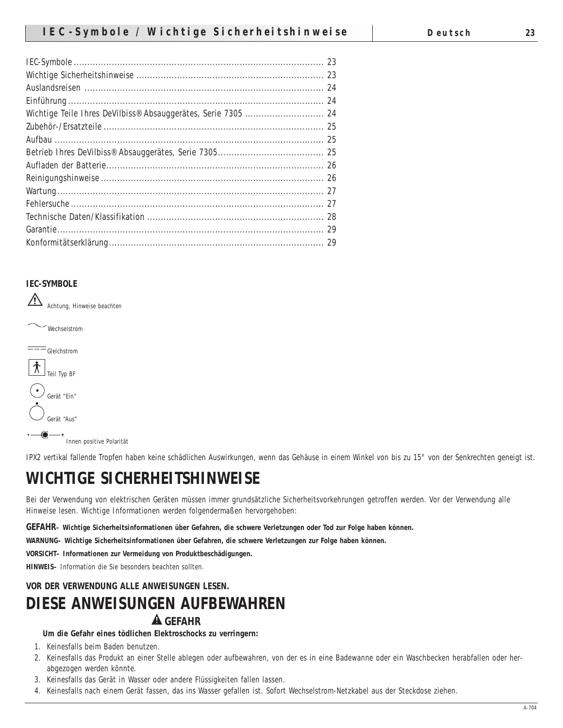IEC-Symbole ........................................................................................... 23
Wichtige Sicherheitshinweise ................................................................... 23
Auslandsreisen ....................................................................................... 24
Einführung ............................................................................................. 24
Wichtige Teile Ihres DeVilbiss® Absauggerätes, Serie 7305 ............................ 24
Zubehör-/Ersatzteile ................................................................................ 25
Aufbau ................................................................................................... 25
Betrieb Ihres DeVilbiss® Absauggerätes, Serie 7305....................................... 25
Aufladen der Batterie............................................................................... 26
Reinigungshinweise ................................................................................. 26
Wartung ................................................................................................. 27
Fehlersuche ........................................................................................... 27
Technische Daten/Klassifikation ................................................................ 28
Garantie ................................................................................................. 29
Konformitätserklärung .............................................................................. 29

**IEC-SYMBOLE**

⚠ Achtung, Hinweise beachten

∼ Wechselstrom

⎓ Gleichstrom

Teil Typ BF

Gerät "Ein"

Gerät "Aus"

Innen positive Polarität

IPX2 vertikal fallende Tropfen haben keine schädlichen Auswirkungen, wenn das Gehäuse in einem Winkel von bis zu 15° von der Senkrechten geneigt ist.

# WICHTIGE SICHERHEITSHINWEISE

Bei der Verwendung von elektrischen Geräten müssen immer grundsätzliche Sicherheitsvorkehrungen getroffen werden. Vor der Verwendung alle Hinweise lesen. Wichtige Informationen werden folgendermaßen hervorgehoben:

**GEFAHR– Wichtige Sicherheitsinformationen über Gefahren, die schwere Verletzungen oder Tod zur Folge haben können.**

**WARNUNG– Wichtige Sicherheitsinformationen über Gefahren, die schwere Verletzungen zur Folge haben können.**

**VORSICHT– Informationen zur Vermeidung von Produktbeschädigungen.**

**HINWEIS–** Information die Sie besonders beachten sollten.

**VOR DER VERWENDUNG ALLE ANWEISUNGEN LESEN.**

# DIESE ANWEISUNGEN AUFBEWAHREN

## ⚠ GEFAHR

**Um die Gefahr eines tödlichen Elektroschocks zu verringern:**

1. Keinesfalls beim Baden benutzen.
2. Keinesfalls das Produkt an einer Stelle ablegen oder aufbewahren, von der es in eine Badewanne oder ein Waschbecken herabfallen oder herabgezogen werden könnte.
3. Keinesfalls das Gerät in Wasser oder andere Flüssigkeiten fallen lassen.
4. Keinesfalls nach einem Gerät fassen, das ins Wasser gefallen ist. Sofort Wechselstrom-Netzkabel aus der Steckdose ziehen.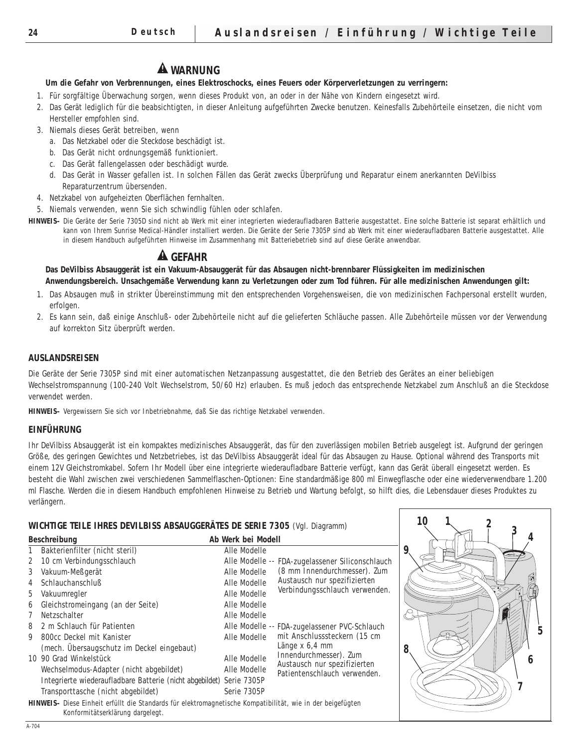## ⚠ WARNUNG

**Um die Gefahr von Verbrennungen, eines Elektroschocks, eines Feuers oder Körperverletzungen zu verringern:**

1. Für sorgfältige Überwachung sorgen, wenn dieses Produkt von, an oder in der Nähe von Kindern eingesetzt wird.
2. Das Gerät lediglich für die beabsichtigten, in dieser Anleitung aufgeführten Zwecke benutzen. Keinesfalls Zubehörteile einsetzen, die nicht vom Hersteller empfohlen sind.
3. Niemals dieses Gerät betreiben, wenn
   a. Das Netzkabel oder die Steckdose beschädigt ist.
   b. Das Gerät nicht ordnungsgemäß funktioniert.
   c. Das Gerät fallengelassen oder beschädigt wurde.
   d. Das Gerät in Wasser gefallen ist. In solchen Fällen das Gerät zwecks Überprüfung und Reparatur einem anerkannten DeVilbiss Reparaturzentrum übersenden.
4. Netzkabel von aufgeheizten Oberflächen fernhalten.
5. Niemals verwenden, wenn Sie sich schwindlig fühlen oder schlafen.

**HINWEIS–** Die Geräte der Serie 7305D sind nicht ab Werk mit einer integrierten wiederaufladbaren Batterie ausgestattet. Eine solche Batterie ist separat erhältlich und kann von Ihrem Sunrise Medical-Händler installiert werden. Die Geräte der Serie 7305P sind ab Werk mit einer wiederaufladbaren Batterie ausgestattet. Alle in diesem Handbuch aufgeführten Hinweise im Zusammenhang mit Batteriebetrieb sind auf diese Geräte anwendbar.

## ⚠ GEFAHR

**Das DeVilbiss Absauggerät ist ein Vakuum-Absauggerät für das Absaugen nicht-brennbarer Flüssigkeiten im medizinischen Anwendungsbereich. Unsachgemäße Verwendung kann zu Verletzungen oder zum Tod führen. Für alle medizinischen Anwendungen gilt:**

1. Das Absaugen muß in strikter Übereinstimmung mit den entsprechenden Vorgehensweisen, die von medizinischen Fachpersonal erstellt wurden, erfolgen.
2. Es kann sein, daß einige Anschluß- oder Zubehörteile nicht auf die gelieferten Schläuche passen. Alle Zubehörteile müssen vor der Verwendung auf korrekton Sitz überprüft werden.

### AUSLANDSREISEN

Die Geräte der Serie 7305P sind mit einer automatischen Netzanpassung ausgestattet, die den Betrieb des Gerätes an einer beliebigen Wechselstromspannung (100-240 Volt Wechselstrom, 50/60 Hz) erlauben. Es muß jedoch das entsprechende Netzkabel zum Anschluß an die Steckdose verwendet werden.

**HINWEIS–** Vergewissern Sie sich vor Inbetriebnahme, daß Sie das richtige Netzkabel verwenden.

### EINFÜHRUNG

Ihr DeVilbiss Absauggerät ist ein kompaktes medizinisches Absauggerät, das für den zuverlässigen mobilen Betrieb ausgelegt ist. Aufgrund der geringen Größe, des geringen Gewichtes und Netzbetriebes, ist das DeVilbiss Absauggerät ideal für das Absaugen zu Hause. Optional während des Transports mit einem 12V Gleichstromkabel. Sofern Ihr Modell über eine integrierte wiederaufladbare Batterie verfügt, kann das Gerät überall eingesetzt werden. Es besteht die Wahl zwischen zwei verschiedenen Sammelflaschen-Optionen: Eine standardmäßige 800 ml Einwegflasche oder eine wiederverwendbare 1.200 ml Flasche. Werden die in diesem Handbuch empfohlenen Hinweise zu Betrieb und Wartung befolgt, so hilft dies, die Lebensdauer dieses Produktes zu verlängern.

### WICHTIGE TEILE IHRES DEVILBISS ABSAUGGERÄTES DE SERIE 7305 (Vgl. Diagramm)

| | Beschreibung | Ab Werk bei Modell | |
|---|---|---|---|
| 1 | Bakterienfilter (nicht steril) | Alle Modelle | |
| 2 | 10 cm Verbindungsschlauch | Alle Modelle | -- FDA-zugelassener Siliconschlauch (8 mm Innendurchmesser). Zum Austausch nur spezifizierten Verbindungsschlauch verwenden. |
| 3 | Vakuum-Meßgerät | Alle Modelle | |
| 4 | Schlauchanschluß | Alle Modelle | |
| 5 | Vakuumregler | Alle Modelle | |
| 6 | Gleichstromeingang (an der Seite) | Alle Modelle | |
| 7 | Netzschalter | Alle Modelle | |
| 8 | 2 m Schlauch für Patienten | Alle Modelle | -- FDA-zugelassener PVC-Schlauch mit Anschlusssteckern (15 cm Länge x 6,4 mm Innendurchmesser). Zum Austausch nur spezifizierten Patientenschlauch verwenden. |
| 9 | 800cc Deckel mit Kanister (mech. Übersaugschutz im Deckel eingebaut) | Alle Modelle | |
| 10 | 90 Grad Winkelstück | Alle Modelle | |
| | Wechselmodus-Adapter (nicht abgebildet) | Alle Modelle | |
| | Integrierte wiederaufladbare Batterie (nicht abgebildet) | Serie 7305P | |
| | Transporttasche (nicht abgebildet) | Serie 7305P | |

**HINWEIS–** Diese Einheit erfüllt die Standards für elektromagnetische Kompatibilität, wie in der beigefügten Konformitätserklärung dargelegt.

A-704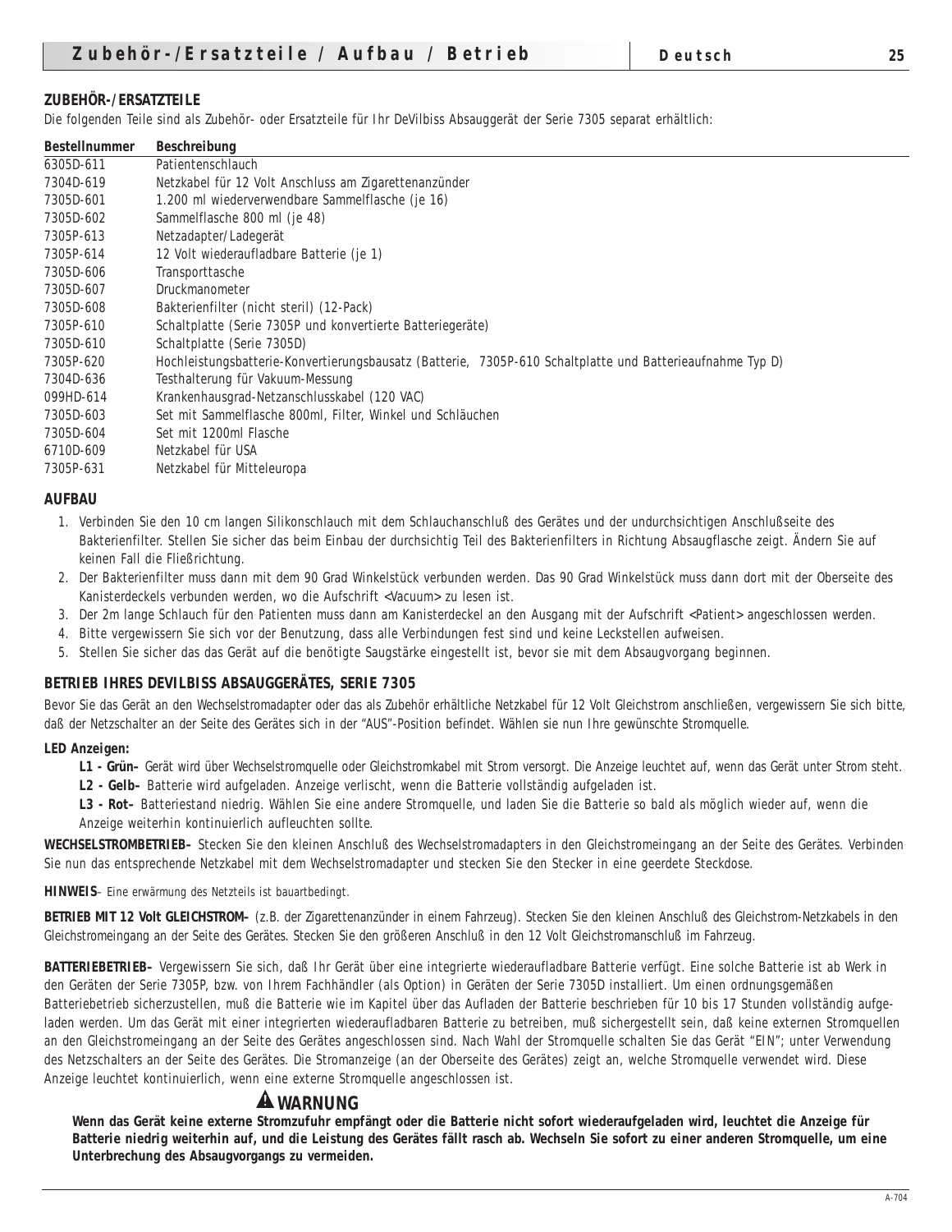## ZUBEHÖR-/ERSATZTEILE

Die folgenden Teile sind als Zubehör- oder Ersatzteile für Ihr DeVilbiss Absauggerät der Serie 7305 separat erhältlich:

| Bestellnummer | Beschreibung |
|---|---|
| 6305D-611 | Patientenschlauch |
| 7304D-619 | Netzkabel für 12 Volt Anschluss am Zigarettenanzünder |
| 7305D-601 | 1.200 ml wiederverwendbare Sammelflasche (je 16) |
| 7305D-602 | Sammelflasche 800 ml (je 48) |
| 7305P-613 | Netzadapter/Ladegerät |
| 7305P-614 | 12 Volt wiederaufladbare Batterie (je 1) |
| 7305D-606 | Transporttasche |
| 7305D-607 | Druckmanometer |
| 7305D-608 | Bakterienfilter (nicht steril) (12-Pack) |
| 7305P-610 | Schaltplatte (Serie 7305P und konvertierte Batteriegeräte) |
| 7305D-610 | Schaltplatte (Serie 7305D) |
| 7305P-620 | Hochleistungsbatterie-Konvertierungsbausatz (Batterie, 7305P-610 Schaltplatte und Batterieaufnahme Typ D) |
| 7304D-636 | Testhalterung für Vakuum-Messung |
| 099HD-614 | Krankenhausgrad-Netzanschlusskabel (120 VAC) |
| 7305D-603 | Set mit Sammelflasche 800ml, Filter, Winkel und Schläuchen |
| 7305D-604 | Set mit 1200ml Flasche |
| 6710D-609 | Netzkabel für USA |
| 7305P-631 | Netzkabel für Mitteleuropa |

## AUFBAU

1. Verbinden Sie den 10 cm langen Silikonschlauch mit dem Schlauchanschluß des Gerätes und der undurchsichtigen Anschlußseite des Bakterienfilter. Stellen Sie sicher das beim Einbau der durchsichtig Teil des Bakterienfilters in Richtung Absaugflasche zeigt. Ändern Sie auf keinen Fall die Fließrichtung.
2. Der Bakterienfilter muss dann mit dem 90 Grad Winkelstück verbunden werden. Das 90 Grad Winkelstück muss dann dort mit der Oberseite des Kanisterdeckels verbunden werden, wo die Aufschrift <Vacuum> zu lesen ist.
3. Der 2m lange Schlauch für den Patienten muss dann am Kanisterdeckel an den Ausgang mit der Aufschrift <Patient> angeschlossen werden.
4. Bitte vergewissern Sie sich vor der Benutzung, dass alle Verbindungen fest sind und keine Leckstellen aufweisen.
5. Stellen Sie sicher das das Gerät auf die benötigte Saugstärke eingestellt ist, bevor sie mit dem Absaugvorgang beginnen.

## BETRIEB IHRES DEVILBISS ABSAUGGERÄTES, SERIE 7305

Bevor Sie das Gerät an den Wechselstromadapter oder das als Zubehör erhältliche Netzkabel für 12 Volt Gleichstrom anschließen, vergewissern Sie sich bitte, daß der Netzschalter an der Seite des Gerätes sich in der "AUS"-Position befindet. Wählen sie nun Ihre gewünschte Stromquelle.

**LED Anzeigen:**

**L1 - Grün–** Gerät wird über Wechselstromquelle oder Gleichstromkabel mit Strom versorgt. Die Anzeige leuchtet auf, wenn das Gerät unter Strom steht.

**L2 - Gelb–** Batterie wird aufgeladen. Anzeige verlischt, wenn die Batterie vollständig aufgeladen ist.

**L3 - Rot–** Batteriestand niedrig. Wählen Sie eine andere Stromquelle, und laden Sie die Batterie so bald als möglich wieder auf, wenn die Anzeige weiterhin kontinuierlich aufleuchten sollte.

**WECHSELSTROMBETRIEB–** Stecken Sie den kleinen Anschluß des Wechselstromadapters in den Gleichstromeingang an der Seite des Gerätes. Verbinden Sie nun das entsprechende Netzkabel mit dem Wechselstromadapter und stecken Sie den Stecker in eine geerdete Steckdose.

**HINWEIS**– Eine erwärmung des Netzteils ist bauartbedingt.

**BETRIEB MIT 12 Volt GLEICHSTROM–** (z.B. der Zigarettenanzünder in einem Fahrzeug). Stecken Sie den kleinen Anschluß des Gleichstrom-Netzkabels in den Gleichstromeingang an der Seite des Gerätes. Stecken Sie den größeren Anschluß in den 12 Volt Gleichstromanschluß im Fahrzeug.

**BATTERIEBETRIEB–** Vergewissern Sie sich, daß Ihr Gerät über eine integrierte wiederaufladbare Batterie verfügt. Eine solche Batterie ist ab Werk in den Geräten der Serie 7305P, bzw. von Ihrem Fachhändler (als Option) in Geräten der Serie 7305D installiert. Um einen ordnungsgemäßen Batteriebetrieb sicherzustellen, muß die Batterie wie im Kapitel über das Aufladen der Batterie beschrieben für 10 bis 17 Stunden vollständig aufgeladen werden. Um das Gerät mit einer integrierten wiederaufladbaren Batterie zu betreiben, muß sichergestellt sein, daß keine externen Stromquellen an den Gleichstromeingang an der Seite des Gerätes angeschlossen sind. Nach Wahl der Stromquelle schalten Sie das Gerät "EIN"; unter Verwendung des Netzschalters an der Seite des Gerätes. Die Stromanzeige (an der Oberseite des Gerätes) zeigt an, welche Stromquelle verwendet wird. Diese Anzeige leuchtet kontinuierlich, wenn eine externe Stromquelle angeschlossen ist.

### ⚠ WARNUNG

**Wenn das Gerät keine externe Stromzufuhr empfängt oder die Batterie nicht sofort wiederaufgeladen wird, leuchtet die Anzeige für Batterie niedrig weiterhin auf, und die Leistung des Gerätes fällt rasch ab. Wechseln Sie sofort zu einer anderen Stromquelle, um eine Unterbrechung des Absaugvorgangs zu vermeiden.**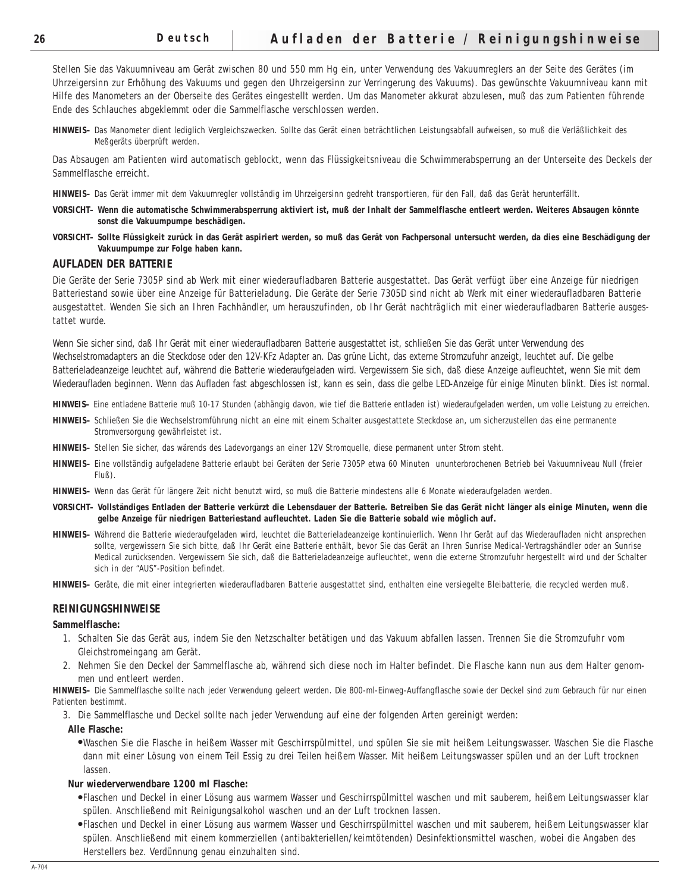Stellen Sie das Vakuumniveau am Gerät zwischen 80 und 550 mm Hg ein, unter Verwendung des Vakuumreglers an der Seite des Gerätes (im Uhrzeigersinn zur Erhöhung des Vakuums und gegen den Uhrzeigersinn zur Verringerung des Vakuums). Das gewünschte Vakuumniveau kann mit Hilfe des Manometers an der Oberseite des Gerätes eingestellt werden. Um das Manometer akkurat abzulesen, muß das zum Patienten führende Ende des Schlauches abgeklemmt oder die Sammelflasche verschlossen werden.

**HINWEIS–** Das Manometer dient lediglich Vergleichszwecken. Sollte das Gerät einen beträchtlichen Leistungsabfall aufweisen, so muß die Verläßlichkeit des Meßgeräts überprüft werden.

Das Absaugen am Patienten wird automatisch geblockt, wenn das Flüssigkeitsniveau die Schwimmerabsperrung an der Unterseite des Deckels der Sammelflasche erreicht.

**HINWEIS–** Das Gerät immer mit dem Vakuumregler vollständig im Uhrzeigersinn gedreht transportieren, für den Fall, daß das Gerät herunterfällt.

**VORSICHT– Wenn die automatische Schwimmerabsperrung aktiviert ist, muß der Inhalt der Sammelflasche entleert werden. Weiteres Absaugen könnte sonst die Vakuumpumpe beschädigen.**

**VORSICHT– Sollte Flüssigkeit zurück in das Gerät aspiriert werden, so muß das Gerät von Fachpersonal untersucht werden, da dies eine Beschädigung der Vakuumpumpe zur Folge haben kann.**

## AUFLADEN DER BATTERIE

Die Geräte der Serie 7305P sind ab Werk mit einer wiederaufladbaren Batterie ausgestattet. Das Gerät verfügt über eine Anzeige für niedrigen Batteriestand sowie über eine Anzeige für Batterieladung. Die Geräte der Serie 7305D sind nicht ab Werk mit einer wiederaufladbaren Batterie ausgestattet. Wenden Sie sich an Ihren Fachhändler, um herauszufinden, ob Ihr Gerät nachträglich mit einer wiederaufladbaren Batterie ausgestattet wurde.

Wenn Sie sicher sind, daß Ihr Gerät mit einer wiederaufladbaren Batterie ausgestattet ist, schließen Sie das Gerät unter Verwendung des Wechselstromadapters an die Steckdose oder den 12V-KFz Adapter an. Das grüne Licht, das externe Stromzufuhr anzeigt, leuchtet auf. Die gelbe Batterieladeanzeige leuchtet auf, während die Batterie wiederaufgeladen wird. Vergewissern Sie sich, daß diese Anzeige aufleuchtet, wenn Sie mit dem Wiederaufladen beginnen. Wenn das Aufladen fast abgeschlossen ist, kann es sein, dass die gelbe LED-Anzeige für einige Minuten blinkt. Dies ist normal.

**HINWEIS–** Eine entladene Batterie muß 10-17 Stunden (abhängig davon, wie tief die Batterie entladen ist) wiederaufgeladen werden, um volle Leistung zu erreichen.

**HINWEIS–** Schließen Sie die Wechselstromführung nicht an eine mit einem Schalter ausgestattete Steckdose an, um sicherzustellen das eine permanente Stromversorgung gewährleistet ist.

**HINWEIS–** Stellen Sie sicher, das wärends des Ladevorgangs an einer 12V Stromquelle, diese permanent unter Strom steht.

**HINWEIS–** Eine vollständig aufgeladene Batterie erlaubt bei Geräten der Serie 7305P etwa 60 Minuten ununterbrochenen Betrieb bei Vakuumniveau Null (freier Fluß).

**HINWEIS–** Wenn das Gerät für längere Zeit nicht benutzt wird, so muß die Batterie mindestens alle 6 Monate wiederaufgeladen werden.

**VORSICHT– Vollständiges Entladen der Batterie verkürzt die Lebensdauer der Batterie. Betreiben Sie das Gerät nicht länger als einige Minuten, wenn die gelbe Anzeige für niedrigen Batteriestand aufleuchtet. Laden Sie die Batterie sobald wie möglich auf.**

**HINWEIS–** Während die Batterie wiederaufgeladen wird, leuchtet die Batterieladeanzeige kontinuierlich. Wenn Ihr Gerät auf das Wiederaufladen nicht ansprechen sollte, vergewissern Sie sich bitte, daß Ihr Gerät eine Batterie enthält, bevor Sie das Gerät an Ihren Sunrise Medical-Vertragshändler oder an Sunrise Medical zurücksenden. Vergewissern Sie sich, daß die Batterieladeanzeige aufleuchtet, wenn die externe Stromzufuhr hergestellt wird und der Schalter sich in der "AUS"-Position befindet.

**HINWEIS–** Geräte, die mit einer integrierten wiederaufladbaren Batterie ausgestattet sind, enthalten eine versiegelte Bleibatterie, die recycled werden muß.

## REINIGUNGSHINWEISE

**Sammelflasche:**

1. Schalten Sie das Gerät aus, indem Sie den Netzschalter betätigen und das Vakuum abfallen lassen. Trennen Sie die Stromzufuhr vom Gleichstromeingang am Gerät.
2. Nehmen Sie den Deckel der Sammelflasche ab, während sich diese noch im Halter befindet. Die Flasche kann nun aus dem Halter genommen und entleert werden.

**HINWEIS–** Die Sammelflasche sollte nach jeder Verwendung geleert werden. Die 800-ml-Einweg-Auffangflasche sowie der Deckel sind zum Gebrauch für nur einen Patienten bestimmt.

3. Die Sammelflasche und Deckel sollte nach jeder Verwendung auf eine der folgenden Arten gereinigt werden:

**Alle Flasche:**

- Waschen Sie die Flasche in heißem Wasser mit Geschirrspülmittel, und spülen Sie sie mit heißem Leitungswasser. Waschen Sie die Flasche dann mit einer Lösung von einem Teil Essig zu drei Teilen heißem Wasser. Mit heißem Leitungswasser spülen und an der Luft trocknen lassen.

**Nur wiederverwendbare 1200 ml Flasche:**

- Flaschen und Deckel in einer Lösung aus warmem Wasser und Geschirrspülmittel waschen und mit sauberem, heißem Leitungswasser klar spülen. Anschließend mit Reinigungsalkohol waschen und an der Luft trocknen lassen.
- Flaschen und Deckel in einer Lösung aus warmem Wasser und Geschirrspülmittel waschen und mit sauberem, heißem Leitungswasser klar spülen. Anschließend mit einem kommerziellen (antibakteriellen/keimtötenden) Desinfektionsmittel waschen, wobei die Angaben des Herstellers bez. Verdünnung genau einzuhalten sind.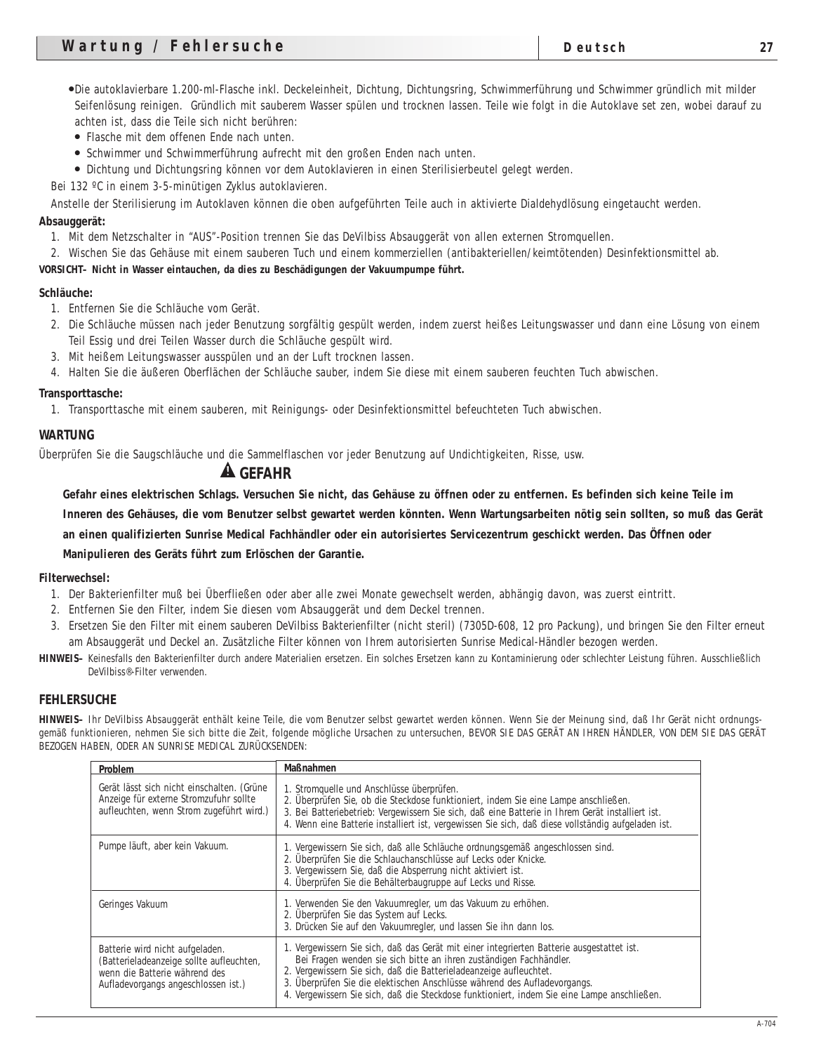- Die autoklavierbare 1.200-ml-Flasche inkl. Deckeleinheit, Dichtung, Dichtungsring, Schwimmerführung und Schwimmer gründlich mit milder Seifenlösung reinigen. Gründlich mit sauberem Wasser spülen und trocknen lassen. Teile wie folgt in die Autoklave set zen, wobei darauf zu achten ist, dass die Teile sich nicht berühren:
  - Flasche mit dem offenen Ende nach unten.
  - Schwimmer und Schwimmerführung aufrecht mit den großen Enden nach unten.
  - Dichtung und Dichtungsring können vor dem Autoklavieren in einen Sterilisierbeutel gelegt werden.

Bei 132 ºC in einem 3-5-minütigen Zyklus autoklavieren.

Anstelle der Sterilisierung im Autoklaven können die oben aufgeführten Teile auch in aktivierte Dialdehydlösung eingetaucht werden.

**Absauggerät:**

1. Mit dem Netzschalter in "AUS"-Position trennen Sie das DeVilbiss Absauggerät von allen externen Stromquellen.
2. Wischen Sie das Gehäuse mit einem sauberen Tuch und einem kommerziellen (antibakteriellen/keimtötenden) Desinfektionsmittel ab.

**VORSICHT– Nicht in Wasser eintauchen, da dies zu Beschädigungen der Vakuumpumpe führt.**

**Schläuche:**

1. Entfernen Sie die Schläuche vom Gerät.
2. Die Schläuche müssen nach jeder Benutzung sorgfältig gespült werden, indem zuerst heißes Leitungswasser und dann eine Lösung von einem Teil Essig und drei Teilen Wasser durch die Schläuche gespült wird.
3. Mit heißem Leitungswasser ausspülen und an der Luft trocknen lassen.
4. Halten Sie die äußeren Oberflächen der Schläuche sauber, indem Sie diese mit einem sauberen feuchten Tuch abwischen.

**Transporttasche:**

1. Transporttasche mit einem sauberen, mit Reinigungs- oder Desinfektionsmittel befeuchteten Tuch abwischen.

## WARTUNG

Überprüfen Sie die Saugschläuche und die Sammelflaschen vor jeder Benutzung auf Undichtigkeiten, Risse, usw.

### ⚠ GEFAHR

**Gefahr eines elektrischen Schlags. Versuchen Sie nicht, das Gehäuse zu öffnen oder zu entfernen. Es befinden sich keine Teile im Inneren des Gehäuses, die vom Benutzer selbst gewartet werden könnten. Wenn Wartungsarbeiten nötig sein sollten, so muß das Gerät an einen qualifizierten Sunrise Medical Fachhändler oder ein autorisiertes Servicezentrum geschickt werden. Das Öffnen oder Manipulieren des Geräts führt zum Erlöschen der Garantie.**

**Filterwechsel:**

1. Der Bakterienfilter muß bei Überfließen oder aber alle zwei Monate gewechselt werden, abhängig davon, was zuerst eintritt.
2. Entfernen Sie den Filter, indem Sie diesen vom Absauggerät und dem Deckel trennen.
3. Ersetzen Sie den Filter mit einem sauberen DeVilbiss Bakterienfilter (nicht steril) (7305D-608, 12 pro Packung), und bringen Sie den Filter erneut am Absauggerät und Deckel an. Zusätzliche Filter können von Ihrem autorisierten Sunrise Medical-Händler bezogen werden.

**HINWEIS–** Keinesfalls den Bakterienfilter durch andere Materialien ersetzen. Ein solches Ersetzen kann zu Kontaminierung oder schlechter Leistung führen. Ausschließlich DeVilbiss®-Filter verwenden.

## FEHLERSUCHE

**HINWEIS–** Ihr DeVilbiss Absauggerät enthält keine Teile, die vom Benutzer selbst gewartet werden können. Wenn Sie der Meinung sind, daß Ihr Gerät nicht ordnungsgemäß funktionieren, nehmen Sie sich bitte die Zeit, folgende mögliche Ursachen zu untersuchen, BEVOR SIE DAS GERÄT AN IHREN HÄNDLER, VON DEM SIE DAS GERÄT BEZOGEN HABEN, ODER AN SUNRISE MEDICAL ZURÜCKSENDEN:

| Problem | Maßnahmen |
|---|---|
| Gerät lässt sich nicht einschalten. (Grüne Anzeige für externe Stromzufuhr sollte aufleuchten, wenn Strom zugeführt wird.) | 1. Stromquelle und Anschlüsse überprüfen.<br>2. Überprüfen Sie, ob die Steckdose funktioniert, indem Sie eine Lampe anschließen.<br>3. Bei Batteriebetrieb: Vergewissern Sie sich, daß eine Batterie in Ihrem Gerät installiert ist.<br>4. Wenn eine Batterie installiert ist, vergewissen Sie sich, daß diese vollständig aufgeladen ist. |
| Pumpe läuft, aber kein Vakuum. | 1. Vergewissern Sie sich, daß alle Schläuche ordnungsgemäß angeschlossen sind.<br>2. Überprüfen Sie die Schlauchanschlüsse auf Lecks oder Knicke.<br>3. Vergewissern Sie, daß die Absperrung nicht aktiviert ist.<br>4. Überprüfen Sie die Behälterbaugruppe auf Lecks und Risse. |
| Geringes Vakuum | 1. Verwenden Sie den Vakuumregler, um das Vakuum zu erhöhen.<br>2. Überprüfen Sie das System auf Lecks.<br>3. Drücken Sie auf den Vakuumregler, und lassen Sie ihn dann los. |
| Batterie wird nicht aufgeladen. (Batterieladeanzeige sollte aufleuchten, wenn die Batterie während des Aufladevorgangs angeschlossen ist.) | 1. Vergewissern Sie sich, daß das Gerät mit einer integrierten Batterie ausgestattet ist. Bei Fragen wenden sie sich bitte an ihren zuständigen Fachhändler.<br>2. Vergewissern Sie sich, daß die Batterieladeanzeige aufleuchtet.<br>3. Überprüfen Sie die elektischen Anschlüsse während des Aufladevorgangs.<br>4. Vergewissern Sie sich, daß die Steckdose funktioniert, indem Sie eine Lampe anschließen. |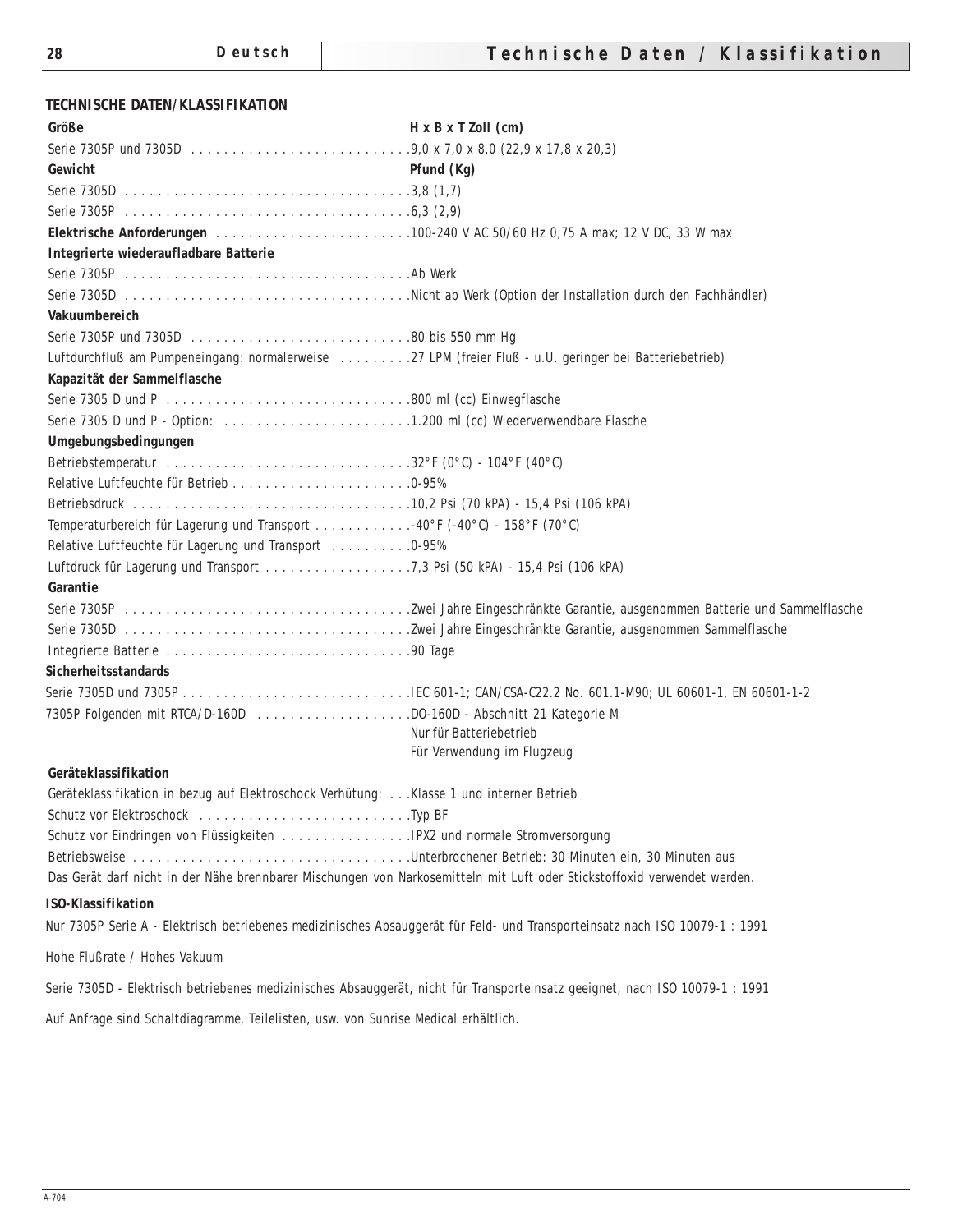## TECHNISCHE DATEN/KLASSIFIKATION

| **Größe** | **H x B x T Zoll (cm)** |
|---|---|
| Serie 7305P und 7305D | 9,0 x 7,0 x 8,0 (22,9 x 17,8 x 20,3) |
| **Gewicht** | **Pfund (Kg)** |
| Serie 7305D | 3,8 (1,7) |
| Serie 7305P | 6,3 (2,9) |
| **Elektrische Anforderungen** | 100-240 V AC 50/60 Hz 0,75 A max; 12 V DC, 33 W max |
| **Integrierte wiederaufladbare Batterie** | |
| Serie 7305P | Ab Werk |
| Serie 7305D | Nicht ab Werk (Option der Installation durch den Fachhändler) |
| **Vakuumbereich** | |
| Serie 7305P und 7305D | 80 bis 550 mm Hg |
| Luftdurchfluß am Pumpeneingang: normalerweise | 27 LPM (freier Fluß - u.U. geringer bei Batteriebetrieb) |
| **Kapazität der Sammelflasche** | |
| Serie 7305 D und P | 800 ml (cc) Einwegflasche |
| Serie 7305 D und P - Option: | 1.200 ml (cc) Wiederverwendbare Flasche |
| **Umgebungsbedingungen** | |
| Betriebstemperatur | 32°F (0°C) - 104°F (40°C) |
| Relative Luftfeuchte für Betrieb | 0-95% |
| Betriebsdruck | 10,2 Psi (70 kPA) - 15,4 Psi (106 kPA) |
| Temperaturbereich für Lagerung und Transport | -40°F (-40°C) - 158°F (70°C) |
| Relative Luftfeuchte für Lagerung und Transport | 0-95% |
| Luftdruck für Lagerung und Transport | 7,3 Psi (50 kPA) - 15,4 Psi (106 kPA) |
| **Garantie** | |
| Serie 7305P | Zwei Jahre Eingeschränkte Garantie, ausgenommen Batterie und Sammelflasche |
| Serie 7305D | Zwei Jahre Eingeschränkte Garantie, ausgenommen Sammelflasche |
| Integrierte Batterie | 90 Tage |
| **Sicherheitsstandards** | |
| Serie 7305D und 7305P | IEC 601-1; CAN/CSA-C22.2 No. 601.1-M90; UL 60601-1, EN 60601-1-2 |
| 7305P Folgenden mit RTCA/D-160D | DO-160D - Abschnitt 21 Kategorie M<br>Nur für Batteriebetrieb<br>Für Verwendung im Flugzeug |
| **Geräteklassifikation** | |
| Geräteklassifikation in bezug auf Elektroschock Verhütung: | Klasse 1 und interner Betrieb |
| Schutz vor Elektroschock | Typ BF |
| Schutz vor Eindringen von Flüssigkeiten | IPX2 und normale Stromversorgung |
| Betriebsweise | Unterbrochener Betrieb: 30 Minuten ein, 30 Minuten aus |

Das Gerät darf nicht in der Nähe brennbarer Mischungen von Narkosemitteln mit Luft oder Stickstoffoxid verwendet werden.

**ISO-Klassifikation**

Nur 7305P Serie A - Elektrisch betriebenes medizinisches Absauggerät für Feld- und Transporteinsatz nach ISO 10079-1 : 1991

Hohe Flußrate / Hohes Vakuum

Serie 7305D - Elektrisch betriebenes medizinisches Absauggerät, nicht für Transporteinsatz geeignet, nach ISO 10079-1 : 1991

Auf Anfrage sind Schaltdiagramme, Teilelisten, usw. von Sunrise Medical erhältlich.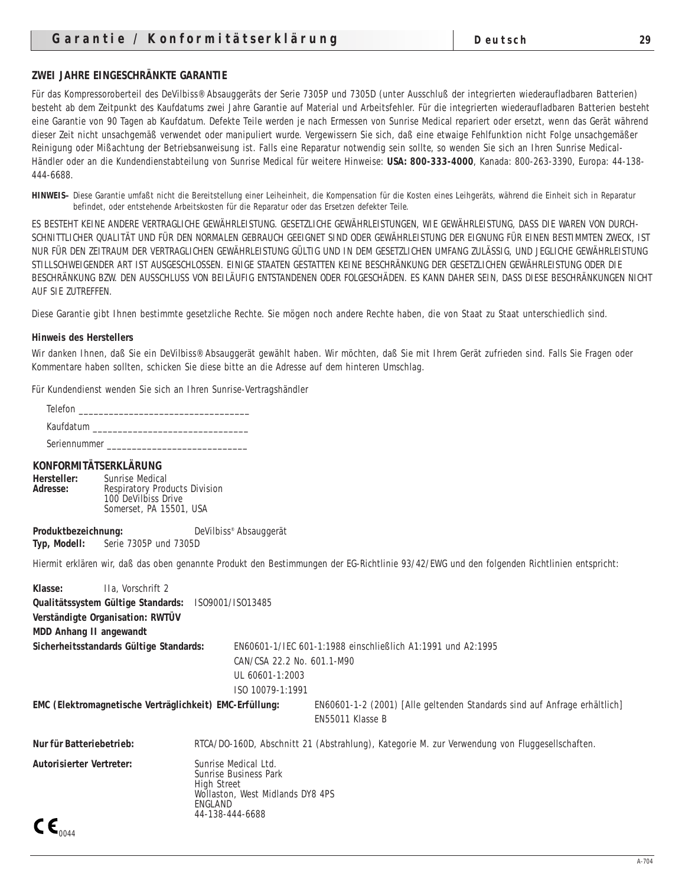## ZWEI JAHRE EINGESCHRÄNKTE GARANTIE

Für das Kompressoroberteil des DeVilbiss® Absauggeräts der Serie 7305P und 7305D (unter Ausschluß der integrierten wiederaufladbaren Batterien) besteht ab dem Zeitpunkt des Kaufdatums zwei Jahre Garantie auf Material und Arbeitsfehler. Für die integrierten wiederaufladbaren Batterien besteht eine Garantie von 90 Tagen ab Kaufdatum. Defekte Teile werden je nach Ermessen von Sunrise Medical repariert oder ersetzt, wenn das Gerät während dieser Zeit nicht unsachgemäß verwendet oder manipuliert wurde. Vergewissern Sie sich, daß eine etwaige Fehlfunktion nicht Folge unsachgemäßer Reinigung oder Mißachtung der Betriebsanweisung ist. Falls eine Reparatur notwendig sein sollte, so wenden Sie sich an Ihren Sunrise Medical-Händler oder an die Kundendienstabteilung von Sunrise Medical für weitere Hinweise: **USA: 800-333-4000**, Kanada: 800-263-3390, Europa: 44-138-444-6688.

**HINWEIS–** Diese Garantie umfaßt nicht die Bereitstellung einer Leiheinheit, die Kompensation für die Kosten eines Leihgeräts, während die Einheit sich in Reparatur befindet, oder entstehende Arbeitskosten für die Reparatur oder das Ersetzen defekter Teile.

ES BESTEHT KEINE ANDERE VERTRAGLICHE GEWÄHRLEISTUNG. GESETZLICHE GEWÄHRLEISTUNGEN, WIE GEWÄHRLEISTUNG, DASS DIE WAREN VON DURCH-SCHNITTLICHER QUALITÄT UND FÜR DEN NORMALEN GEBRAUCH GEEIGNET SIND ODER GEWÄHRLEISTUNG DER EIGNUNG FÜR EINEN BESTIMMTEN ZWECK, IST NUR FÜR DEN ZEITRAUM DER VERTRAGLICHEN GEWÄHRLEISTUNG GÜLTIG UND IN DEM GESETZLICHEN UMFANG ZULÄSSIG, UND JEGLICHE GEWÄHRLEISTUNG STILLSCHWEIGENDER ART IST AUSGESCHLOSSEN. EINIGE STAATEN GESTATTEN KEINE BESCHRÄNKUNG DER GESETZLICHEN GEWÄHRLEISTUNG ODER DIE BESCHRÄNKUNG BZW. DEN AUSSCHLUSS VON BEILÄUFIG ENTSTANDENEN ODER FOLGESCHÄDEN. ES KANN DAHER SEIN, DASS DIESE BESCHRÄNKUNGEN NICHT AUF SIE ZUTREFFEN.

Diese Garantie gibt Ihnen bestimmte gesetzliche Rechte. Sie mögen noch andere Rechte haben, die von Staat zu Staat unterschiedlich sind.

### Hinweis des Herstellers

Wir danken Ihnen, daß Sie ein DeVilbiss® Absauggerät gewählt haben. Wir möchten, daß Sie mit Ihrem Gerät zufrieden sind. Falls Sie Fragen oder Kommentare haben sollten, schicken Sie diese bitte an die Adresse auf dem hinteren Umschlag.

Für Kundendienst wenden Sie sich an Ihren Sunrise-Vertragshändler

Telefon ___________________________________

Kaufdatum _______________________________

Seriennummer ____________________________

## KONFORMITÄTSERKLÄRUNG

**Hersteller:** Sunrise Medical
**Adresse:** Respiratory Products Division
100 DeVilbiss Drive
Somerset, PA 15501, USA

**Produktbezeichnung:** DeVilbiss® Absauggerät
**Typ, Modell:** Serie 7305P und 7305D

Hiermit erklären wir, daß das oben genannte Produkt den Bestimmungen der EG-Richtlinie 93/42/EWG und den folgenden Richtlinien entspricht:

**Klasse:** IIa, Vorschrift 2
**Qualitätssystem Gültige Standards:** ISO9001/ISO13485
**Verständigte Organisation: RWTÜV**
**MDD Anhang II angewandt**
**Sicherheitsstandards Gültige Standards:** EN60601-1/IEC 601-1:1988 einschließlich A1:1991 und A2:1995
CAN/CSA 22.2 No. 601.1-M90
UL 60601-1:2003
ISO 10079-1:1991
**EMC (Elektromagnetische Verträglichkeit) EMC-Erfüllung:** EN60601-1-2 (2001) [Alle geltenden Standards sind auf Anfrage erhältlich]
EN55011 Klasse B

**Nur für Batteriebetrieb:** RTCA/DO-160D, Abschnitt 21 (Abstrahlung), Kategorie M. zur Verwendung von Fluggesellschaften.

**Autorisierter Vertreter:** Sunrise Medical Ltd.
Sunrise Business Park
High Street
Wollaston, West Midlands DY8 4PS
ENGLAND
44-138-444-6688

CE 0044

A-704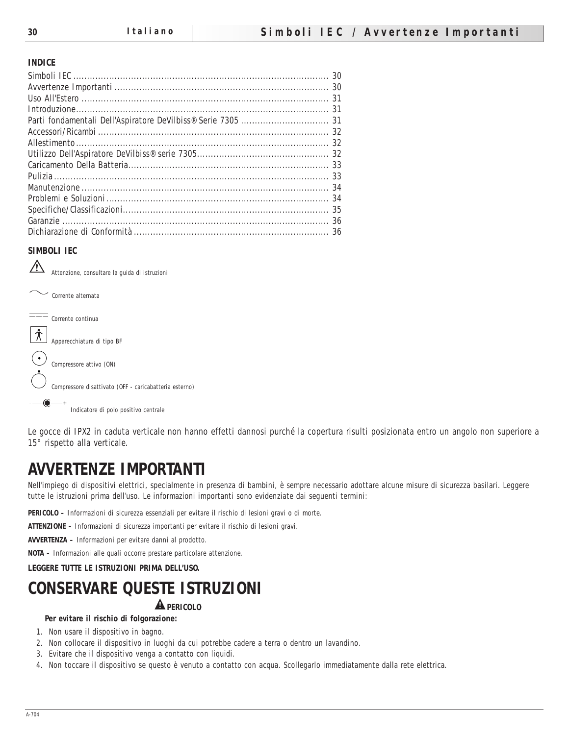**INDICE**

Simboli IEC ........................................................................................... 30
Avvertenze Importanti ............................................................................ 30
Uso All'Estero ....................................................................................... 31
Introduzione.......................................................................................... 31
Parti fondamentali Dell'Aspiratore DeVilbiss® Serie 7305 ............................... 31
Accessori/Ricambi .................................................................................. 32
Allestimento.......................................................................................... 32
Utilizzo Dell'Aspiratore DeVilbiss® serie 7305............................................... 32
Caricamento Della Batteria....................................................................... 33
Pulizia.................................................................................................. 33
Manutenzione ........................................................................................ 34
Problemi e Soluzioni ............................................................................... 34
Specifiche/Classificazioni......................................................................... 35
Garanzie ............................................................................................... 36
Dichiarazione di Conformità ..................................................................... 36

**SIMBOLI IEC**

⚠ Attenzione, consultare la guida di istruzioni

∼ Corrente alternata

⎓ Corrente continua

Apparecchiatura di tipo BF

Compressore attivo (ON)

Compressore disattivato (OFF - caricabatteria esterno)

Indicatore di polo positivo centrale

Le gocce di IPX2 in caduta verticale non hanno effetti dannosi purché la copertura risulti posizionata entro un angolo non superiore a 15° rispetto alla verticale.

# AVVERTENZE IMPORTANTI

Nell'impiego di dispositivi elettrici, specialmente in presenza di bambini, è sempre necessario adottare alcune misure di sicurezza basilari. Leggere tutte le istruzioni prima dell'uso. Le informazioni importanti sono evidenziate dai seguenti termini:

**PERICOLO –** Informazioni di sicurezza essenziali per evitare il rischio di lesioni gravi o di morte.

**ATTENZIONE –** Informazioni di sicurezza importanti per evitare il rischio di lesioni gravi.

**AVVERTENZA –** Informazioni per evitare danni al prodotto.

**NOTA –** Informazioni alle quali occorre prestare particolare attenzione.

**LEGGERE TUTTE LE ISTRUZIONI PRIMA DELL'USO.**

# CONSERVARE QUESTE ISTRUZIONI

**⚠ PERICOLO**

**Per evitare il rischio di folgorazione:**

1. Non usare il dispositivo in bagno.
2. Non collocare il dispositivo in luoghi da cui potrebbe cadere a terra o dentro un lavandino.
3. Evitare che il dispositivo venga a contatto con liquidi.
4. Non toccare il dispositivo se questo è venuto a contatto con acqua. Scollegarlo immediatamente dalla rete elettrica.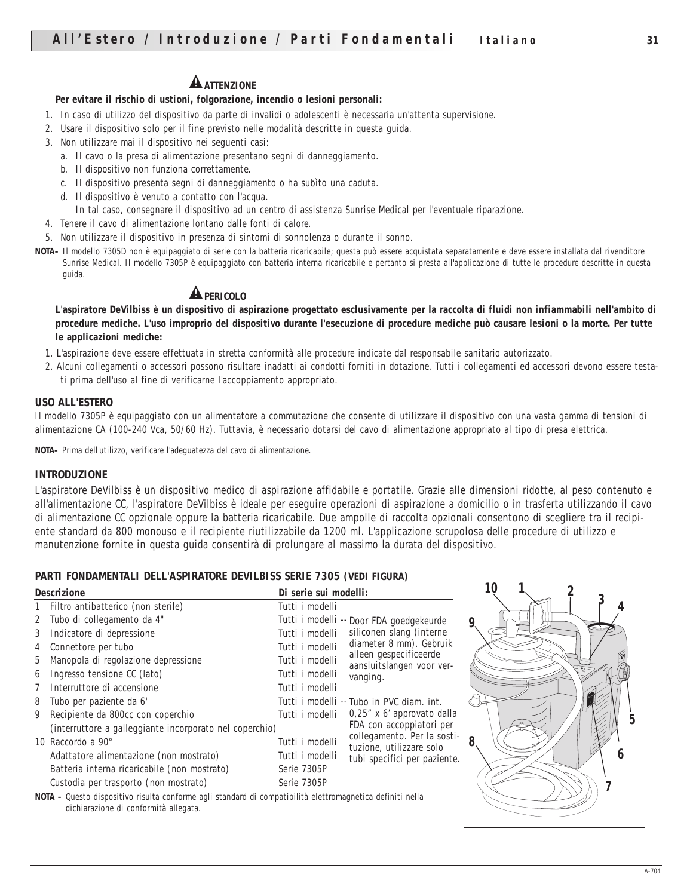### ⚠ ATTENZIONE

**Per evitare il rischio di ustioni, folgorazione, incendio o lesioni personali:**

1. In caso di utilizzo del dispositivo da parte di invalidi o adolescenti è necessaria un'attenta supervisione.
2. Usare il dispositivo solo per il fine previsto nelle modalità descritte in questa guida.
3. Non utilizzare mai il dispositivo nei seguenti casi:
   a. Il cavo o la presa di alimentazione presentano segni di danneggiamento.
   b. Il dispositivo non funziona correttamente.
   c. Il dispositivo presenta segni di danneggiamento o ha subìto una caduta.
   d. Il dispositivo è venuto a contatto con l'acqua.
   In tal caso, consegnare il dispositivo ad un centro di assistenza Sunrise Medical per l'eventuale riparazione.
4. Tenere il cavo di alimentazione lontano dalle fonti di calore.
5. Non utilizzare il dispositivo in presenza di sintomi di sonnolenza o durante il sonno.

**NOTA–** Il modello 7305D non è equipaggiato di serie con la batteria ricaricabile; questa può essere acquistata separatamente e deve essere installata dal rivenditore Sunrise Medical. Il modello 7305P è equipaggiato con batteria interna ricaricabile e pertanto si presta all'applicazione di tutte le procedure descritte in questa guida.

### ⚠ PERICOLO

**L'aspiratore DeVilbiss è un dispositivo di aspirazione progettato esclusivamente per la raccolta di fluidi non infiammabili nell'ambito di procedure mediche. L'uso improprio del dispositivo durante l'esecuzione di procedure mediche può causare lesioni o la morte. Per tutte le applicazioni mediche:**

1. L'aspirazione deve essere effettuata in stretta conformità alle procedure indicate dal responsabile sanitario autorizzato.
2. Alcuni collegamenti o accessori possono risultare inadatti ai condotti forniti in dotazione. Tutti i collegamenti ed accessori devono essere testati prima dell'uso al fine di verificarne l'accoppiamento appropriato.

## USO ALL'ESTERO

Il modello 7305P è equipaggiato con un alimentatore a commutazione che consente di utilizzare il dispositivo con una vasta gamma di tensioni di alimentazione CA (100-240 Vca, 50/60 Hz). Tuttavia, è necessario dotarsi del cavo di alimentazione appropriato al tipo di presa elettrica.

**NOTA–** Prima dell'utilizzo, verificare l'adeguatezza del cavo di alimentazione.

## INTRODUZIONE

L'aspiratore DeVilbiss è un dispositivo medico di aspirazione affidabile e portatile. Grazie alle dimensioni ridotte, al peso contenuto e all'alimentazione CC, l'aspiratore DeVilbiss è ideale per eseguire operazioni di aspirazione a domicilio o in trasferta utilizzando il cavo di alimentazione CC opzionale oppure la batteria ricaricabile. Due ampolle di raccolta opzionali consentono di scegliere tra il recipiente standard da 800 monouso e il recipiente riutilizzabile da 1200 ml. L'applicazione scrupolosa delle procedure di utilizzo e manutenzione fornite in questa guida consentirà di prolungare al massimo la durata del dispositivo.

## PARTI FONDAMENTALI DELL'ASPIRATORE DEVILBISS SERIE 7305 (VEDI FIGURA)

| | Descrizione | Di serie sui modelli: | |
|---|---|---|---|
| 1 | Filtro antibatterico (non sterile) | Tutti i modelli | |
| 2 | Tubo di collegamento da 4" | Tutti i modelli | -- Door FDA goedgekeurde siliconen slang (interne diameter 8 mm). Gebruik alleen gespecificeerde aansluitslangen voor vervanging. |
| 3 | Indicatore di depressione | Tutti i modelli | |
| 4 | Connettore per tubo | Tutti i modelli | |
| 5 | Manopola di regolazione depressione | Tutti i modelli | |
| 6 | Ingresso tensione CC (lato) | Tutti i modelli | |
| 7 | Interruttore di accensione | Tutti i modelli | |
| 8 | Tubo per paziente da 6' | Tutti i modelli | -- Tubo in PVC diam. int. 0,25" x 6' approvato dalla FDA con accoppiatori per collegamento. Per la sostituzione, utilizzare solo tubi specifici per paziente. |
| 9 | Recipiente da 800cc con coperchio (interruttore a galleggiante incorporato nel coperchio) | Tutti i modelli | |
| 10 | Raccordo a 90° | Tutti i modelli | |
| | Adattatore alimentazione (non mostrato) | Tutti i modelli | |
| | Batteria interna ricaricabile (non mostrato) | Serie 7305P | |
| | Custodia per trasporto (non mostrato) | Serie 7305P | |

**NOTA –** Questo dispositivo risulta conforme agli standard di compatibilità elettromagnetica definiti nella dichiarazione di conformità allegata.

A-704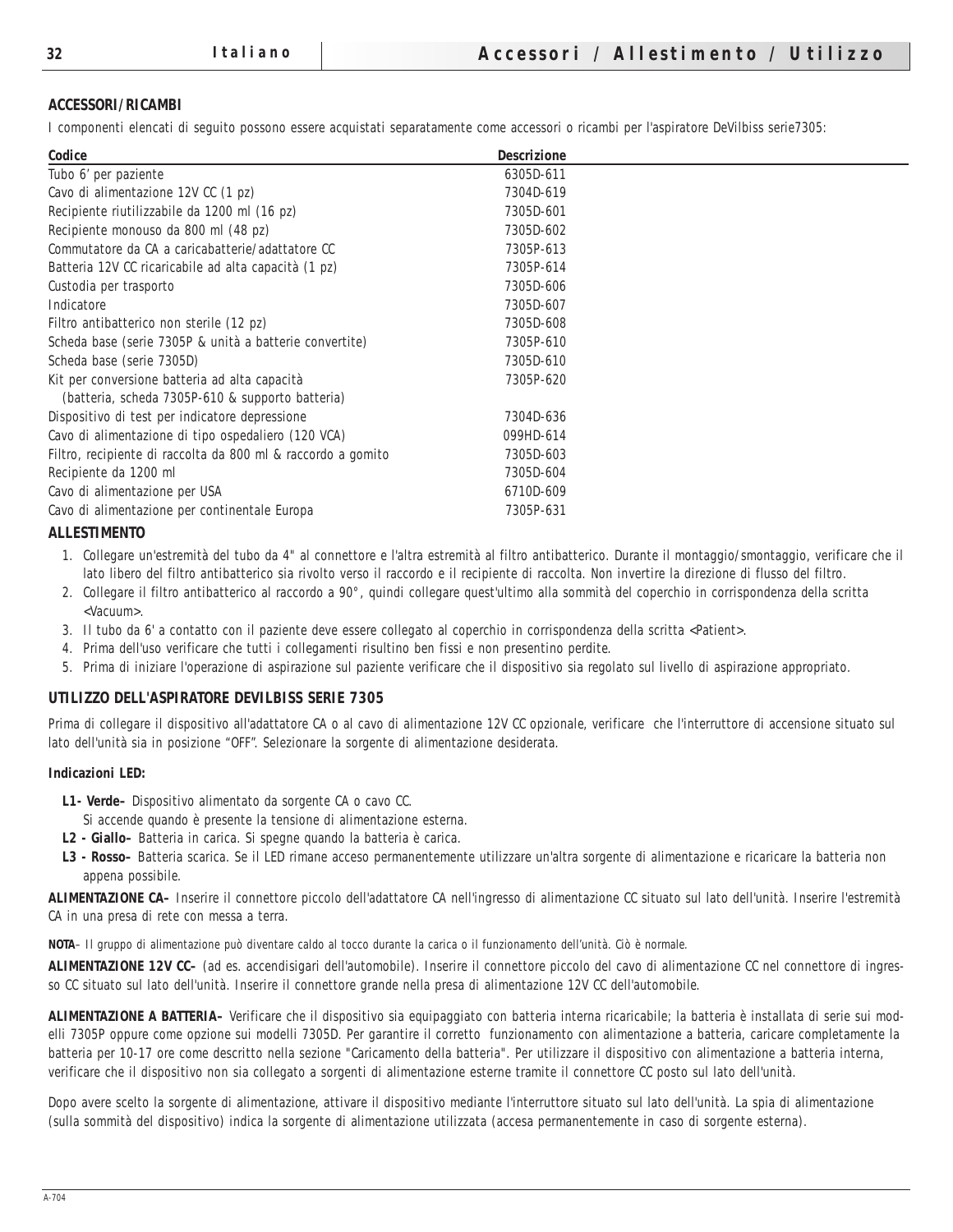## ACCESSORI/RICAMBI

I componenti elencati di seguito possono essere acquistati separatamente come accessori o ricambi per l'aspiratore DeVilbiss serie7305:

| Codice | Descrizione |
|---|---|
| Tubo 6' per paziente | 6305D-611 |
| Cavo di alimentazione 12V CC (1 pz) | 7304D-619 |
| Recipiente riutilizzabile da 1200 ml (16 pz) | 7305D-601 |
| Recipiente monouso da 800 ml (48 pz) | 7305D-602 |
| Commutatore da CA a caricabatterie/adattatore CC | 7305P-613 |
| Batteria 12V CC ricaricabile ad alta capacità (1 pz) | 7305P-614 |
| Custodia per trasporto | 7305D-606 |
| Indicatore | 7305D-607 |
| Filtro antibatterico non sterile (12 pz) | 7305D-608 |
| Scheda base (serie 7305P & unità a batterie convertite) | 7305P-610 |
| Scheda base (serie 7305D) | 7305D-610 |
| Kit per conversione batteria ad alta capacità (batteria, scheda 7305P-610 & supporto batteria) | 7305P-620 |
| Dispositivo di test per indicatore depressione | 7304D-636 |
| Cavo di alimentazione di tipo ospedaliero (120 VCA) | 099HD-614 |
| Filtro, recipiente di raccolta da 800 ml & raccordo a gomito | 7305D-603 |
| Recipiente da 1200 ml | 7305D-604 |
| Cavo di alimentazione per USA | 6710D-609 |
| Cavo di alimentazione per continentale Europa | 7305P-631 |

## ALLESTIMENTO

1. Collegare un'estremità del tubo da 4" al connettore e l'altra estremità al filtro antibatterico. Durante il montaggio/smontaggio, verificare che il lato libero del filtro antibatterico sia rivolto verso il raccordo e il recipiente di raccolta. Non invertire la direzione di flusso del filtro.
2. Collegare il filtro antibatterico al raccordo a 90°, quindi collegare quest'ultimo alla sommità del coperchio in corrispondenza della scritta <Vacuum>.
3. Il tubo da 6' a contatto con il paziente deve essere collegato al coperchio in corrispondenza della scritta <Patient>.
4. Prima dell'uso verificare che tutti i collegamenti risultino ben fissi e non presentino perdite.
5. Prima di iniziare l'operazione di aspirazione sul paziente verificare che il dispositivo sia regolato sul livello di aspirazione appropriato.

## UTILIZZO DELL'ASPIRATORE DEVILBISS SERIE 7305

Prima di collegare il dispositivo all'adattatore CA o al cavo di alimentazione 12V CC opzionale, verificare che l'interruttore di accensione situato sul lato dell'unità sia in posizione "OFF". Selezionare la sorgente di alimentazione desiderata.

**Indicazioni LED:**

- **L1- Verde–** Dispositivo alimentato da sorgente CA o cavo CC. Si accende quando è presente la tensione di alimentazione esterna.
- **L2 - Giallo–** Batteria in carica. Si spegne quando la batteria è carica.
- **L3 - Rosso–** Batteria scarica. Se il LED rimane acceso permanentemente utilizzare un'altra sorgente di alimentazione e ricaricare la batteria non appena possibile.

**ALIMENTAZIONE CA–** Inserire il connettore piccolo dell'adattatore CA nell'ingresso di alimentazione CC situato sul lato dell'unità. Inserire l'estremità CA in una presa di rete con messa a terra.

**NOTA**– Il gruppo di alimentazione può diventare caldo al tocco durante la carica o il funzionamento dell'unità. Ciò è normale.

**ALIMENTAZIONE 12V CC–** (ad es. accendisigari dell'automobile). Inserire il connettore piccolo del cavo di alimentazione CC nel connettore di ingresso CC situato sul lato dell'unità. Inserire il connettore grande nella presa di alimentazione 12V CC dell'automobile.

**ALIMENTAZIONE A BATTERIA–** Verificare che il dispositivo sia equipaggiato con batteria interna ricaricabile; la batteria è installata di serie sui modelli 7305P oppure come opzione sui modelli 7305D. Per garantire il corretto funzionamento con alimentazione a batteria, caricare completamente la batteria per 10-17 ore come descritto nella sezione "Caricamento della batteria". Per utilizzare il dispositivo con alimentazione a batteria interna, verificare che il dispositivo non sia collegato a sorgenti di alimentazione esterne tramite il connettore CC posto sul lato dell'unità.

Dopo avere scelto la sorgente di alimentazione, attivare il dispositivo mediante l'interruttore situato sul lato dell'unità. La spia di alimentazione (sulla sommità del dispositivo) indica la sorgente di alimentazione utilizzata (accesa permanentemente in caso di sorgente esterna).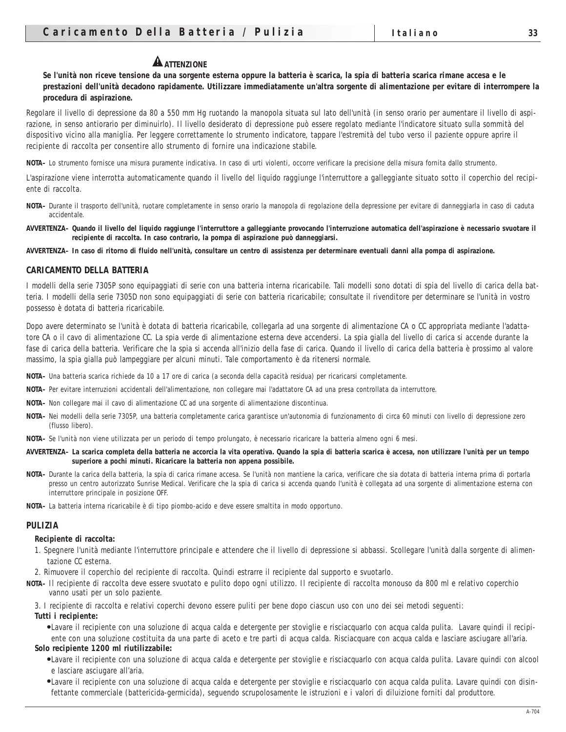**⚠ ATTENZIONE**

**Se l'unità non riceve tensione da una sorgente esterna oppure la batteria è scarica, la spia di batteria scarica rimane accesa e le prestazioni dell'unità decadono rapidamente. Utilizzare immediatamente un'altra sorgente di alimentazione per evitare di interrompere la procedura di aspirazione.**

Regolare il livello di depressione da 80 a 550 mm Hg ruotando la manopola situata sul lato dell'unità (in senso orario per aumentare il livello di aspirazione, in senso antiorario per diminuirlo). Il livello desiderato di depressione può essere regolato mediante l'indicatore situato sulla sommità del dispositivo vicino alla maniglia. Per leggere correttamente lo strumento indicatore, tappare l'estremità del tubo verso il paziente oppure aprire il recipiente di raccolta per consentire allo strumento di fornire una indicazione stabile.

**NOTA–** Lo strumento fornisce una misura puramente indicativa. In caso di urti violenti, occorre verificare la precisione della misura fornita dallo strumento.

L'aspirazione viene interrotta automaticamente quando il livello del liquido raggiunge l'interruttore a galleggiante situato sotto il coperchio del recipiente di raccolta.

**NOTA–** Durante il trasporto dell'unità, ruotare completamente in senso orario la manopola di regolazione della depressione per evitare di danneggiarla in caso di caduta accidentale.

**AVVERTENZA– Quando il livello del liquido raggiunge l'interruttore a galleggiante provocando l'interruzione automatica dell'aspirazione è necessario svuotare il recipiente di raccolta. In caso contrario, la pompa di aspirazione può danneggiarsi.**

**AVVERTENZA– In caso di ritorno di fluido nell'unità, consultare un centro di assistenza per determinare eventuali danni alla pompa di aspirazione.**

## CARICAMENTO DELLA BATTERIA

I modelli della serie 7305P sono equipaggiati di serie con una batteria interna ricaricabile. Tali modelli sono dotati di spia del livello di carica della batteria. I modelli della serie 7305D non sono equipaggiati di serie con batteria ricaricabile; consultate il rivenditore per determinare se l'unità in vostro possesso è dotata di batteria ricaricabile.

Dopo avere determinato se l'unità è dotata di batteria ricaricabile, collegarla ad una sorgente di alimentazione CA o CC appropriata mediante l'adattatore CA o il cavo di alimentazione CC. La spia verde di alimentazione esterna deve accendersi. La spia gialla del livello di carica si accende durante la fase di carica della batteria. Verificare che la spia si accenda all'inizio della fase di carica. Quando il livello di carica della batteria è prossimo al valore massimo, la spia gialla può lampeggiare per alcuni minuti. Tale comportamento è da ritenersi normale.

**NOTA–** Una batteria scarica richiede da 10 a 17 ore di carica (a seconda della capacità residua) per ricaricarsi completamente.

**NOTA–** Per evitare interruzioni accidentali dell'alimentazione, non collegare mai l'adattatore CA ad una presa controllata da interruttore.

**NOTA–** Non collegare mai il cavo di alimentazione CC ad una sorgente di alimentazione discontinua.

**NOTA–** Nei modelli della serie 7305P, una batteria completamente carica garantisce un'autonomia di funzionamento di circa 60 minuti con livello di depressione zero (flusso libero).

**NOTA–** Se l'unità non viene utilizzata per un periodo di tempo prolungato, è necessario ricaricare la batteria almeno ogni 6 mesi.

**AVVERTENZA– La scarica completa della batteria ne accorcia la vita operativa. Quando la spia di batteria scarica è accesa, non utilizzare l'unità per un tempo superiore a pochi minuti. Ricaricare la batteria non appena possibile.**

**NOTA–** Durante la carica della batteria, la spia di carica rimane accesa. Se l'unità non mantiene la carica, verificare che sia dotata di batteria interna prima di portarla presso un centro autorizzato Sunrise Medical. Verificare che la spia di carica si accenda quando l'unità è collegata ad una sorgente di alimentazione esterna con interruttore principale in posizione OFF.

**NOTA–** La batteria interna ricaricabile è di tipo piombo-acido e deve essere smaltita in modo opportuno.

## PULIZIA

**Recipiente di raccolta:**

1. Spegnere l'unità mediante l'interruttore principale e attendere che il livello di depressione si abbassi. Scollegare l'unità dalla sorgente di alimentazione CC esterna.
2. Rimuovere il coperchio del recipiente di raccolta. Quindi estrarre il recipiente dal supporto e svuotarlo.

**NOTA–** Il recipiente di raccolta deve essere svuotato e pulito dopo ogni utilizzo. Il recipiente di raccolta monouso da 800 ml e relativo coperchio vanno usati per un solo paziente.

3. I recipiente di raccolta e relativi coperchi devono essere puliti per bene dopo ciascun uso con uno dei sei metodi seguenti:

**Tutti i recipiente:**

- Lavare il recipiente con una soluzione di acqua calda e detergente per stoviglie e risciacquarlo con acqua calda pulita. Lavare quindi il recipiente con una soluzione costituita da una parte di aceto e tre parti di acqua calda. Risciacquare con acqua calda e lasciare asciugare all'aria.

**Solo recipiente 1200 ml riutilizzabile:**

- Lavare il recipiente con una soluzione di acqua calda e detergente per stoviglie e risciacquarlo con acqua calda pulita. Lavare quindi con alcool e lasciare asciugare all'aria.
- Lavare il recipiente con una soluzione di acqua calda e detergente per stoviglie e risciacquarlo con acqua calda pulita. Lavare quindi con disinfettante commerciale (battericida-germicida), seguendo scrupolosamente le istruzioni e i valori di diluizione forniti dal produttore.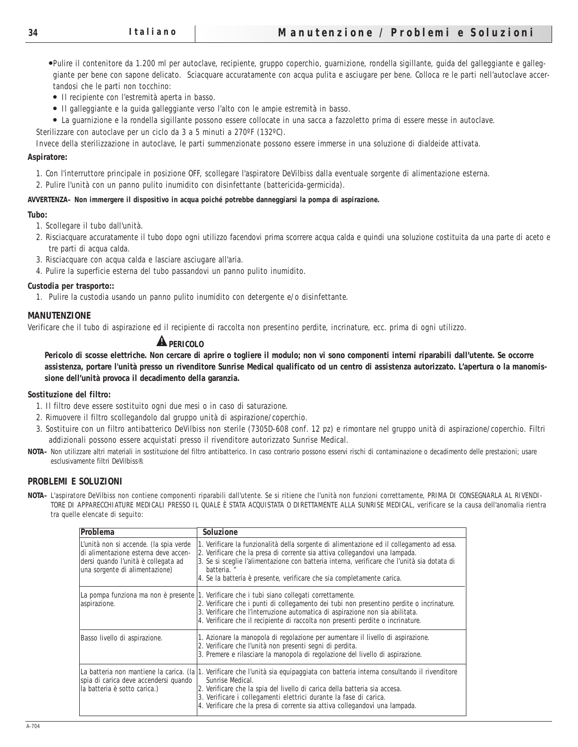- Pulire il contenitore da 1.200 ml per autoclave, recipiente, gruppo coperchio, guarnizione, rondella sigillante, guida del galleggiante e galleggiante per bene con sapone delicato. Sciacquare accuratamente con acqua pulita e asciugare per bene. Colloca re le parti nell'autoclave accertandosi che le parti non tocchino:
  - Il recipiente con l'estremità aperta in basso.
  - Il galleggiante e la guida galleggiante verso l'alto con le ampie estremità in basso.
  - La guarnizione e la rondella sigillante possono essere collocate in una sacca a fazzoletto prima di essere messe in autoclave.

Sterilizzare con autoclave per un ciclo da 3 a 5 minuti a 270ºF (132ºC).

Invece della sterilizzazione in autoclave, le parti summenzionate possono essere immerse in una soluzione di dialdeide attivata.

**Aspiratore:**

1. Con l'interruttore principale in posizione OFF, scollegare l'aspiratore DeVilbiss dalla eventuale sorgente di alimentazione esterna.
2. Pulire l'unità con un panno pulito inumidito con disinfettante (battericida-germicida).

**AVVERTENZA– Non immergere il dispositivo in acqua poiché potrebbe danneggiarsi la pompa di aspirazione.**

**Tubo:**

1. Scollegare il tubo dall'unità.
2. Risciacquare accuratamente il tubo dopo ogni utilizzo facendovi prima scorrere acqua calda e quindi una soluzione costituita da una parte di aceto e tre parti di acqua calda.
3. Risciacquare con acqua calda e lasciare asciugare all'aria.
4. Pulire la superficie esterna del tubo passandovi un panno pulito inumidito.

**Custodia per trasporto::**

1. Pulire la custodia usando un panno pulito inumidito con detergente e/o disinfettante.

## MANUTENZIONE

Verificare che il tubo di aspirazione ed il recipiente di raccolta non presentino perdite, incrinature, ecc. prima di ogni utilizzo.

**⚠ PERICOLO**

**Pericolo di scosse elettriche. Non cercare di aprire o togliere il modulo; non vi sono componenti interni riparabili dall'utente. Se occorre assistenza, portare l'unità presso un rivenditore Sunrise Medical qualificato od un centro di assistenza autorizzato. L'apertura o la manomissione dell'unità provoca il decadimento della garanzia.**

**Sostituzione del filtro:**

1. Il filtro deve essere sostituito ogni due mesi o in caso di saturazione.
2. Rimuovere il filtro scollegandolo dal gruppo unità di aspirazione/coperchio.
3. Sostituire con un filtro antibatterico DeVilbiss non sterile (7305D-608 conf. 12 pz) e rimontare nel gruppo unità di aspirazione/coperchio. Filtri addizionali possono essere acquistati presso il rivenditore autorizzato Sunrise Medical.

**NOTA–** Non utilizzare altri materiali in sostituzione del filtro antibatterico. In caso contrario possono esservi rischi di contaminazione o decadimento delle prestazioni; usare esclusivamente filtri DeVilbiss®.

## PROBLEMI E SOLUZIONI

**NOTA–** L'aspiratore DeVilbiss non contiene componenti riparabili dall'utente. Se si ritiene che l'unità non funzioni correttamente, PRIMA DI CONSEGNARLA AL RIVENDITORE DI APPARECCHIATURE MEDICALI PRESSO IL QUALE È STATA ACQUISTATA O DIRETTAMENTE ALLA SUNRISE MEDICAL, verificare se la causa dell'anomalia rientra tra quelle elencate di seguito:

| Problema | Soluzione |
|---|---|
| L'unità non si accende. (la spia verde di alimentazione esterna deve accendersi quando l'unità è collegata ad una sorgente di alimentazione) | 1. Verificare la funzionalità della sorgente di alimentazione ed il collegamento ad essa.<br>2. Verificare che la presa di corrente sia attiva collegandovi una lampada.<br>3. Se si sceglie l'alimentazione con batteria interna, verificare che l'unità sia dotata di batteria. "<br>4. Se la batteria è presente, verificare che sia completamente carica. |
| La pompa funziona ma non è presente aspirazione. | 1. Verificare che i tubi siano collegati correttamente.<br>2. Verificare che i punti di collegamento dei tubi non presentino perdite o incrinature.<br>3. Verificare che l'interruzione automatica di aspirazione non sia abilitata.<br>4. Verificare che il recipiente di raccolta non presenti perdite o incrinature. |
| Basso livello di aspirazione. | 1. Azionare la manopola di regolazione per aumentare il livello di aspirazione.<br>2. Verificare che l'unità non presenti segni di perdita.<br>3. Premere e rilasciare la manopola di regolazione del livello di aspirazione. |
| La batteria non mantiene la carica. (la spia di carica deve accendersi quando la batteria è sotto carica.) | 1. Verificare che l'unità sia equipaggiata con batteria interna consultando il rivenditore Sunrise Medical.<br>2. Verificare che la spia del livello di carica della batteria sia accesa.<br>3. Verificare i collegamenti elettrici durante la fase di carica.<br>4. Verificare che la presa di corrente sia attiva collegandovi una lampada. |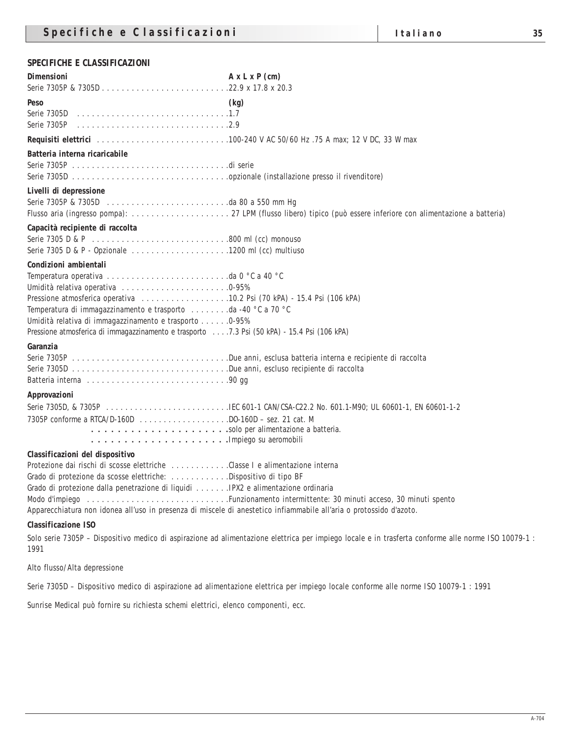## SPECIFICHE E CLASSIFICAZIONI

**Dimensioni** — **A x L x P (cm)**

Serie 7305P & 7305D . . . . . . . . . . . . . . . . . . . . . . . . . .22.9 x 17.8 x 20.3

**Peso** — **(kg)**

Serie 7305D . . . . . . . . . . . . . . . . . . . . . . . . . . . . . . .1.7
Serie 7305P . . . . . . . . . . . . . . . . . . . . . . . . . . . . . . .2.9

**Requisiti elettrici** . . . . . . . . . . . . . . . . . . . . . . . . . . .100-240 V AC 50/60 Hz .75 A max; 12 V DC, 33 W max

**Batteria interna ricaricabile**

Serie 7305P . . . . . . . . . . . . . . . . . . . . . . . . . . . . . . . .di serie
Serie 7305D . . . . . . . . . . . . . . . . . . . . . . . . . . . . . . . .opzionale (installazione presso il rivenditore)

**Livelli di depressione**

Serie 7305P & 7305D . . . . . . . . . . . . . . . . . . . . . . . . .da 80 a 550 mm Hg
Flusso aria (ingresso pompa): . . . . . . . . . . . . . . . . . . . . 27 LPM (flusso libero) tipico (può essere inferiore con alimentazione a batteria)

**Capacità recipiente di raccolta**

Serie 7305 D & P . . . . . . . . . . . . . . . . . . . . . . . . . . . .800 ml (cc) monouso
Serie 7305 D & P - Opzionale . . . . . . . . . . . . . . . . . . . .1200 ml (cc) multiuso

**Condizioni ambientali**

Temperatura operativa . . . . . . . . . . . . . . . . . . . . . . . . .da 0 °C a 40 °C
Umidità relativa operativa . . . . . . . . . . . . . . . . . . . . . .0-95%
Pressione atmosferica operativa . . . . . . . . . . . . . . . . . .10.2 Psi (70 kPA) - 15.4 Psi (106 kPA)
Temperatura di immagazzinamento e trasporto . . . . . . . .da -40 °C a 70 °C
Umidità relativa di immagazzinamento e trasporto . . . . . .0-95%
Pressione atmosferica di immagazzinamento e trasporto . . . .7.3 Psi (50 kPA) - 15.4 Psi (106 kPA)

**Garanzia**

Serie 7305P . . . . . . . . . . . . . . . . . . . . . . . . . . . . . . . .Due anni, esclusa batteria interna e recipiente di raccolta
Serie 7305D . . . . . . . . . . . . . . . . . . . . . . . . . . . . . . . .Due anni, escluso recipiente di raccolta
Batteria interna . . . . . . . . . . . . . . . . . . . . . . . . . . . . .90 gg

**Approvazioni**

Serie 7305D, & 7305P . . . . . . . . . . . . . . . . . . . . . . . . .IEC 601-1 CAN/CSA-C22.2 No. 601.1-M90; UL 60601-1, EN 60601-1-2
7305P conforme a RTCA/D-160D . . . . . . . . . . . . . . . . . .DO-160D – sez. 21 cat. M
. . . . . . . . . . . . . . . . . . . . . .solo per alimentazione a batteria.
. . . . . . . . . . . . . . . . . . . . . .Impiego su aeromobili

**Classificazioni del dispositivo**

Protezione dai rischi di scosse elettriche . . . . . . . . . . . .Classe I e alimentazione interna
Grado di protezione da scosse elettriche: . . . . . . . . . . . .Dispositivo di tipo BF
Grado di protezione dalla penetrazione di liquidi . . . . . . .IPX2 e alimentazione ordinaria
Modo d'impiego . . . . . . . . . . . . . . . . . . . . . . . . . . . . .Funzionamento intermittente: 30 minuti acceso, 30 minuti spento
Apparecchiatura non idonea all'uso in presenza di miscele di anestetico infiammabile all'aria o protossido d'azoto.

**Classificazione ISO**

Solo serie 7305P – Dispositivo medico di aspirazione ad alimentazione elettrica per impiego locale e in trasferta conforme alle norme ISO 10079-1 : 1991

Alto flusso/Alta depressione

Serie 7305D – Dispositivo medico di aspirazione ad alimentazione elettrica per impiego locale conforme alle norme ISO 10079-1 : 1991

Sunrise Medical può fornire su richiesta schemi elettrici, elenco componenti, ecc.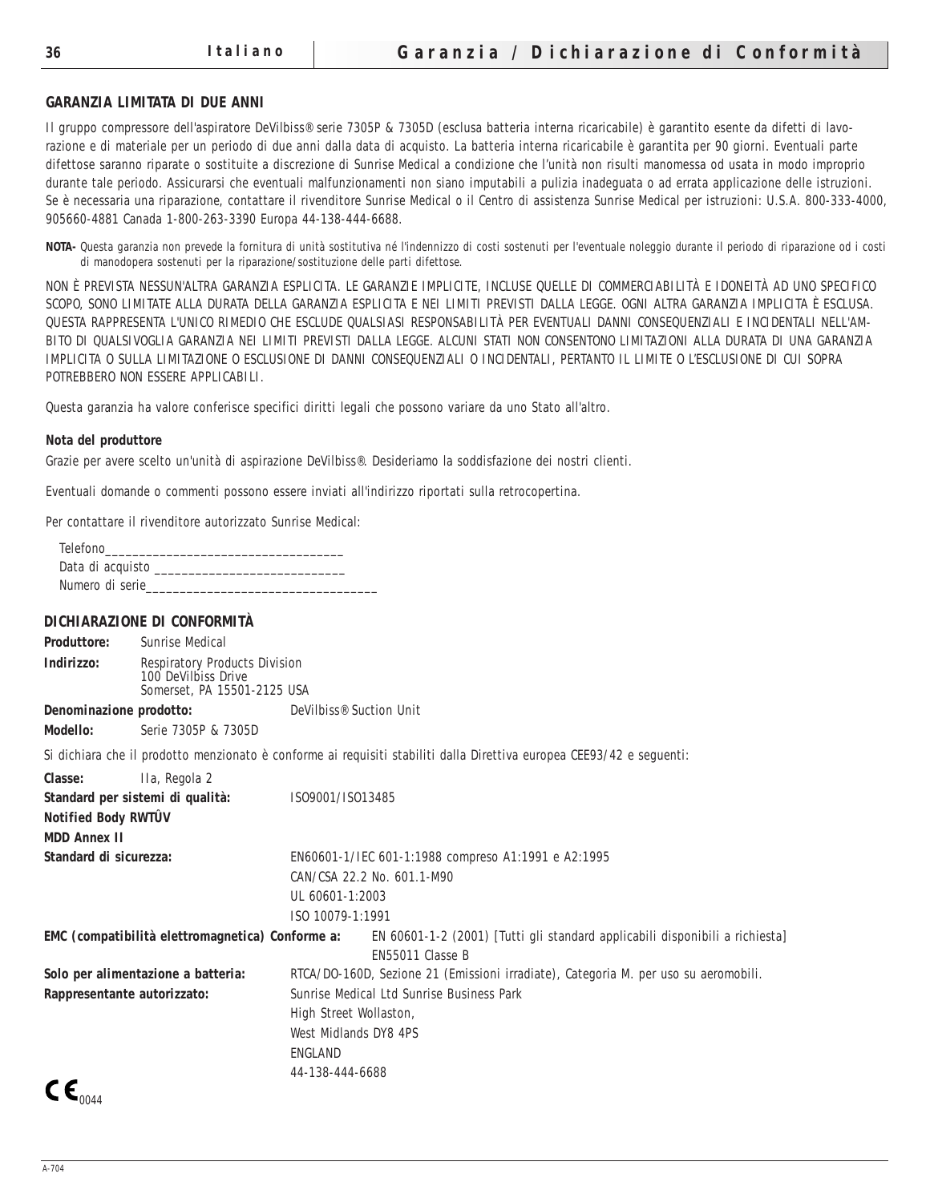## GARANZIA LIMITATA DI DUE ANNI

Il gruppo compressore dell'aspiratore DeVilbiss® serie 7305P & 7305D (esclusa batteria interna ricaricabile) è garantito esente da difetti di lavorazione e di materiale per un periodo di due anni dalla data di acquisto. La batteria interna ricaricabile è garantita per 90 giorni. Eventuali parte difettose saranno riparate o sostituite a discrezione di Sunrise Medical a condizione che l'unità non risulti manomessa od usata in modo improprio durante tale periodo. Assicurarsi che eventuali malfunzionamenti non siano imputabili a pulizia inadeguata o ad errata applicazione delle istruzioni. Se è necessaria una riparazione, contattare il rivenditore Sunrise Medical o il Centro di assistenza Sunrise Medical per istruzioni: U.S.A. 800-333-4000, 905660-4881 Canada 1-800-263-3390 Europa 44-138-444-6688.

**NOTA-** *Questa garanzia non prevede la fornitura di unità sostitutiva né l'indennizzo di costi sostenuti per l'eventuale noleggio durante il periodo di riparazione od i costi di manodopera sostenuti per la riparazione/sostituzione delle parti difettose.*

NON È PREVISTA NESSUN'ALTRA GARANZIA ESPLICITA. LE GARANZIE IMPLICITE, INCLUSE QUELLE DI COMMERCIABILITÀ E IDONEITÀ AD UNO SPECIFICO SCOPO, SONO LIMITATE ALLA DURATA DELLA GARANZIA ESPLICITA E NEI LIMITI PREVISTI DALLA LEGGE. OGNI ALTRA GARANZIA IMPLICITA È ESCLUSA. QUESTA RAPPRESENTA L'UNICO RIMEDIO CHE ESCLUDE QUALSIASI RESPONSABILITÀ PER EVENTUALI DANNI CONSEQUENZIALI E INCIDENTALI NELL'AMBITO DI QUALSIVOGLIA GARANZIA NEI LIMITI PREVISTI DALLA LEGGE. ALCUNI STATI NON CONSENTONO LIMITAZIONI ALLA DURATA DI UNA GARANZIA IMPLICITA O SULLA LIMITAZIONE O ESCLUSIONE DI DANNI CONSEQUENZIALI O INCIDENTALI, PERTANTO IL LIMITE O L'ESCLUSIONE DI CUI SOPRA POTREBBERO NON ESSERE APPLICABILI.

Questa garanzia ha valore conferisce specifici diritti legali che possono variare da uno Stato all'altro.

### Nota del produttore

Grazie per avere scelto un'unità di aspirazione DeVilbiss®. Desideriamo la soddisfazione dei nostri clienti.

Eventuali domande o commenti possono essere inviati all'indirizzo riportati sulla retrocopertina.

Per contattare il rivenditore autorizzato Sunrise Medical:

Telefono___________________________________
Data di acquisto ___________________________
Numero di serie_________________________________

## DICHIARAZIONE DI CONFORMITÀ

**Produttore:** Sunrise Medical

**Indirizzo:** Respiratory Products Division
100 DeVilbiss Drive
Somerset, PA 15501-2125 USA

**Denominazione prodotto:** DeVilbiss® Suction Unit

**Modello:** Serie 7305P & 7305D

Si dichiara che il prodotto menzionato è conforme ai requisiti stabiliti dalla Direttiva europea CEE93/42 e seguenti:

**Classe:** IIa, Regola 2

**Standard per sistemi di qualità:** ISO9001/ISO13485

**Notified Body RWTÜV**

**MDD Annex II**

**Standard di sicurezza:** EN60601-1/IEC 601-1:1988 compreso A1:1991 e A2:1995
CAN/CSA 22.2 No. 601.1-M90
UL 60601-1:2003
ISO 10079-1:1991

**EMC (compatibilità elettromagnetica) Conforme a:** EN 60601-1-2 (2001) [Tutti gli standard applicabili disponibili a richiesta]
EN55011 Classe B

**Solo per alimentazione a batteria:** RTCA/DO-160D, Sezione 21 (Emissioni irradiate), Categoria M. per uso su aeromobili.

**Rappresentante autorizzato:** Sunrise Medical Ltd Sunrise Business Park
High Street Wollaston,
West Midlands DY8 4PS
ENGLAND
44-138-444-6688

CE 0044

A-704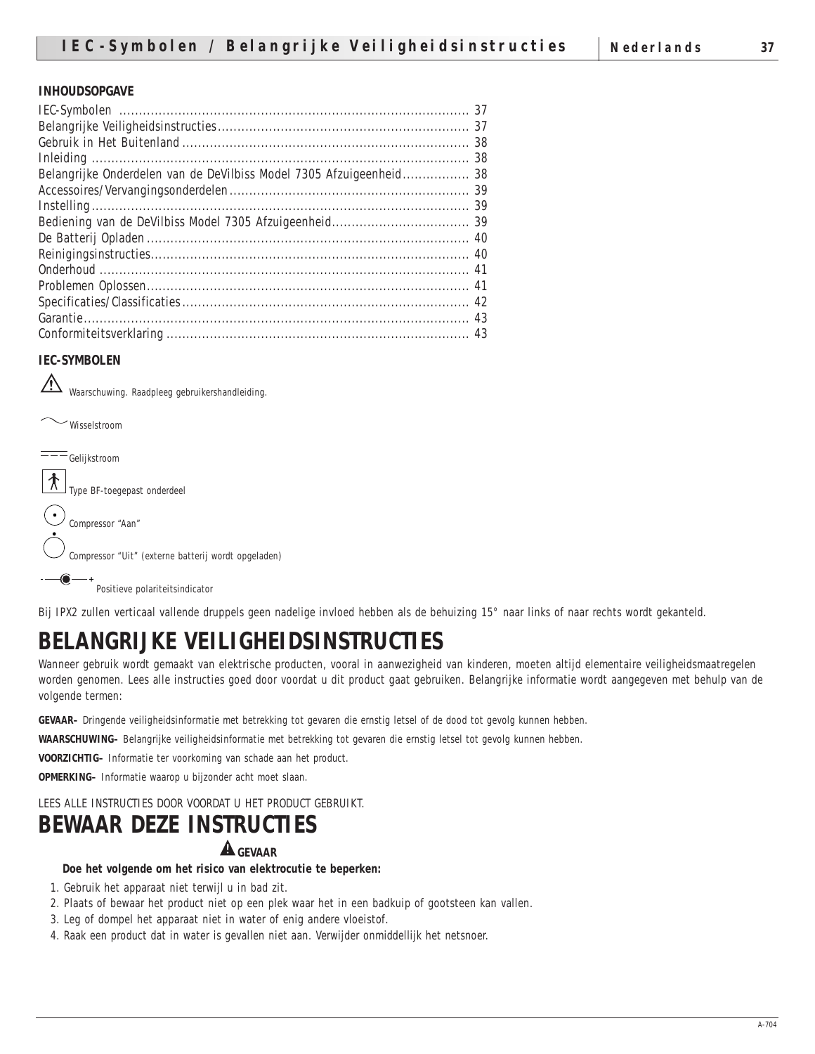**INHOUDSOPGAVE**

| | |
|---|---|
| IEC-Symbolen | 37 |
| Belangrijke Veiligheidsinstructies | 37 |
| Gebruik in Het Buitenland | 38 |
| Inleiding | 38 |
| Belangrijke Onderdelen van de DeVilbiss Model 7305 Afzuigeenheid | 38 |
| Accessoires/Vervangingsonderdelen | 39 |
| Instelling | 39 |
| Bediening van de DeVilbiss Model 7305 Afzuigeenheid | 39 |
| De Batterij Opladen | 40 |
| Reinigingsinstructies | 40 |
| Onderhoud | 41 |
| Problemen Oplossen | 41 |
| Specificaties/Classificaties | 42 |
| Garantie | 43 |
| Conformiteitsverklaring | 43 |

**IEC-SYMBOLEN**

⚠ *Waarschuwing. Raadpleeg gebruikershandleiding.*

∼ *Wisselstroom*

⎓ *Gelijkstroom*

*Type BF-toegepast onderdeel*

*Compressor "Aan"*

*Compressor "Uit" (externe batterij wordt opgeladen)*

*Positieve polariteitsindicator*

*Bij IPX2 zullen verticaal vallende druppels geen nadelige invloed hebben als de behuizing 15° naar links of naar rechts wordt gekanteld.*

# BELANGRIJKE VEILIGHEIDSINSTRUCTIES

Wanneer gebruik wordt gemaakt van elektrische producten, vooral in aanwezigheid van kinderen, moeten altijd elementaire veiligheidsmaatregelen worden genomen. Lees alle instructies goed door voordat u dit product gaat gebruiken. Belangrijke informatie wordt aangegeven met behulp van de volgende termen:

**GEVAAR–** Dringende veiligheidsinformatie met betrekking tot gevaren die ernstig letsel of de dood tot gevolg kunnen hebben.

**WAARSCHUWING–** Belangrijke veiligheidsinformatie met betrekking tot gevaren die ernstig letsel tot gevolg kunnen hebben.

**VOORZICHTIG–** Informatie ter voorkoming van schade aan het product.

**OPMERKING–** Informatie waarop u bijzonder acht moet slaan.

LEES ALLE INSTRUCTIES DOOR VOORDAT U HET PRODUCT GEBRUIKT.

# BEWAAR DEZE INSTRUCTIES

**⚠ GEVAAR**

**Doe het volgende om het risico van elektrocutie te beperken:**

1. Gebruik het apparaat niet terwijl u in bad zit.
2. Plaats of bewaar het product niet op een plek waar het in een badkuip of gootsteen kan vallen.
3. Leg of dompel het apparaat niet in water of enig andere vloeistof.
4. Raak een product dat in water is gevallen niet aan. Verwijder onmiddellijk het netsnoer.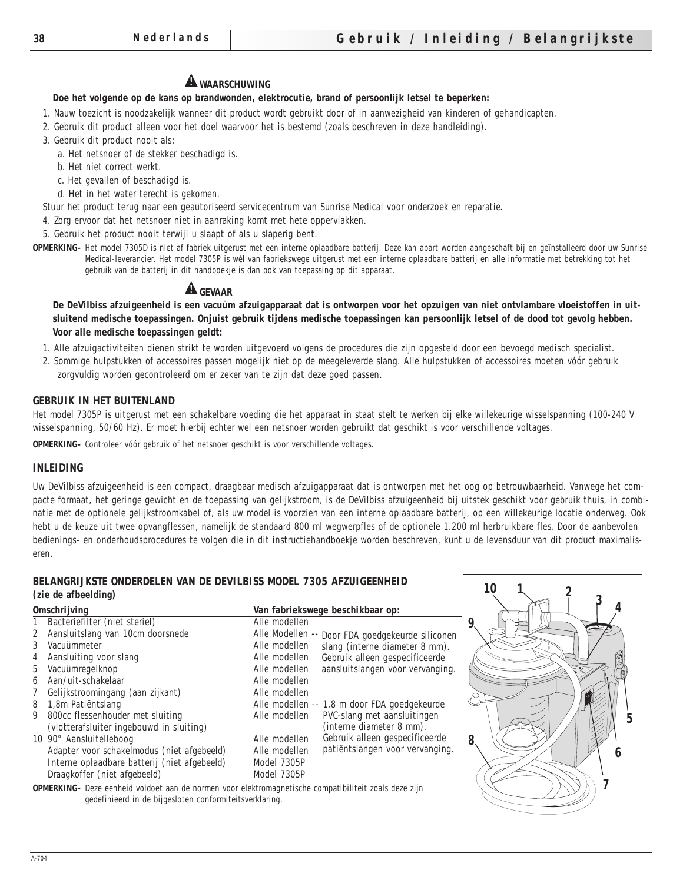**⚠ WAARSCHUWING**

**Doe het volgende op de kans op brandwonden, elektrocutie, brand of persoonlijk letsel te beperken:**

1. Nauw toezicht is noodzakelijk wanneer dit product wordt gebruikt door of in aanwezigheid van kinderen of gehandicapten.
2. Gebruik dit product alleen voor het doel waarvoor het is bestemd (zoals beschreven in deze handleiding).
3. Gebruik dit product nooit als:
   a. Het netsnoer of de stekker beschadigd is.
   b. Het niet correct werkt.
   c. Het gevallen of beschadigd is.
   d. Het in het water terecht is gekomen.

Stuur het product terug naar een geautoriseerd servicecentrum van Sunrise Medical voor onderzoek en reparatie.

4. Zorg ervoor dat het netsnoer niet in aanraking komt met hete oppervlakken.
5. Gebruik het product nooit terwijl u slaapt of als u slaperig bent.

**OPMERKING–** Het model 7305D is niet af fabriek uitgerust met een interne oplaadbare batterij. Deze kan apart worden aangeschaft bij en geïnstalleerd door uw Sunrise Medical-leverancier. Het model 7305P is wél van fabriekswege uitgerust met een interne oplaadbare batterij en alle informatie met betrekking tot het gebruik van de batterij in dit handboekje is dan ook van toepassing op dit apparaat.

**⚠ GEVAAR**

**De DeVilbiss afzuigeenheid is een vacuüm afzuigapparaat dat is ontworpen voor het opzuigen van niet ontvlambare vloeistoffen in uitsluitend medische toepassingen. Onjuist gebruik tijdens medische toepassingen kan persoonlijk letsel of de dood tot gevolg hebben. Voor alle medische toepassingen geldt:**

1. Alle afzuigactiviteiten dienen strikt te worden uitgevoerd volgens de procedures die zijn opgesteld door een bevoegd medisch specialist.
2. Sommige hulpstukken of accessoires passen mogelijk niet op de meegeleverde slang. Alle hulpstukken of accessoires moeten vóór gebruik zorgvuldig worden gecontroleerd om er zeker van te zijn dat deze goed passen.

### GEBRUIK IN HET BUITENLAND

Het model 7305P is uitgerust met een schakelbare voeding die het apparaat in staat stelt te werken bij elke willekeurige wisselspanning (100-240 V wisselspanning, 50/60 Hz). Er moet hierbij echter wel een netsnoer worden gebruikt dat geschikt is voor verschillende voltages.

**OPMERKING–** Controleer vóór gebruik of het netsnoer geschikt is voor verschillende voltages.

### INLEIDING

Uw DeVilbiss afzuigeenheid is een compact, draagbaar medisch afzuigapparaat dat is ontworpen met het oog op betrouwbaarheid. Vanwege het compacte formaat, het geringe gewicht en de toepassing van gelijkstroom, is de DeVilbiss afzuigeenheid bij uitstek geschikt voor gebruik thuis, in combinatie met de optionele gelijkstroomkabel of, als uw model is voorzien van een interne oplaadbare batterij, op een willekeurige locatie onderweg. Ook hebt u de keuze uit twee opvangflessen, namelijk de standaard 800 ml wegwerpfles of de optionele 1.200 ml herbruikbare fles. Door de aanbevolen bedienings- en onderhoudsprocedures te volgen die in dit instructiehandboekje worden beschreven, kunt u de levensduur van dit product maximaliseren.

### BELANGRIJKSTE ONDERDELEN VAN DE DEVILBISS MODEL 7305 AFZUIGEENHEID
**(zie de afbeelding)**

| | Omschrijving | Van fabriekswege beschikbaar op: | |
|---|---|---|---|
| 1 | Bacteriefilter (niet steriel) | Alle modellen | |
| 2 | Aansluitslang van 10cm doorsnede | Alle Modellen -- | Door FDA goedgekeurde siliconen slang (interne diameter 8 mm). Gebruik alleen gespecificeerde aansluitslangen voor vervanging. |
| 3 | Vacuümmeter | Alle modellen | |
| 4 | Aansluiting voor slang | Alle modellen | |
| 5 | Vacuümregelknop | Alle modellen | |
| 6 | Aan/uit-schakelaar | Alle modellen | |
| 7 | Gelijkstroomingang (aan zijkant) | Alle modellen | |
| 8 | 1,8m Patiëntslang | Alle modellen -- | 1,8 m door FDA goedgekeurde PVC-slang met aansluitingen (interne diameter 8 mm). Gebruik alleen gespecificeerde patiëntslangen voor vervanging. |
| 9 | 800cc flessenhouder met sluiting (vlotterafsluiter ingebouwd in sluiting) | Alle modellen | |
| 10 | 90° Aansluitelleboog | Alle modellen | |
| | Adapter voor schakelmodus (niet afgebeeld) | Alle modellen | |
| | Interne oplaadbare batterij (niet afgebeeld) | Model 7305P | |
| | Draagkoffer (niet afgebeeld) | Model 7305P | |

**OPMERKING–** Deze eenheid voldoet aan de normen voor elektromagnetische compatibiliteit zoals deze zijn gedefinieerd in de bijgesloten conformiteitsverklaring.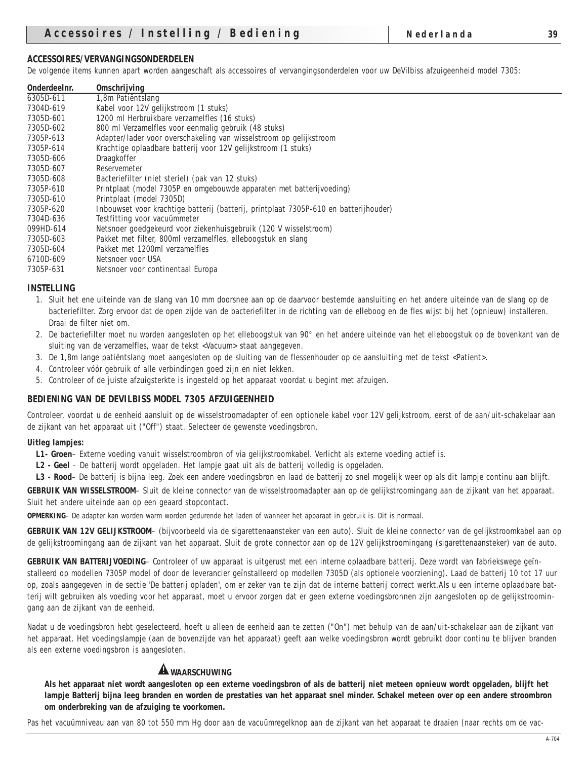## ACCESSOIRES/VERVANGINGSONDERDELEN

De volgende items kunnen apart worden aangeschaft als accessoires of vervangingsonderdelen voor uw DeVilbiss afzuigeenheid model 7305:

| Onderdeelnr. | Omschrijving |
|---|---|
| 6305D-611 | 1,8m Patiëntslang |
| 7304D-619 | Kabel voor 12V gelijkstroom (1 stuks) |
| 7305D-601 | 1200 ml Herbruikbare verzamelfles (16 stuks) |
| 7305D-602 | 800 ml Verzamelfles voor eenmalig gebruik (48 stuks) |
| 7305P-613 | Adapter/lader voor overschakeling van wisselstroom op gelijkstroom |
| 7305P-614 | Krachtige oplaadbare batterij voor 12V gelijkstroom (1 stuks) |
| 7305D-606 | Draagkoffer |
| 7305D-607 | Reservemeter |
| 7305D-608 | Bacteriefilter (niet steriel) (pak van 12 stuks) |
| 7305P-610 | Printplaat (model 7305P en omgebouwde apparaten met batterijvoeding) |
| 7305D-610 | Printplaat (model 7305D) |
| 7305P-620 | Inbouwset voor krachtige batterij (batterij, printplaat 7305P-610 en batterijhouder) |
| 7304D-636 | Testfitting voor vacuümmeter |
| 099HD-614 | Netsnoer goedgekeurd voor ziekenhuisgebruik (120 V wisselstroom) |
| 7305D-603 | Pakket met filter, 800ml verzamelfles, elleboogstuk en slang |
| 7305D-604 | Pakket met 1200ml verzamelfles |
| 6710D-609 | Netsnoer voor USA |
| 7305P-631 | Netsnoer voor continentaal Europa |

## INSTELLING

1. Sluit het ene uiteinde van de slang van 10 mm doorsnee aan op de daarvoor bestemde aansluiting en het andere uiteinde van de slang op de bacteriefilter. Zorg ervoor dat de open zijde van de bacteriefilter in de richting van de elleboog en de fles wijst bij het (opnieuw) installeren. Draai de filter niet om.
2. De bacteriefilter moet nu worden aangesloten op het elleboogstuk van 90° en het andere uiteinde van het elleboogstuk op de bovenkant van de sluiting van de verzamelfles, waar de tekst <Vacuum> staat aangegeven.
3. De 1,8m lange patiëntslang moet aangesloten op de sluiting van de flessenhouder op de aansluiting met de tekst <Patient>.
4. Controleer vóór gebruik of alle verbindingen goed zijn en niet lekken.
5. Controleer of de juiste afzuigsterkte is ingesteld op het apparaat voordat u begint met afzuigen.

## BEDIENING VAN DE DEVILBISS MODEL 7305 AFZUIGEENHEID

Controleer, voordat u de eenheid aansluit op de wisselstroomadapter of een optionele kabel voor 12V gelijkstroom, eerst of de aan/uit-schakelaar aan de zijkant van het apparaat uit ("Off") staat. Selecteer de gewenste voedingsbron.

**Uitleg lampjes:**

**L1- Groen**– Externe voeding vanuit wisselstroombron of via gelijkstroomkabel. Verlicht als externe voeding actief is.

**L2 - Geel** – De batterij wordt opgeladen. Het lampje gaat uit als de batterij volledig is opgeladen.

**L3 - Rood**– De batterij is bijna leeg. Zoek een andere voedingsbron en laad de batterij zo snel mogelijk weer op als dit lampje continu aan blijft.

**GEBRUIK VAN WISSELSTROOM**– Sluit de kleine connector van de wisselstroomadapter aan op de gelijkstroomingang aan de zijkant van het apparaat. Sluit het andere uiteinde aan op een geaard stopcontact.

**OPMERKING**– De adapter kan worden warm worden gedurende het laden of wanneer het apparaat in gebruik is. Dit is normaal.

**GEBRUIK VAN 12V GELIJKSTROOM**– (bijvoorbeeld via de sigarettenaansteker van een auto). Sluit de kleine connector van de gelijkstroomkabel aan op de gelijkstroomingang aan de zijkant van het apparaat. Sluit de grote connector aan op de 12V gelijkstroomingang (sigarettenaansteker) van de auto.

**GEBRUIK VAN BATTERIJVOEDING**– Controleer of uw apparaat is uitgerust met een interne oplaadbare batterij. Deze wordt van fabriekswege geïnstalleerd op modellen 7305P model of door de leverancier geïnstalleerd op modellen 7305D (als optionele voorziening). Laad de batterij 10 tot 17 uur op, zoals aangegeven in de sectie 'De batterij opladen', om er zeker van te zijn dat de interne batterij correct werkt.Als u een interne oplaadbare batterij wilt gebruiken als voeding voor het apparaat, moet u ervoor zorgen dat er geen externe voedingsbronnen zijn aangesloten op de gelijkstroomingang aan de zijkant van de eenheid.

Nadat u de voedingsbron hebt geselecteerd, hoeft u alleen de eenheid aan te zetten ("On") met behulp van de aan/uit-schakelaar aan de zijkant van het apparaat. Het voedingslampje (aan de bovenzijde van het apparaat) geeft aan welke voedingsbron wordt gebruikt door continu te blijven branden als een externe voedingsbron is aangesloten.

**⚠ WAARSCHUWING**

**Als het apparaat niet wordt aangesloten op een externe voedingsbron of als de batterij niet meteen opnieuw wordt opgeladen, blijft het lampje Batterij bijna leeg branden en worden de prestaties van het apparaat snel minder. Schakel meteen over op een andere stroombron om onderbreking van de afzuiging te voorkomen.**

Pas het vacuümniveau aan van 80 tot 550 mm Hg door aan de vacuümregelknop aan de zijkant van het apparaat te draaien (naar rechts om de vac-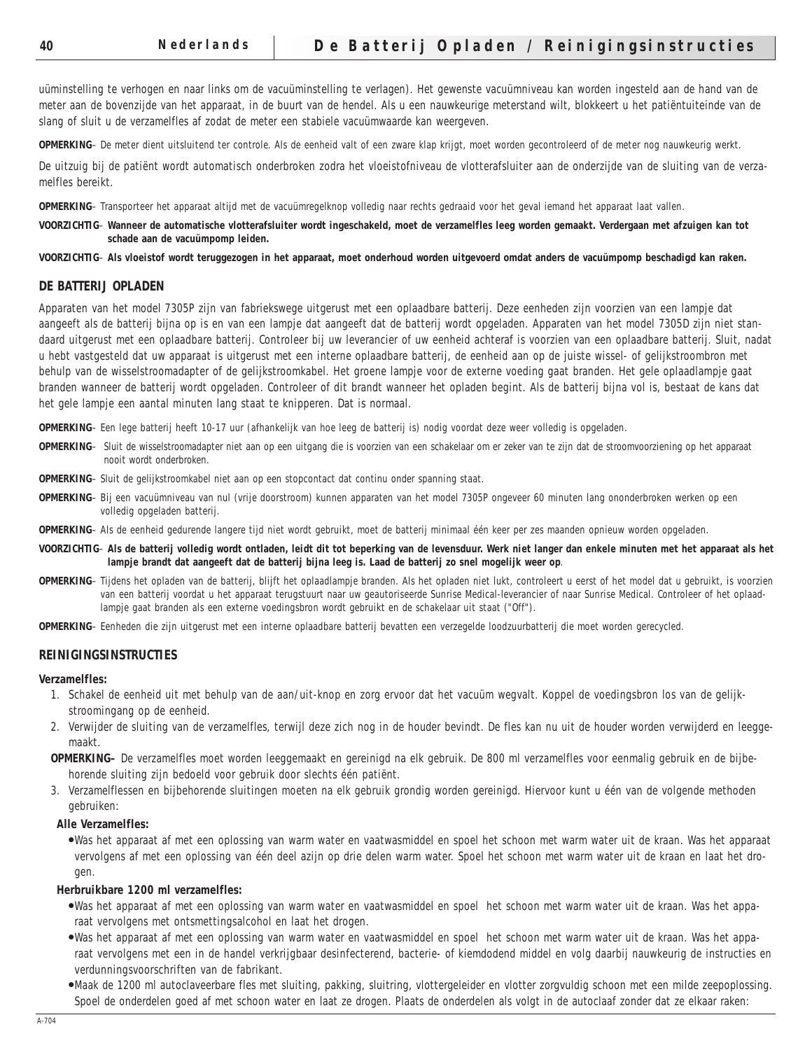uüminstelling te verhogen en naar links om de vacuüminstelling te verlagen). Het gewenste vacuümniveau kan worden ingesteld aan de hand van de meter aan de bovenzijde van het apparaat, in de buurt van de hendel. Als u een nauwkeurige meterstand wilt, blokkeert u het patiëntuiteinde van de slang of sluit u de verzamelfles af zodat de meter een stabiele vacuümwaarde kan weergeven.

**OPMERKING**– De meter dient uitsluitend ter controle. Als de eenheid valt of een zware klap krijgt, moet worden gecontroleerd of de meter nog nauwkeurig werkt.

De uitzuig bij de patiënt wordt automatisch onderbroken zodra het vloeistofniveau de vlotterafsluiter aan de onderzijde van de sluiting van de verzamelfles bereikt.

**OPMERKING**– Transporteer het apparaat altijd met de vacuümregelknop volledig naar rechts gedraaid voor het geval iemand het apparaat laat vallen.

**VOORZICHTIG**– **Wanneer de automatische vlotterafsluiter wordt ingeschakeld, moet de verzamelfles leeg worden gemaakt. Verdergaan met afzuigen kan tot schade aan de vacuümpomp leiden.**

**VOORZICHTIG**– **Als vloeistof wordt teruggezogen in het apparaat, moet onderhoud worden uitgevoerd omdat anders de vacuümpomp beschadigd kan raken.**

## DE BATTERIJ OPLADEN

Apparaten van het model 7305P zijn van fabriekswege uitgerust met een oplaadbare batterij. Deze eenheden zijn voorzien van een lampje dat aangeeft als de batterij bijna op is en van een lampje dat aangeeft dat de batterij wordt opgeladen. Apparaten van het model 7305D zijn niet standaard uitgerust met een oplaadbare batterij. Controleer bij uw leverancier of uw eenheid achteraf is voorzien van een oplaadbare batterij. Sluit, nadat u hebt vastgesteld dat uw apparaat is uitgerust met een interne oplaadbare batterij, de eenheid aan op de juiste wissel- of gelijkstroombron met behulp van de wisselstroomadapter of de gelijkstroomkabel. Het groene lampje voor de externe voeding gaat branden. Het gele oplaadlampje gaat branden wanneer de batterij wordt opgeladen. Controleer of dit brandt wanneer het opladen begint. Als de batterij bijna vol is, bestaat de kans dat het gele lampje een aantal minuten lang staat te knipperen. Dat is normaal.

**OPMERKING**– Een lege batterij heeft 10-17 uur (afhankelijk van hoe leeg de batterij is) nodig voordat deze weer volledig is opgeladen.

**OPMERKING**– Sluit de wisselstroomadapter niet aan op een uitgang die is voorzien van een schakelaar om er zeker van te zijn dat de stroomvoorziening op het apparaat nooit wordt onderbroken.

**OPMERKING**– Sluit de gelijkstroomkabel niet aan op een stopcontact dat continu onder spanning staat.

**OPMERKING**– Bij een vacuümniveau van nul (vrije doorstroom) kunnen apparaten van het model 7305P ongeveer 60 minuten lang ononderbroken werken op een volledig opgeladen batterij.

**OPMERKING**– Als de eenheid gedurende langere tijd niet wordt gebruikt, moet de batterij minimaal één keer per zes maanden opnieuw worden opgeladen.

**VOORZICHTIG**– **Als de batterij volledig wordt ontladen, leidt dit tot beperking van de levensduur. Werk niet langer dan enkele minuten met het apparaat als het lampje brandt dat aangeeft dat de batterij bijna leeg is. Laad de batterij zo snel mogelijk weer op**.

**OPMERKING**– Tijdens het opladen van de batterij, blijft het oplaadlampje branden. Als het opladen niet lukt, controleert u eerst of het model dat u gebruikt, is voorzien van een batterij voordat u het apparaat terugstuurt naar uw geautoriseerde Sunrise Medical-leverancier of naar Sunrise Medical. Controleer of het oplaadlampje gaat branden als een externe voedingsbron wordt gebruikt en de schakelaar uit staat ("Off").

**OPMERKING**– Eenheden die zijn uitgerust met een interne oplaadbare batterij bevatten een verzegelde loodzuurbatterij die moet worden gerecycled.

## REINIGINGSINSTRUCTIES

**Verzamelfles:**

1. Schakel de eenheid uit met behulp van de aan/uit-knop en zorg ervoor dat het vacuüm wegvalt. Koppel de voedingsbron los van de gelijkstroomingang op de eenheid.
2. Verwijder de sluiting van de verzamelfles, terwijl deze zich nog in de houder bevindt. De fles kan nu uit de houder worden verwijderd en leeggemaakt.

**OPMERKING–** De verzamelfles moet worden leeggemaakt en gereinigd na elk gebruik. De 800 ml verzamelfles voor eenmalig gebruik en de bijbehorende sluiting zijn bedoeld voor gebruik door slechts één patiënt.

3. Verzamelflessen en bijbehorende sluitingen moeten na elk gebruik grondig worden gereinigd. Hiervoor kunt u één van de volgende methoden gebruiken:

**Alle Verzamelfles:**

- Was het apparaat af met een oplossing van warm water en vaatwasmiddel en spoel het schoon met warm water uit de kraan. Was het apparaat vervolgens af met een oplossing van één deel azijn op drie delen warm water. Spoel het schoon met warm water uit de kraan en laat het drogen.

**Herbruikbare 1200 ml verzamelfles:**

- Was het apparaat af met een oplossing van warm water en vaatwasmiddel en spoel het schoon met warm water uit de kraan. Was het apparaat vervolgens met ontsmettingsalcohol en laat het drogen.
- Was het apparaat af met een oplossing van warm water en vaatwasmiddel en spoel het schoon met warm water uit de kraan. Was het apparaat vervolgens met een in de handel verkrijgbaar desinfecterend, bacterie- of kiemdodend middel en volg daarbij nauwkeurig de instructies en verdunningsvoorschriften van de fabrikant.
- Maak de 1200 ml autoclaveerbare fles met sluiting, pakking, sluitring, vlottergeleider en vlotter zorgvuldig schoon met een milde zeepoplossing. Spoel de onderdelen goed af met schoon water en laat ze drogen. Plaats de onderdelen als volgt in de autoclaaf zonder dat ze elkaar raken: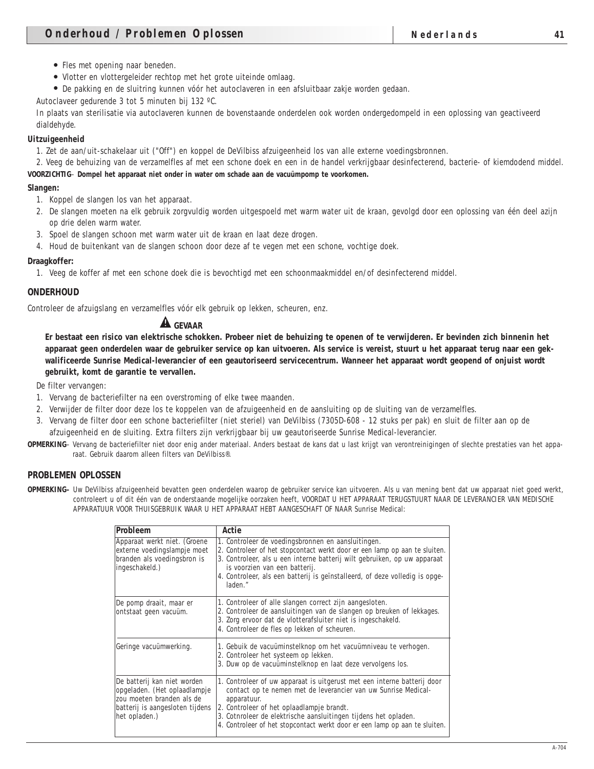- Fles met opening naar beneden.
- Vlotter en vlottergeleider rechtop met het grote uiteinde omlaag.
- De pakking en de sluitring kunnen vóór het autoclaveren in een afsluitbaar zakje worden gedaan.

Autoclaveer gedurende 3 tot 5 minuten bij 132 ºC.

In plaats van sterilisatie via autoclaveren kunnen de bovenstaande onderdelen ook worden ondergedompeld in een oplossing van geactiveerd dialdehyde.

**Uitzuigeenheid**

1. Zet de aan/uit-schakelaar uit ("Off") en koppel de DeVilbiss afzuigeenheid los van alle externe voedingsbronnen.
2. Veeg de behuizing van de verzamelfles af met een schone doek en een in de handel verkrijgbaar desinfecterend, bacterie- of kiemdodend middel.

**VOORZICHTIG**– **Dompel het apparaat niet onder in water om schade aan de vacuümpomp te voorkomen.**

**Slangen:**

1. Koppel de slangen los van het apparaat.
2. De slangen moeten na elk gebruik zorgvuldig worden uitgespoeld met warm water uit de kraan, gevolgd door een oplossing van één deel azijn op drie delen warm water.
3. Spoel de slangen schoon met warm water uit de kraan en laat deze drogen.
4. Houd de buitenkant van de slangen schoon door deze af te vegen met een schone, vochtige doek.

**Draagkoffer:**

1. Veeg de koffer af met een schone doek die is bevochtigd met een schoonmaakmiddel en/of desinfecterend middel.

## ONDERHOUD

Controleer de afzuigslang en verzamelfles vóór elk gebruik op lekken, scheuren, enz.

**⚠ GEVAAR**

**Er bestaat een risico van elektrische schokken. Probeer niet de behuizing te openen of te verwijderen. Er bevinden zich binnenin het apparaat geen onderdelen waar de gebruiker service op kan uitvoeren. Als service is vereist, stuurt u het apparaat terug naar een gekwalificeerde Sunrise Medical-leverancier of een geautoriseerd servicecentrum. Wanneer het apparaat wordt geopend of onjuist wordt gebruikt, komt de garantie te vervallen.**

De filter vervangen:

1. Vervang de bacteriefilter na een overstroming of elke twee maanden.
2. Verwijder de filter door deze los te koppelen van de afzuigeenheid en de aansluiting op de sluiting van de verzamelfles.
3. Vervang de filter door een schone bacteriefilter (niet steriel) van DeVilbiss (7305D-608 - 12 stuks per pak) en sluit de filter aan op de afzuigeenheid en de sluiting. Extra filters zijn verkrijgbaar bij uw geautoriseerde Sunrise Medical-leverancier.

**OPMERKING**– Vervang de bacteriefilter niet door enig ander materiaal. Anders bestaat de kans dat u last krijgt van verontreinigingen of slechte prestaties van het apparaat. Gebruik daarom alleen filters van DeVilbiss®.

## PROBLEMEN OPLOSSEN

**OPMERKING–** Uw DeVilbiss afzuigeenheid bevatten geen onderdelen waarop de gebruiker service kan uitvoeren. Als u van mening bent dat uw apparaat niet goed werkt, controleert u of dit één van de onderstaande mogelijke oorzaken heeft, VOORDAT U HET APPARAAT TERUGSTUURT NAAR DE LEVERANCIER VAN MEDISCHE APPARATUUR VOOR THUISGEBRUIK WAAR U HET APPARAAT HEBT AANGESCHAFT OF NAAR Sunrise Medical:

| Probleem | Actie |
|---|---|
| Apparaat werkt niet. (Groene externe voedingslampje moet branden als voedingsbron is ingeschakeld.) | 1. Controleer de voedingsbronnen en aansluitingen.<br>2. Controleer of het stopcontact werkt door er een lamp op aan te sluiten.<br>3. Controleer, als u een interne batterij wilt gebruiken, op uw apparaat is voorzien van een batterij.<br>4. Controleer, als een batterij is geïnstalleerd, of deze volledig is opgeladen." |
| De pomp draait, maar er ontstaat geen vacuüm. | 1. Controleer of alle slangen correct zijn aangesloten.<br>2. Controleer de aansluitingen van de slangen op breuken of lekkages.<br>3. Zorg ervoor dat de vlotterafsluiter niet is ingeschakeld.<br>4. Controleer de fles op lekken of scheuren. |
| Geringe vacuümwerking. | 1. Gebuik de vacuüminstelknop om het vacuümniveau te verhogen.<br>2. Controleer het systeem op lekken.<br>3. Duw op de vacuüminstelknop en laat deze vervolgens los. |
| De batterij kan niet worden opgeladen. (Het oplaadlampje zou moeten branden als de batterij is aangesloten tijdens het opladen.) | 1. Controleer of uw apparaat is uitgerust met een interne batterij door contact op te nemen met de leverancier van uw Sunrise Medical-apparatuur.<br>2. Controleer of het oplaadlampje brandt.<br>3. Cotnroleer de elektrische aansluitingen tijdens het opladen.<br>4. Controleer of het stopcontact werkt door er een lamp op aan te sluiten. |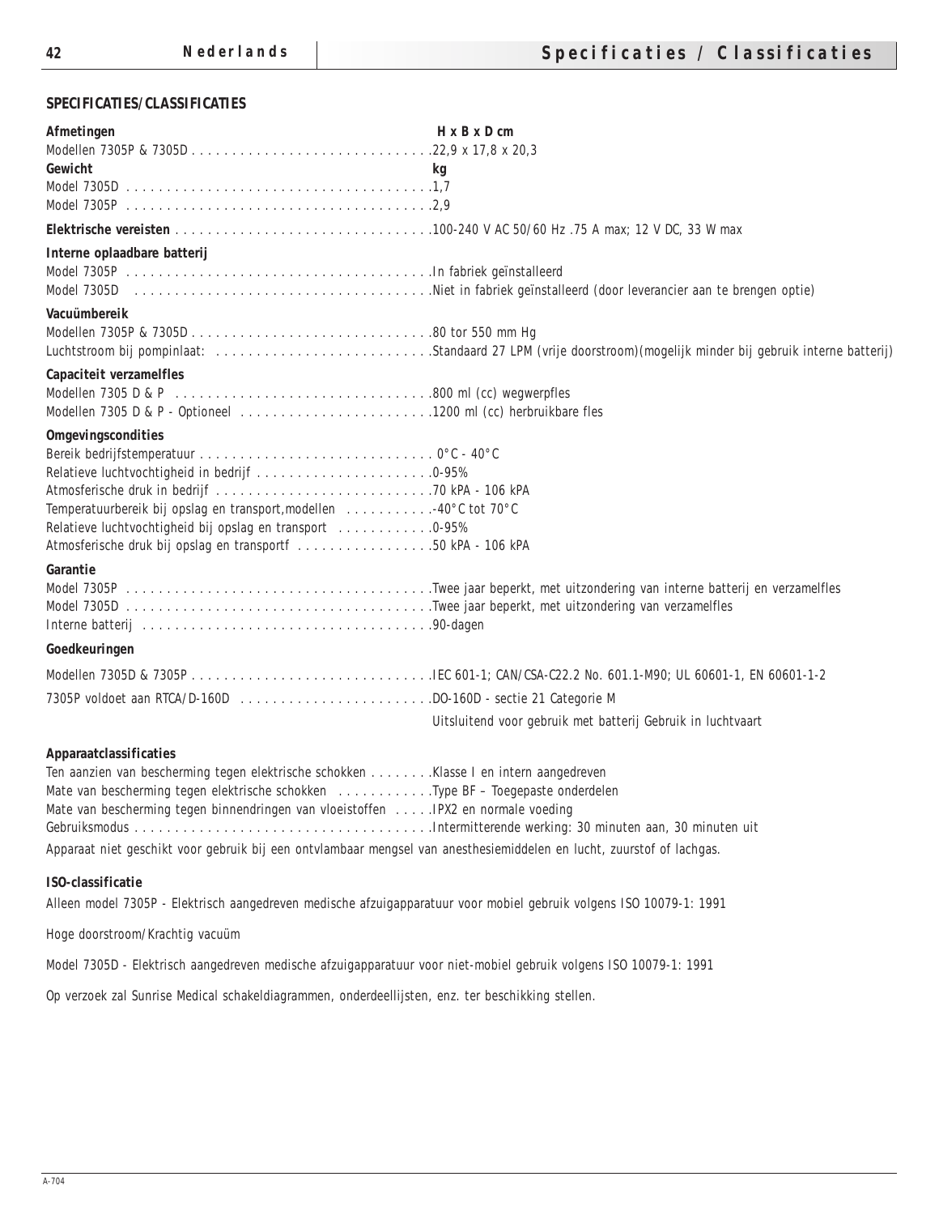## SPECIFICATIES/CLASSIFICATIES

**Afmetingen** — **H x B x D cm**

Modellen 7305P & 7305D . . . . . . . . . . . . . . . . . . . . . . . . . . . . . .22,9 x 17,8 x 20,3

**Gewicht** — **kg**

Model 7305D . . . . . . . . . . . . . . . . . . . . . . . . . . . . . . . . . . . . . .1,7
Model 7305P . . . . . . . . . . . . . . . . . . . . . . . . . . . . . . . . . . . . . .2,9

**Elektrische vereisten** . . . . . . . . . . . . . . . . . . . . . . . . . . . . . . .100-240 V AC 50/60 Hz .75 A max; 12 V DC, 33 W max

**Interne oplaadbare batterij**

Model 7305P . . . . . . . . . . . . . . . . . . . . . . . . . . . . . . . . . . . . . .In fabriek geïnstalleerd
Model 7305D . . . . . . . . . . . . . . . . . . . . . . . . . . . . . . . . . . . . .Niet in fabriek geïnstalleerd (door leverancier aan te brengen optie)

**Vacuümbereik**

Modellen 7305P & 7305D . . . . . . . . . . . . . . . . . . . . . . . . . . . . . .80 tor 550 mm Hg
Luchtstroom bij pompinlaat: . . . . . . . . . . . . . . . . . . . . . . . . . . .Standaard 27 LPM (vrije doorstroom)(mogelijk minder bij gebruik interne batterij)

**Capaciteit verzamelfles**

Modellen 7305 D & P . . . . . . . . . . . . . . . . . . . . . . . . . . . . . . . .800 ml (cc) wegwerpfles
Modellen 7305 D & P - Optioneel . . . . . . . . . . . . . . . . . . . . . . . .1200 ml (cc) herbruikbare fles

**Omgevingscondities**

Bereik bedrijfstemperatuur . . . . . . . . . . . . . . . . . . . . . . . . . . . . . 0°C - 40°C
Relatieve luchtvochtigheid in bedrijf . . . . . . . . . . . . . . . . . . . . . .0-95%
Atmosferische druk in bedrijf . . . . . . . . . . . . . . . . . . . . . . . . . . .70 kPA - 106 kPA
Temperatuurbereik bij opslag en transport,modellen . . . . . . . . . . .-40°C tot 70°C
Relatieve luchtvochtigheid bij opslag en transport . . . . . . . . . . . .0-95%
Atmosferische druk bij opslag en transportf . . . . . . . . . . . . . . . . .50 kPA - 106 kPA

**Garantie**

Model 7305P . . . . . . . . . . . . . . . . . . . . . . . . . . . . . . . . . . . . . .Twee jaar beperkt, met uitzondering van interne batterij en verzamelfles
Model 7305D . . . . . . . . . . . . . . . . . . . . . . . . . . . . . . . . . . . . . .Twee jaar beperkt, met uitzondering van verzamelfles
Interne batterij . . . . . . . . . . . . . . . . . . . . . . . . . . . . . . . . . . . .90-dagen

**Goedkeuringen**

Modellen 7305D & 7305P . . . . . . . . . . . . . . . . . . . . . . . . . . . . . .IEC 601-1; CAN/CSA-C22.2 No. 601.1-M90; UL 60601-1, EN 60601-1-2

7305P voldoet aan RTCA/D-160D . . . . . . . . . . . . . . . . . . . . . . . .DO-160D - sectie 21 Categorie M
Uitsluitend voor gebruik met batterij Gebruik in luchtvaart

**Apparaatclassificaties**

Ten aanzien van bescherming tegen elektrische schokken . . . . . . . .Klasse I en intern aangedreven
Mate van bescherming tegen elektrische schokken . . . . . . . . . . . .Type BF – Toegepaste onderdelen
Mate van bescherming tegen binnendringen van vloeistoffen . . . . .IPX2 en normale voeding
Gebruiksmodus . . . . . . . . . . . . . . . . . . . . . . . . . . . . . . . . . . . . .Intermitterende werking: 30 minuten aan, 30 minuten uit

Apparaat niet geschikt voor gebruik bij een ontvlambaar mengsel van anesthesiemiddelen en lucht, zuurstof of lachgas.

**ISO-classificatie**

Alleen model 7305P - Elektrisch aangedreven medische afzuigapparatuur voor mobiel gebruik volgens ISO 10079-1: 1991

Hoge doorstroom/Krachtig vacuüm

Model 7305D - Elektrisch aangedreven medische afzuigapparatuur voor niet-mobiel gebruik volgens ISO 10079-1: 1991

Op verzoek zal Sunrise Medical schakeldiagrammen, onderdeellijsten, enz. ter beschikking stellen.

A-704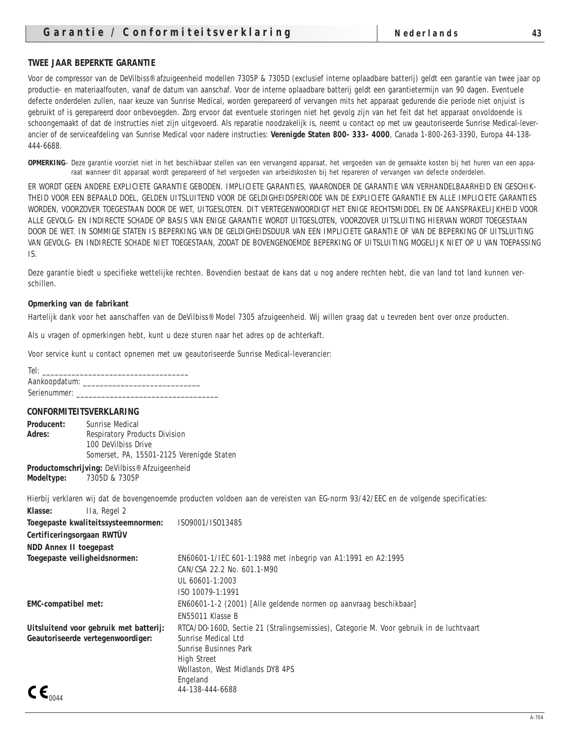## TWEE JAAR BEPERKTE GARANTIE

Voor de compressor van de DeVilbiss® afzuigeenheid modellen 7305P & 7305D (exclusief interne oplaadbare batterij) geldt een garantie van twee jaar op productie- en materiaalfouten, vanaf de datum van aanschaf. Voor de interne oplaadbare batterij geldt een garantietermijn van 90 dagen. Eventuele defecte onderdelen zullen, naar keuze van Sunrise Medical, worden gerepareerd of vervangen mits het apparaat gedurende die periode niet onjuist is gebruikt of is gerepareerd door onbevoegden. Zorg ervoor dat eventuele storingen niet het gevolg zijn van het feit dat het apparaat onvoldoende is schoongemaakt of dat de instructies niet zijn uitgevoerd. Als reparatie noodzakelijk is, neemt u contact op met uw geautoriseerde Sunrise Medical-leverancier of de serviceafdeling van Sunrise Medical voor nadere instructies: **Verenigde Staten 800- 333- 4000**, Canada 1-800-263-3390, Europa 44-138-444-6688.

**OPMERKING**– Deze garantie voorziet niet in het beschikbaar stellen van een vervangend apparaat, het vergoeden van de gemaakte kosten bij het huren van een apparaat wanneer dit apparaat wordt gerepareerd of het vergoeden van arbeidskosten bij het repareren of vervangen van defecte onderdelen.

ER WORDT GEEN ANDERE EXPLICIETE GARANTIE GEBODEN. IMPLICIETE GARANTIES, WAARONDER DE GARANTIE VAN VERHANDELBAARHEID EN GESCHIKTHEID VOOR EEN BEPAALD DOEL, GELDEN UITSLUITEND VOOR DE GELDIGHEIDSPERIODE VAN DE EXPLICIETE GARANTIE EN ALLE IMPLICIETE GARANTIES WORDEN, VOORZOVER TOEGESTAAN DOOR DE WET, UITGESLOTEN. DIT VERTEGENWOORDIGT HET ENIGE RECHTSMIDDEL EN DE AANSPRAKELIJKHEID VOOR ALLE GEVOLG- EN INDIRECTE SCHADE OP BASIS VAN ENIGE GARANTIE WORDT UITGESLOTEN, VOORZOVER UITSLUITING HIERVAN WORDT TOEGESTAAN DOOR DE WET. IN SOMMIGE STATEN IS BEPERKING VAN DE GELDIGHEIDSDUUR VAN EEN IMPLICIETE GARANTIE OF VAN DE BEPERKING OF UITSLUITING VAN GEVOLG- EN INDIRECTE SCHADE NIET TOEGESTAAN, ZODAT DE BOVENGENOEMDE BEPERKING OF UITSLUITING MOGELIJK NIET OP U VAN TOEPASSING IS.

Deze garantie biedt u specifieke wettelijke rechten. Bovendien bestaat de kans dat u nog andere rechten hebt, die van land tot land kunnen verschillen.

**Opmerking van de fabrikant**

Hartelijk dank voor het aanschaffen van de DeVilbiss® Model 7305 afzuigeenheid. Wij willen graag dat u tevreden bent over onze producten.

Als u vragen of opmerkingen hebt, kunt u deze sturen naar het adres op de achterkaft.

Voor service kunt u contact opnemen met uw geautoriseerde Sunrise Medical-leverancier:

Tel: ___________________________________
Aankoopdatum: ____________________________
Serienummer: ___________________________________

## CONFORMITEITSVERKLARING

**Producent:** Sunrise Medical
**Adres:** Respiratory Products Division
100 DeVilbiss Drive
Somerset, PA, 15501-2125 Verenigde Staten

**Productomschrijving:** DeVilbiss® Afzuigeenheid
**Modeltype:** 7305D & 7305P

Hierbij verklaren wij dat de bovengenoemde producten voldoen aan de vereisten van EG-norm 93/42/EEC en de volgende specificaties:

**Klasse:** IIa, Regel 2
**Toegepaste kwaliteitssysteemnormen:** ISO9001/ISO13485
**Certificeringsorgaan RWTÜV**
**NDD Annex II toegepast**
**Toegepaste veiligheidsnormen:** EN60601-1/IEC 601-1:1988 met inbegrip van A1:1991 en A2:1995
CAN/CSA 22.2 No. 601.1-M90
UL 60601-1:2003
ISO 10079-1:1991
**EMC-compatibel met:** EN60601-1-2 (2001) [Alle geldende normen op aanvraag beschikbaar]
EN55011 Klasse B
**Uitsluitend voor gebruik met batterij:** RTCA/DO-160D, Sectie 21 (Stralingsemissies), Categorie M. Voor gebruik in de luchtvaart
**Geautoriseerde vertegenwoordiger:** Sunrise Medical Ltd
Sunrise Businnes Park
High Street
Wollaston, West Midlands DY8 4PS
Engeland
44-138-444-6688

CE 0044

A-704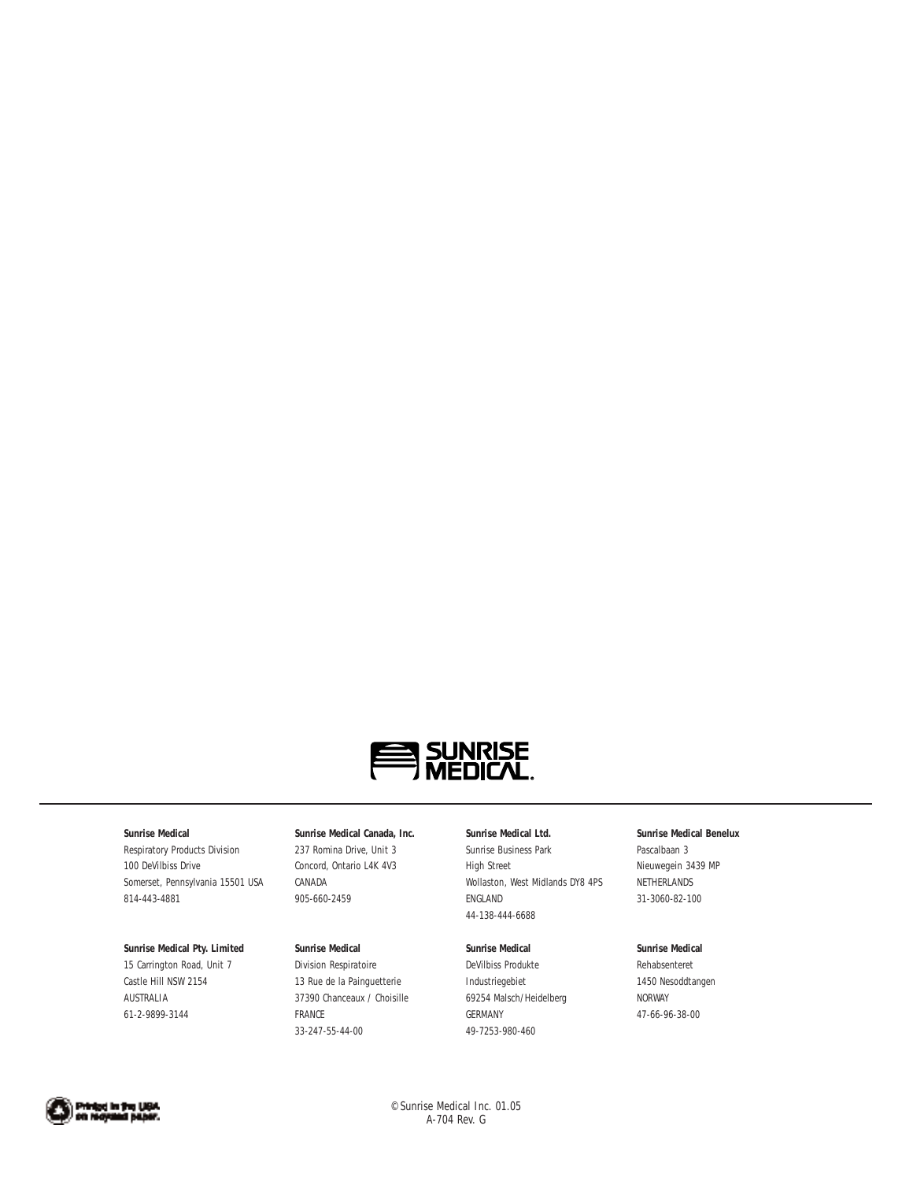SUNRISE MEDICAL.

**Sunrise Medical**
Respiratory Products Division
100 DeVilbiss Drive
Somerset, Pennsylvania 15501 USA
814-443-4881

**Sunrise Medical Canada, Inc.**
237 Romina Drive, Unit 3
Concord, Ontario L4K 4V3
CANADA
905-660-2459

**Sunrise Medical Ltd.**
Sunrise Business Park
High Street
Wollaston, West Midlands DY8 4PS
ENGLAND
44-138-444-6688

**Sunrise Medical Benelux**
Pascalbaan 3
Nieuwegein 3439 MP
NETHERLANDS
31-3060-82-100

**Sunrise Medical Pty. Limited**
15 Carrington Road, Unit 7
Castle Hill NSW 2154
AUSTRALIA
61-2-9899-3144

**Sunrise Medical**
Division Respiratoire
13 Rue de la Painguetterie
37390 Chanceaux / Choisille
FRANCE
33-247-55-44-00

**Sunrise Medical**
DeVilbiss Produkte
Industriegebiet
69254 Malsch/Heidelberg
GERMANY
49-7253-980-460

**Sunrise Medical**
Rehabsenteret
1450 Nesoddtangen
NORWAY
47-66-96-38-00

Printed in the USA on recycled paper.

© Sunrise Medical Inc. 01.05
A-704 Rev. G